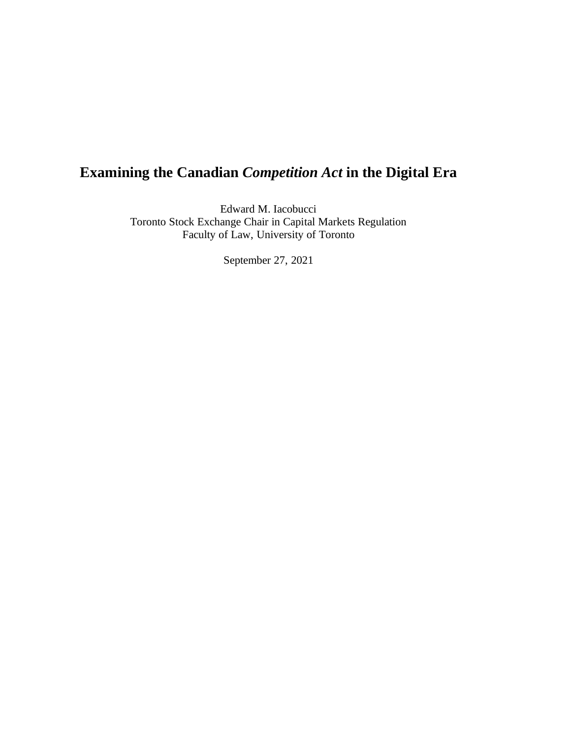# Examining the Canadian *Competition Act* in the Digital Era

Edward M. Iacobucci
Toronto Stock Exchange Chair in Capital Markets Regulation
Faculty of Law, University of Toronto

September 27, 2021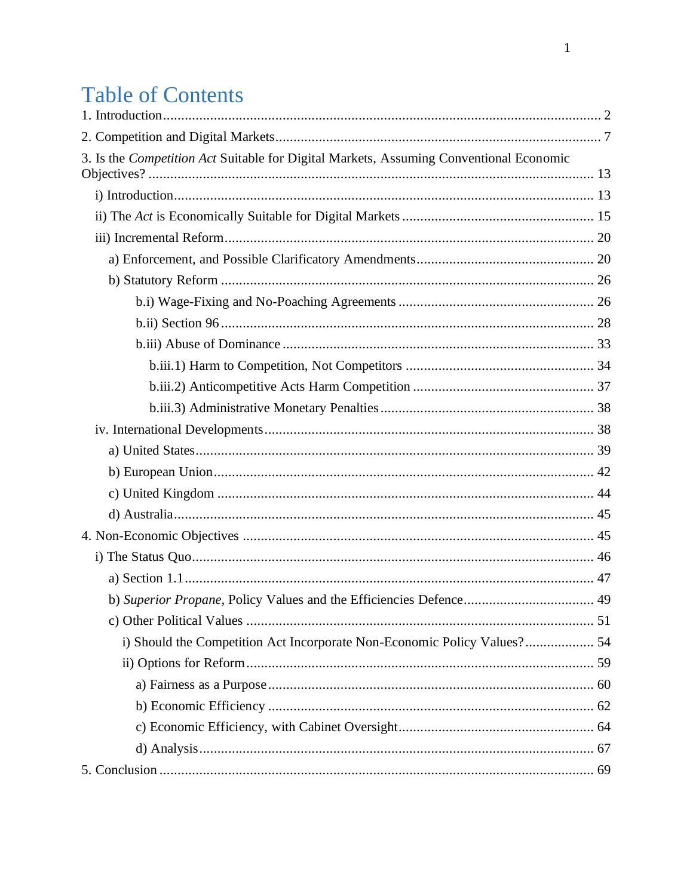# Table of Contents

1. Introduction ........................................................................................................ 2

2. Competition and Digital Markets ........................................................................ 7

3. Is the *Competition Act* Suitable for Digital Markets, Assuming Conventional Economic Objectives? ........................................................................................................ 13

- i) Introduction ........................................................................................................ 13
- ii) The *Act* is Economically Suitable for Digital Markets ........................................ 15
- iii) Incremental Reform .......................................................................................... 20
  - a) Enforcement, and Possible Clarificatory Amendments ..................................... 20
  - b) Statutory Reform ............................................................................................. 26
    - b.i) Wage-Fixing and No-Poaching Agreements ................................................ 26
    - b.ii) Section 96 .................................................................................................. 28
    - b.iii) Abuse of Dominance ................................................................................. 33
      - b.iii.1) Harm to Competition, Not Competitors ................................................ 34
      - b.iii.2) Anticompetitive Acts Harm Competition .............................................. 37
      - b.iii.3) Administrative Monetary Penalties ....................................................... 38
- iv. International Developments ............................................................................... 38
  - a) United States ................................................................................................... 39
  - b) European Union ............................................................................................... 42
  - c) United Kingdom ............................................................................................... 44
  - d) Australia .......................................................................................................... 45

4. Non-Economic Objectives ................................................................................... 45

- i) The Status Quo .................................................................................................... 46
  - a) Section 1.1 ....................................................................................................... 47
  - b) *Superior Propane*, Policy Values and the Efficiencies Defence ......................... 49
  - c) Other Political Values ....................................................................................... 51
    - i) Should the Competition Act Incorporate Non-Economic Policy Values? ............ 54
    - ii) Options for Reform ......................................................................................... 59
      - a) Fairness as a Purpose ................................................................................. 60
      - b) Economic Efficiency .................................................................................. 62
      - c) Economic Efficiency, with Cabinet Oversight .............................................. 64
      - d) Analysis ..................................................................................................... 67

5. Conclusion ........................................................................................................ 69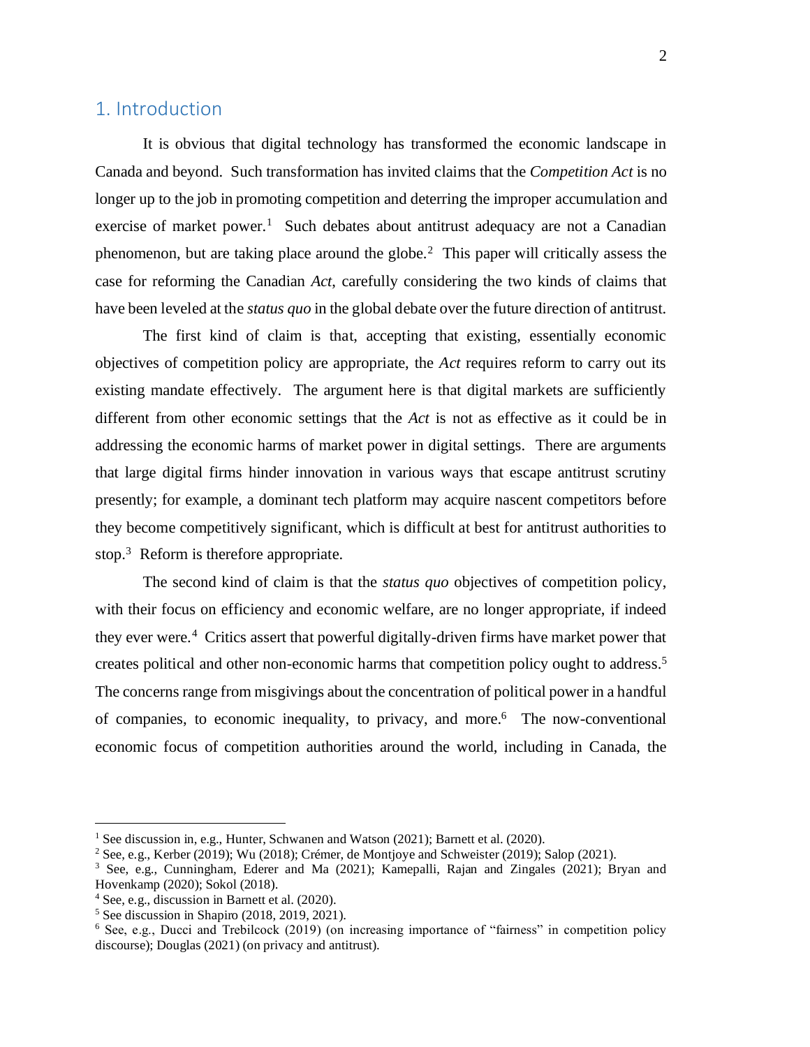## 1. Introduction

It is obvious that digital technology has transformed the economic landscape in Canada and beyond. Such transformation has invited claims that the *Competition Act* is no longer up to the job in promoting competition and deterring the improper accumulation and exercise of market power.[1] Such debates about antitrust adequacy are not a Canadian phenomenon, but are taking place around the globe.[2] This paper will critically assess the case for reforming the Canadian *Act*, carefully considering the two kinds of claims that have been leveled at the *status quo* in the global debate over the future direction of antitrust.

The first kind of claim is that, accepting that existing, essentially economic objectives of competition policy are appropriate, the *Act* requires reform to carry out its existing mandate effectively. The argument here is that digital markets are sufficiently different from other economic settings that the *Act* is not as effective as it could be in addressing the economic harms of market power in digital settings. There are arguments that large digital firms hinder innovation in various ways that escape antitrust scrutiny presently; for example, a dominant tech platform may acquire nascent competitors before they become competitively significant, which is difficult at best for antitrust authorities to stop.[3] Reform is therefore appropriate.

The second kind of claim is that the *status quo* objectives of competition policy, with their focus on efficiency and economic welfare, are no longer appropriate, if indeed they ever were.[4] Critics assert that powerful digitally-driven firms have market power that creates political and other non-economic harms that competition policy ought to address.[5] The concerns range from misgivings about the concentration of political power in a handful of companies, to economic inequality, to privacy, and more.[6] The now-conventional economic focus of competition authorities around the world, including in Canada, the

---

[1] See discussion in, e.g., Hunter, Schwanen and Watson (2021); Barnett et al. (2020).

[2] See, e.g., Kerber (2019); Wu (2018); Crémer, de Montjoye and Schweister (2019); Salop (2021).

[3] See, e.g., Cunningham, Ederer and Ma (2021); Kamepalli, Rajan and Zingales (2021); Bryan and Hovenkamp (2020); Sokol (2018).

[4] See, e.g., discussion in Barnett et al. (2020).

[5] See discussion in Shapiro (2018, 2019, 2021).

[6] See, e.g., Ducci and Trebilcock (2019) (on increasing importance of "fairness" in competition policy discourse); Douglas (2021) (on privacy and antitrust).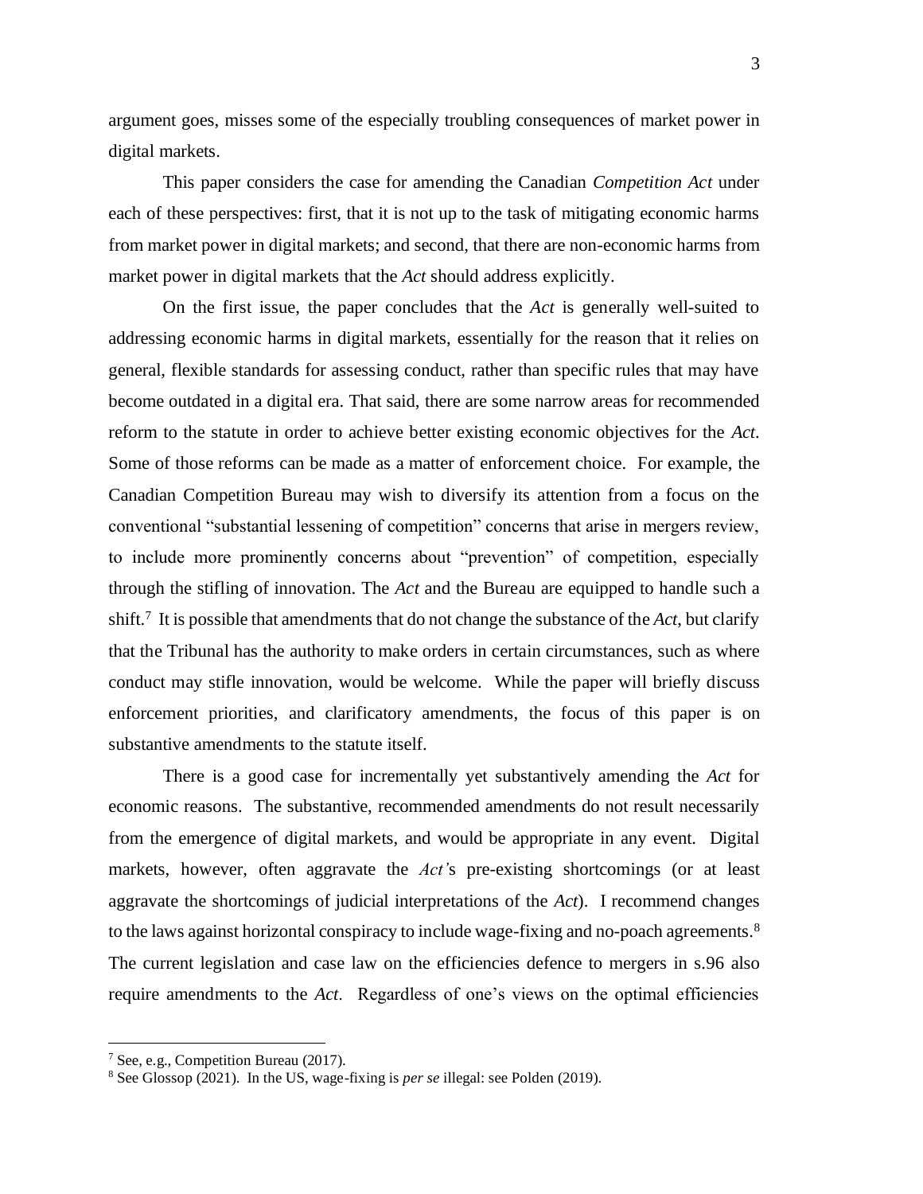argument goes, misses some of the especially troubling consequences of market power in digital markets.

This paper considers the case for amending the Canadian *Competition Act* under each of these perspectives: first, that it is not up to the task of mitigating economic harms from market power in digital markets; and second, that there are non-economic harms from market power in digital markets that the *Act* should address explicitly.

On the first issue, the paper concludes that the *Act* is generally well-suited to addressing economic harms in digital markets, essentially for the reason that it relies on general, flexible standards for assessing conduct, rather than specific rules that may have become outdated in a digital era. That said, there are some narrow areas for recommended reform to the statute in order to achieve better existing economic objectives for the *Act*. Some of those reforms can be made as a matter of enforcement choice. For example, the Canadian Competition Bureau may wish to diversify its attention from a focus on the conventional "substantial lessening of competition" concerns that arise in mergers review, to include more prominently concerns about "prevention" of competition, especially through the stifling of innovation. The *Act* and the Bureau are equipped to handle such a shift.[7] It is possible that amendments that do not change the substance of the *Act*, but clarify that the Tribunal has the authority to make orders in certain circumstances, such as where conduct may stifle innovation, would be welcome. While the paper will briefly discuss enforcement priorities, and clarificatory amendments, the focus of this paper is on substantive amendments to the statute itself.

There is a good case for incrementally yet substantively amending the *Act* for economic reasons. The substantive, recommended amendments do not result necessarily from the emergence of digital markets, and would be appropriate in any event. Digital markets, however, often aggravate the *Act'*s pre-existing shortcomings (or at least aggravate the shortcomings of judicial interpretations of the *Act*). I recommend changes to the laws against horizontal conspiracy to include wage-fixing and no-poach agreements.[8] The current legislation and case law on the efficiencies defence to mergers in s.96 also require amendments to the *Act*. Regardless of one's views on the optimal efficiencies

[7] See, e.g., Competition Bureau (2017).

[8] See Glossop (2021). In the US, wage-fixing is *per se* illegal: see Polden (2019).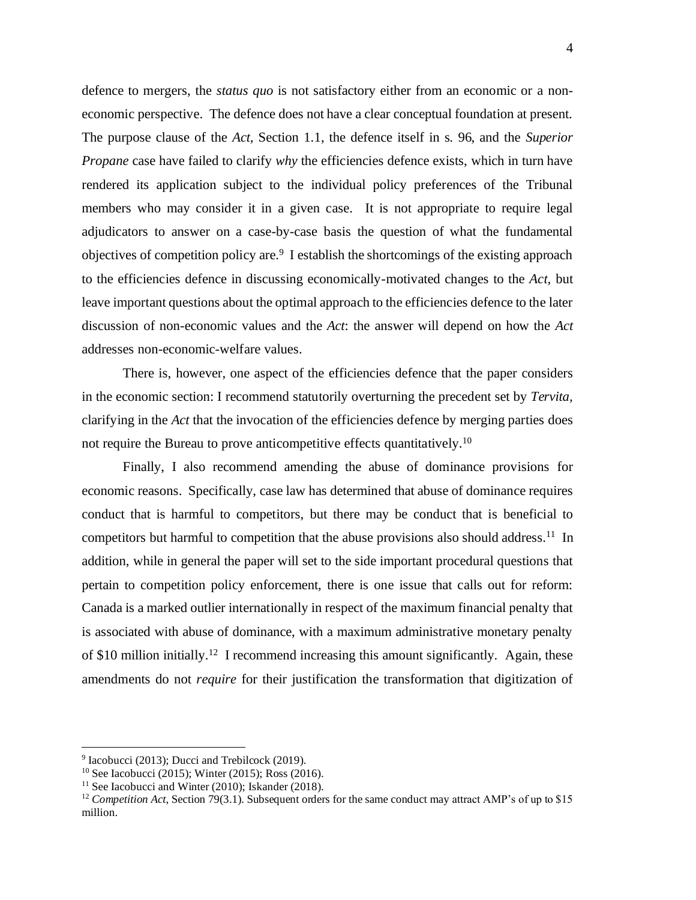defence to mergers, the *status quo* is not satisfactory either from an economic or a non-economic perspective. The defence does not have a clear conceptual foundation at present. The purpose clause of the *Act*, Section 1.1, the defence itself in s. 96, and the *Superior Propane* case have failed to clarify *why* the efficiencies defence exists, which in turn have rendered its application subject to the individual policy preferences of the Tribunal members who may consider it in a given case. It is not appropriate to require legal adjudicators to answer on a case-by-case basis the question of what the fundamental objectives of competition policy are.[9] I establish the shortcomings of the existing approach to the efficiencies defence in discussing economically-motivated changes to the *Act*, but leave important questions about the optimal approach to the efficiencies defence to the later discussion of non-economic values and the *Act*: the answer will depend on how the *Act* addresses non-economic-welfare values.

There is, however, one aspect of the efficiencies defence that the paper considers in the economic section: I recommend statutorily overturning the precedent set by *Tervita*, clarifying in the *Act* that the invocation of the efficiencies defence by merging parties does not require the Bureau to prove anticompetitive effects quantitatively.[10]

Finally, I also recommend amending the abuse of dominance provisions for economic reasons. Specifically, case law has determined that abuse of dominance requires conduct that is harmful to competitors, but there may be conduct that is beneficial to competitors but harmful to competition that the abuse provisions also should address.[11] In addition, while in general the paper will set to the side important procedural questions that pertain to competition policy enforcement, there is one issue that calls out for reform: Canada is a marked outlier internationally in respect of the maximum financial penalty that is associated with abuse of dominance, with a maximum administrative monetary penalty of $10 million initially.[12] I recommend increasing this amount significantly. Again, these amendments do not *require* for their justification the transformation that digitization of

---

[9] Iacobucci (2013); Ducci and Trebilcock (2019).

[10] See Iacobucci (2015); Winter (2015); Ross (2016).

[11] See Iacobucci and Winter (2010); Iskander (2018).

[12] *Competition Act*, Section 79(3.1). Subsequent orders for the same conduct may attract AMP's of up to $15 million.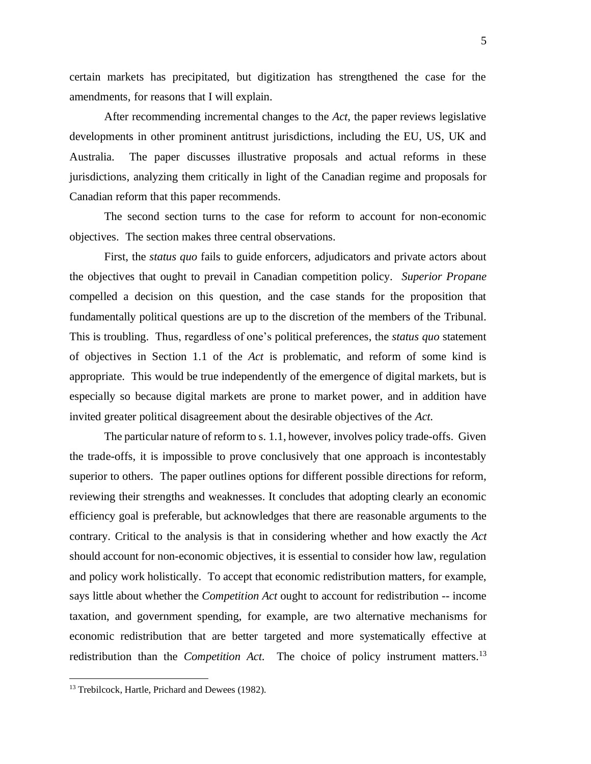certain markets has precipitated, but digitization has strengthened the case for the amendments, for reasons that I will explain.

After recommending incremental changes to the *Act*, the paper reviews legislative developments in other prominent antitrust jurisdictions, including the EU, US, UK and Australia. The paper discusses illustrative proposals and actual reforms in these jurisdictions, analyzing them critically in light of the Canadian regime and proposals for Canadian reform that this paper recommends.

The second section turns to the case for reform to account for non-economic objectives. The section makes three central observations.

First, the *status quo* fails to guide enforcers, adjudicators and private actors about the objectives that ought to prevail in Canadian competition policy. *Superior Propane* compelled a decision on this question, and the case stands for the proposition that fundamentally political questions are up to the discretion of the members of the Tribunal. This is troubling. Thus, regardless of one's political preferences, the *status quo* statement of objectives in Section 1.1 of the *Act* is problematic, and reform of some kind is appropriate. This would be true independently of the emergence of digital markets, but is especially so because digital markets are prone to market power, and in addition have invited greater political disagreement about the desirable objectives of the *Act.*

The particular nature of reform to s. 1.1, however, involves policy trade-offs. Given the trade-offs, it is impossible to prove conclusively that one approach is incontestably superior to others. The paper outlines options for different possible directions for reform, reviewing their strengths and weaknesses. It concludes that adopting clearly an economic efficiency goal is preferable, but acknowledges that there are reasonable arguments to the contrary. Critical to the analysis is that in considering whether and how exactly the *Act* should account for non-economic objectives, it is essential to consider how law, regulation and policy work holistically. To accept that economic redistribution matters, for example, says little about whether the *Competition Act* ought to account for redistribution -- income taxation, and government spending, for example, are two alternative mechanisms for economic redistribution that are better targeted and more systematically effective at redistribution than the *Competition Act*. The choice of policy instrument matters.[13]

[13] Trebilcock, Hartle, Prichard and Dewees (1982).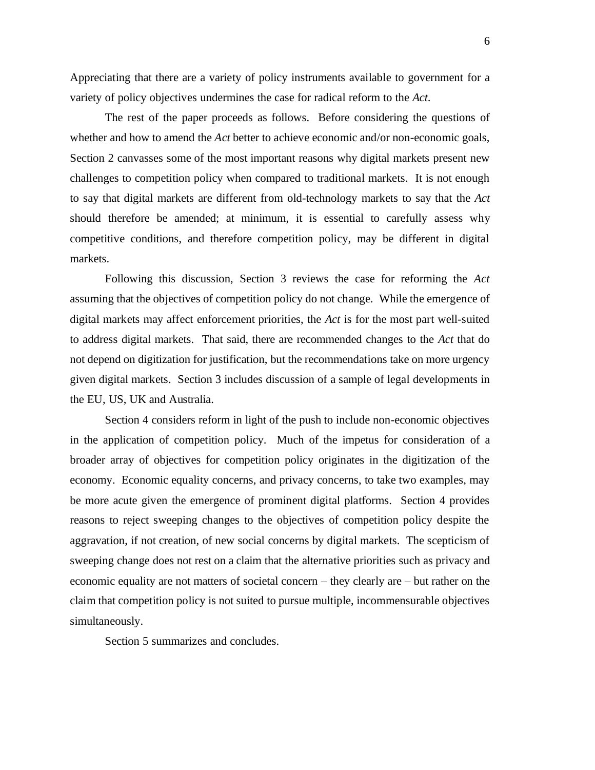Appreciating that there are a variety of policy instruments available to government for a variety of policy objectives undermines the case for radical reform to the *Act*.

The rest of the paper proceeds as follows. Before considering the questions of whether and how to amend the *Act* better to achieve economic and/or non-economic goals, Section 2 canvasses some of the most important reasons why digital markets present new challenges to competition policy when compared to traditional markets. It is not enough to say that digital markets are different from old-technology markets to say that the *Act* should therefore be amended; at minimum, it is essential to carefully assess why competitive conditions, and therefore competition policy, may be different in digital markets.

Following this discussion, Section 3 reviews the case for reforming the *Act* assuming that the objectives of competition policy do not change. While the emergence of digital markets may affect enforcement priorities, the *Act* is for the most part well-suited to address digital markets. That said, there are recommended changes to the *Act* that do not depend on digitization for justification, but the recommendations take on more urgency given digital markets. Section 3 includes discussion of a sample of legal developments in the EU, US, UK and Australia.

Section 4 considers reform in light of the push to include non-economic objectives in the application of competition policy. Much of the impetus for consideration of a broader array of objectives for competition policy originates in the digitization of the economy. Economic equality concerns, and privacy concerns, to take two examples, may be more acute given the emergence of prominent digital platforms. Section 4 provides reasons to reject sweeping changes to the objectives of competition policy despite the aggravation, if not creation, of new social concerns by digital markets. The scepticism of sweeping change does not rest on a claim that the alternative priorities such as privacy and economic equality are not matters of societal concern – they clearly are – but rather on the claim that competition policy is not suited to pursue multiple, incommensurable objectives simultaneously.

Section 5 summarizes and concludes.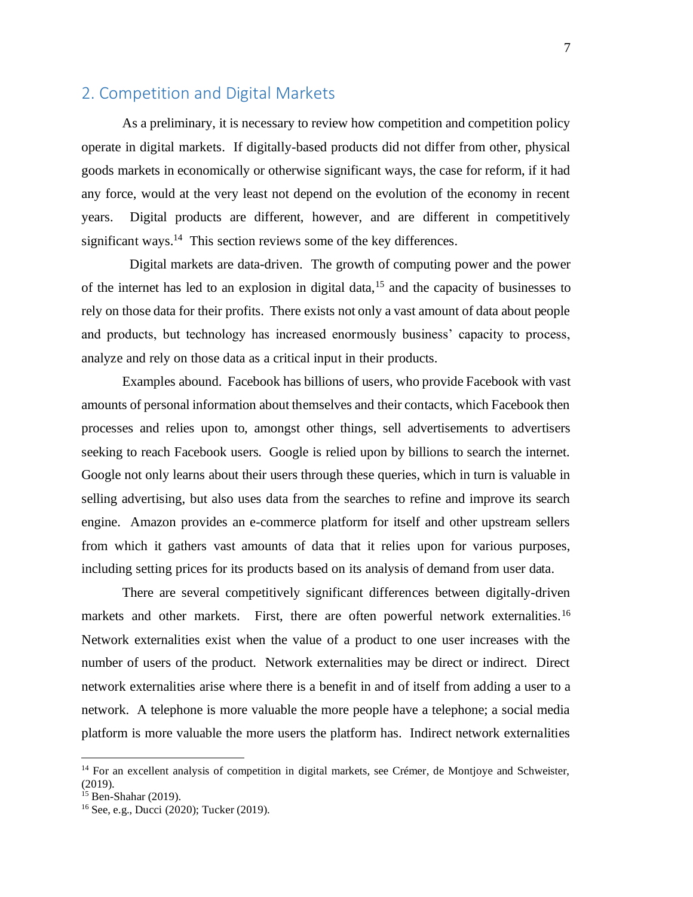## 2. Competition and Digital Markets

As a preliminary, it is necessary to review how competition and competition policy operate in digital markets. If digitally-based products did not differ from other, physical goods markets in economically or otherwise significant ways, the case for reform, if it had any force, would at the very least not depend on the evolution of the economy in recent years. Digital products are different, however, and are different in competitively significant ways.[14] This section reviews some of the key differences.

Digital markets are data-driven. The growth of computing power and the power of the internet has led to an explosion in digital data,[15] and the capacity of businesses to rely on those data for their profits. There exists not only a vast amount of data about people and products, but technology has increased enormously business' capacity to process, analyze and rely on those data as a critical input in their products.

Examples abound. Facebook has billions of users, who provide Facebook with vast amounts of personal information about themselves and their contacts, which Facebook then processes and relies upon to, amongst other things, sell advertisements to advertisers seeking to reach Facebook users. Google is relied upon by billions to search the internet. Google not only learns about their users through these queries, which in turn is valuable in selling advertising, but also uses data from the searches to refine and improve its search engine. Amazon provides an e-commerce platform for itself and other upstream sellers from which it gathers vast amounts of data that it relies upon for various purposes, including setting prices for its products based on its analysis of demand from user data.

There are several competitively significant differences between digitally-driven markets and other markets. First, there are often powerful network externalities.[16] Network externalities exist when the value of a product to one user increases with the number of users of the product. Network externalities may be direct or indirect. Direct network externalities arise where there is a benefit in and of itself from adding a user to a network. A telephone is more valuable the more people have a telephone; a social media platform is more valuable the more users the platform has. Indirect network externalities

---

[14] For an excellent analysis of competition in digital markets, see Crémer, de Montjoye and Schweister, (2019).

[15] Ben-Shahar (2019).

[16] See, e.g., Ducci (2020); Tucker (2019).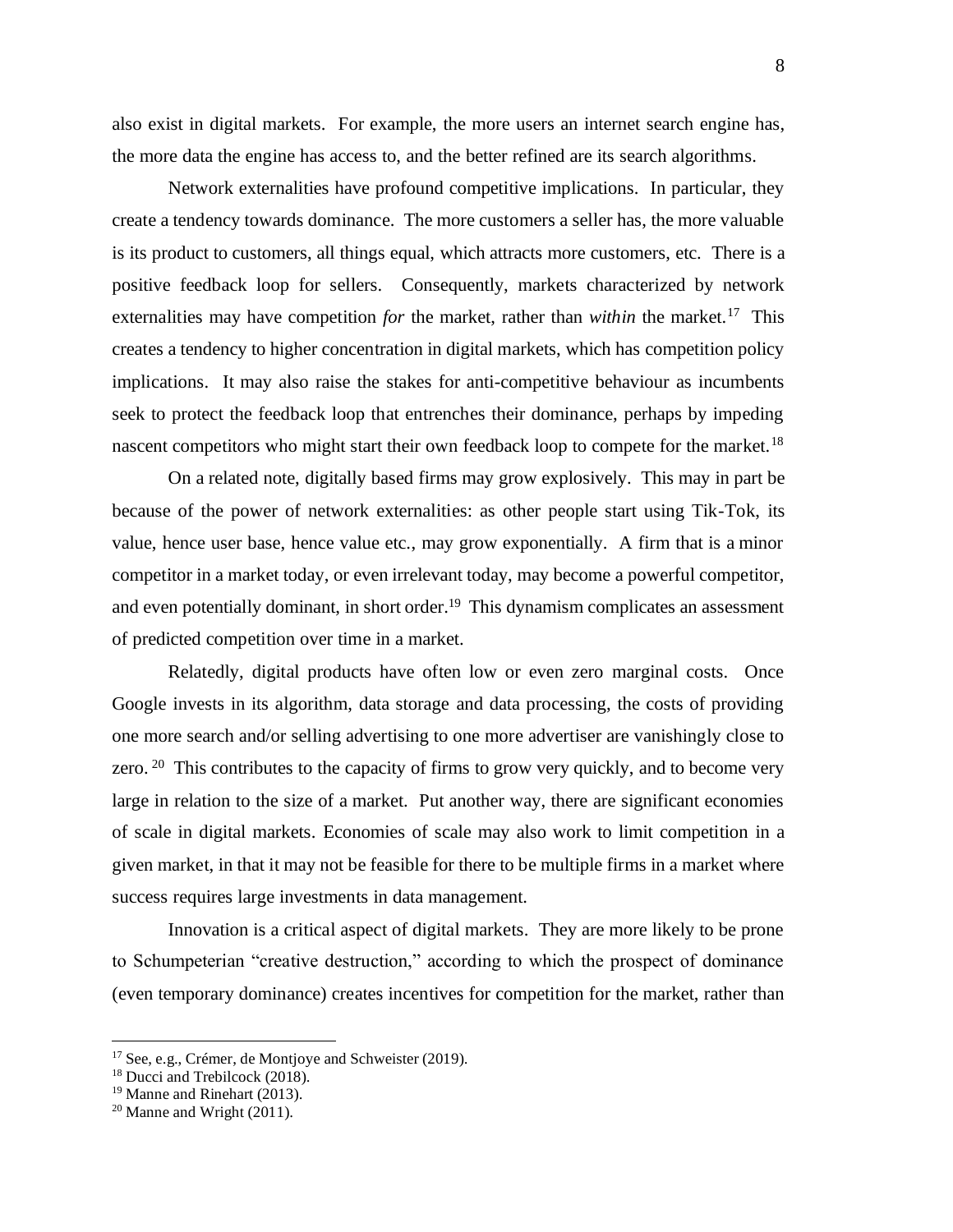also exist in digital markets. For example, the more users an internet search engine has, the more data the engine has access to, and the better refined are its search algorithms.

Network externalities have profound competitive implications. In particular, they create a tendency towards dominance. The more customers a seller has, the more valuable is its product to customers, all things equal, which attracts more customers, etc. There is a positive feedback loop for sellers. Consequently, markets characterized by network externalities may have competition *for* the market, rather than *within* the market.[17] This creates a tendency to higher concentration in digital markets, which has competition policy implications. It may also raise the stakes for anti-competitive behaviour as incumbents seek to protect the feedback loop that entrenches their dominance, perhaps by impeding nascent competitors who might start their own feedback loop to compete for the market.[18]

On a related note, digitally based firms may grow explosively. This may in part be because of the power of network externalities: as other people start using Tik-Tok, its value, hence user base, hence value etc., may grow exponentially. A firm that is a minor competitor in a market today, or even irrelevant today, may become a powerful competitor, and even potentially dominant, in short order.[19] This dynamism complicates an assessment of predicted competition over time in a market.

Relatedly, digital products have often low or even zero marginal costs. Once Google invests in its algorithm, data storage and data processing, the costs of providing one more search and/or selling advertising to one more advertiser are vanishingly close to zero.[20] This contributes to the capacity of firms to grow very quickly, and to become very large in relation to the size of a market. Put another way, there are significant economies of scale in digital markets. Economies of scale may also work to limit competition in a given market, in that it may not be feasible for there to be multiple firms in a market where success requires large investments in data management.

Innovation is a critical aspect of digital markets. They are more likely to be prone to Schumpeterian "creative destruction," according to which the prospect of dominance (even temporary dominance) creates incentives for competition for the market, rather than

[17] See, e.g., Crémer, de Montjoye and Schweister (2019).

[18] Ducci and Trebilcock (2018).

[19] Manne and Rinehart (2013).

[20] Manne and Wright (2011).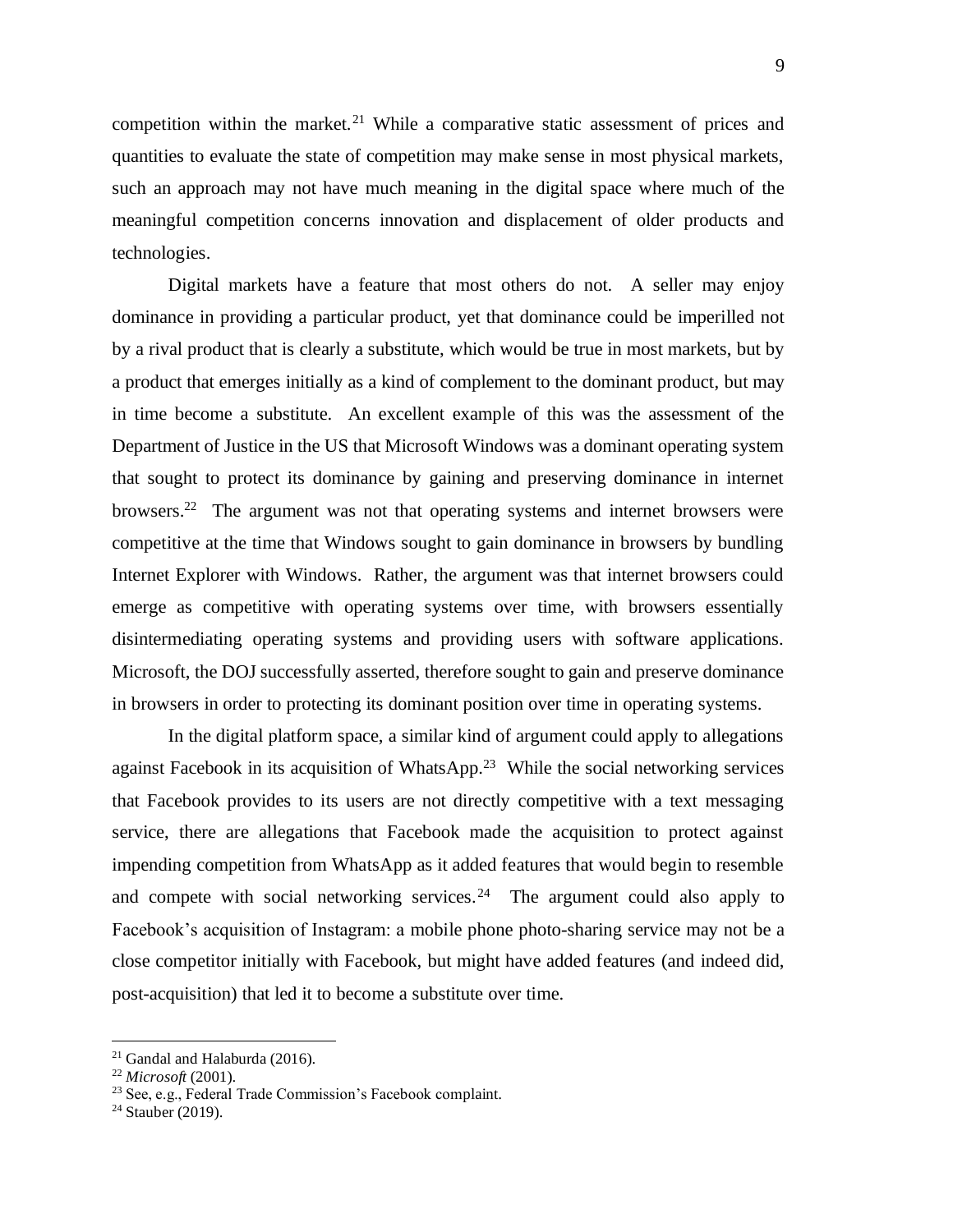competition within the market.[21] While a comparative static assessment of prices and quantities to evaluate the state of competition may make sense in most physical markets, such an approach may not have much meaning in the digital space where much of the meaningful competition concerns innovation and displacement of older products and technologies.

Digital markets have a feature that most others do not. A seller may enjoy dominance in providing a particular product, yet that dominance could be imperilled not by a rival product that is clearly a substitute, which would be true in most markets, but by a product that emerges initially as a kind of complement to the dominant product, but may in time become a substitute. An excellent example of this was the assessment of the Department of Justice in the US that Microsoft Windows was a dominant operating system that sought to protect its dominance by gaining and preserving dominance in internet browsers.[22] The argument was not that operating systems and internet browsers were competitive at the time that Windows sought to gain dominance in browsers by bundling Internet Explorer with Windows. Rather, the argument was that internet browsers could emerge as competitive with operating systems over time, with browsers essentially disintermediating operating systems and providing users with software applications. Microsoft, the DOJ successfully asserted, therefore sought to gain and preserve dominance in browsers in order to protecting its dominant position over time in operating systems.

In the digital platform space, a similar kind of argument could apply to allegations against Facebook in its acquisition of WhatsApp.[23] While the social networking services that Facebook provides to its users are not directly competitive with a text messaging service, there are allegations that Facebook made the acquisition to protect against impending competition from WhatsApp as it added features that would begin to resemble and compete with social networking services.[24] The argument could also apply to Facebook's acquisition of Instagram: a mobile phone photo-sharing service may not be a close competitor initially with Facebook, but might have added features (and indeed did, post-acquisition) that led it to become a substitute over time.

---

[21] Gandal and Halaburda (2016).

[22] *Microsoft* (2001).

[23] See, e.g., Federal Trade Commission's Facebook complaint.

[24] Stauber (2019).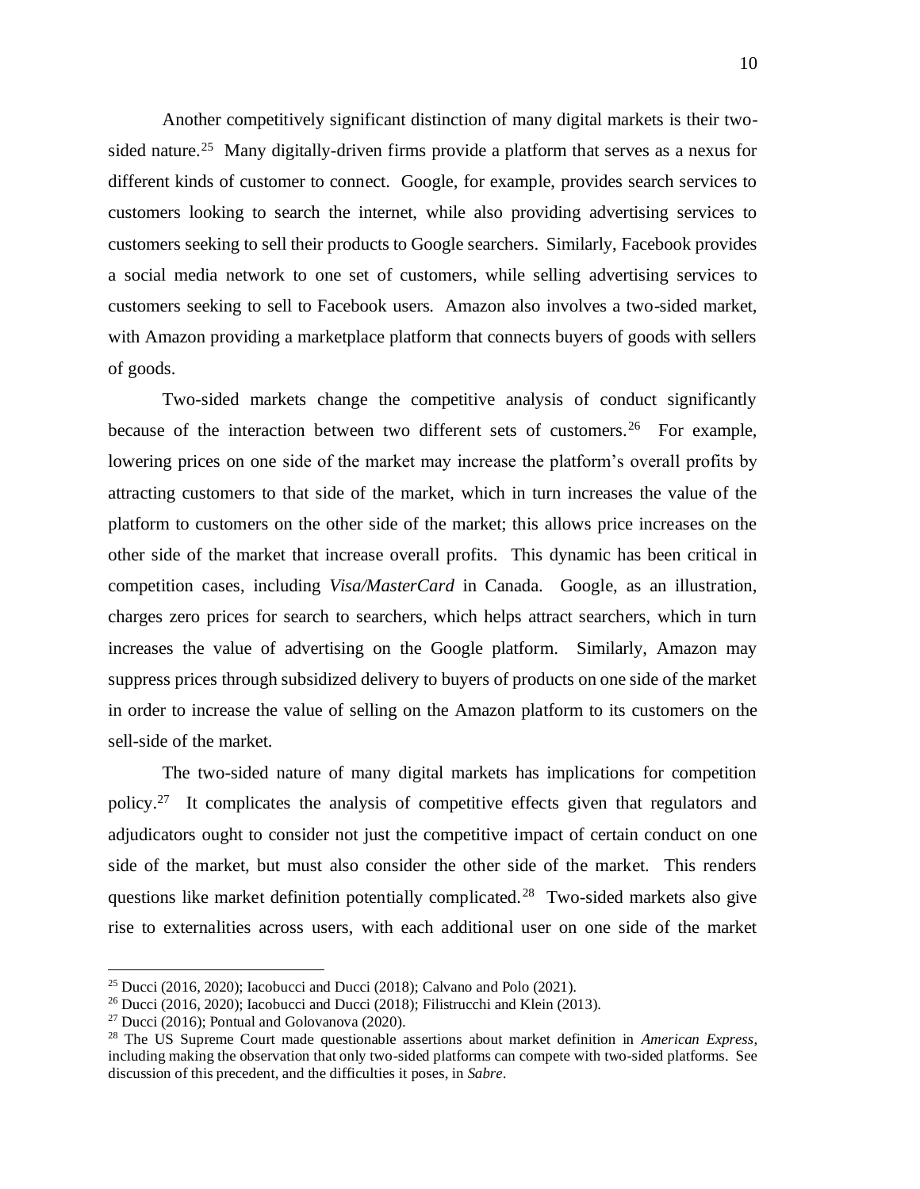Another competitively significant distinction of many digital markets is their two-sided nature.[25] Many digitally-driven firms provide a platform that serves as a nexus for different kinds of customer to connect. Google, for example, provides search services to customers looking to search the internet, while also providing advertising services to customers seeking to sell their products to Google searchers. Similarly, Facebook provides a social media network to one set of customers, while selling advertising services to customers seeking to sell to Facebook users. Amazon also involves a two-sided market, with Amazon providing a marketplace platform that connects buyers of goods with sellers of goods.

Two-sided markets change the competitive analysis of conduct significantly because of the interaction between two different sets of customers.[26] For example, lowering prices on one side of the market may increase the platform's overall profits by attracting customers to that side of the market, which in turn increases the value of the platform to customers on the other side of the market; this allows price increases on the other side of the market that increase overall profits. This dynamic has been critical in competition cases, including *Visa/MasterCard* in Canada. Google, as an illustration, charges zero prices for search to searchers, which helps attract searchers, which in turn increases the value of advertising on the Google platform. Similarly, Amazon may suppress prices through subsidized delivery to buyers of products on one side of the market in order to increase the value of selling on the Amazon platform to its customers on the sell-side of the market.

The two-sided nature of many digital markets has implications for competition policy.[27] It complicates the analysis of competitive effects given that regulators and adjudicators ought to consider not just the competitive impact of certain conduct on one side of the market, but must also consider the other side of the market. This renders questions like market definition potentially complicated.[28] Two-sided markets also give rise to externalities across users, with each additional user on one side of the market

---

[25] Ducci (2016, 2020); Iacobucci and Ducci (2018); Calvano and Polo (2021).

[26] Ducci (2016, 2020); Iacobucci and Ducci (2018); Filistrucchi and Klein (2013).

[27] Ducci (2016); Pontual and Golovanova (2020).

[28] The US Supreme Court made questionable assertions about market definition in *American Express*, including making the observation that only two-sided platforms can compete with two-sided platforms. See discussion of this precedent, and the difficulties it poses, in *Sabre*.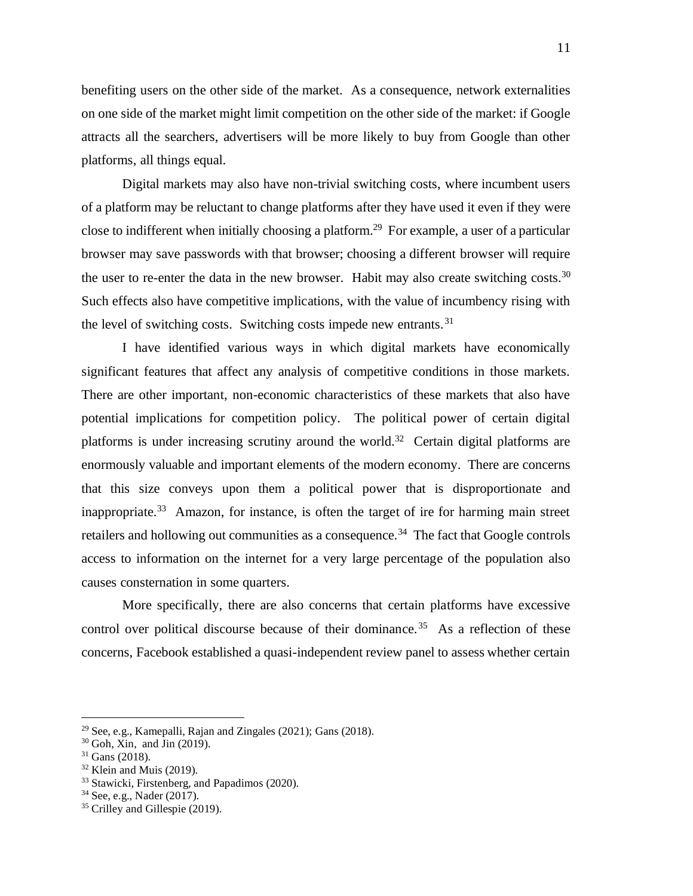benefiting users on the other side of the market. As a consequence, network externalities on one side of the market might limit competition on the other side of the market: if Google attracts all the searchers, advertisers will be more likely to buy from Google than other platforms, all things equal.

Digital markets may also have non-trivial switching costs, where incumbent users of a platform may be reluctant to change platforms after they have used it even if they were close to indifferent when initially choosing a platform.[29] For example, a user of a particular browser may save passwords with that browser; choosing a different browser will require the user to re-enter the data in the new browser. Habit may also create switching costs.[30] Such effects also have competitive implications, with the value of incumbency rising with the level of switching costs. Switching costs impede new entrants.[31]

I have identified various ways in which digital markets have economically significant features that affect any analysis of competitive conditions in those markets. There are other important, non-economic characteristics of these markets that also have potential implications for competition policy. The political power of certain digital platforms is under increasing scrutiny around the world.[32] Certain digital platforms are enormously valuable and important elements of the modern economy. There are concerns that this size conveys upon them a political power that is disproportionate and inappropriate.[33] Amazon, for instance, is often the target of ire for harming main street retailers and hollowing out communities as a consequence.[34] The fact that Google controls access to information on the internet for a very large percentage of the population also causes consternation in some quarters.

More specifically, there are also concerns that certain platforms have excessive control over political discourse because of their dominance.[35] As a reflection of these concerns, Facebook established a quasi-independent review panel to assess whether certain

---

[29] See, e.g., Kamepalli, Rajan and Zingales (2021); Gans (2018).

[30] Goh, Xin, and Jin (2019).

[31] Gans (2018).

[32] Klein and Muis (2019).

[33] Stawicki, Firstenberg, and Papadimos (2020).

[34] See, e.g., Nader (2017).

[35] Crilley and Gillespie (2019).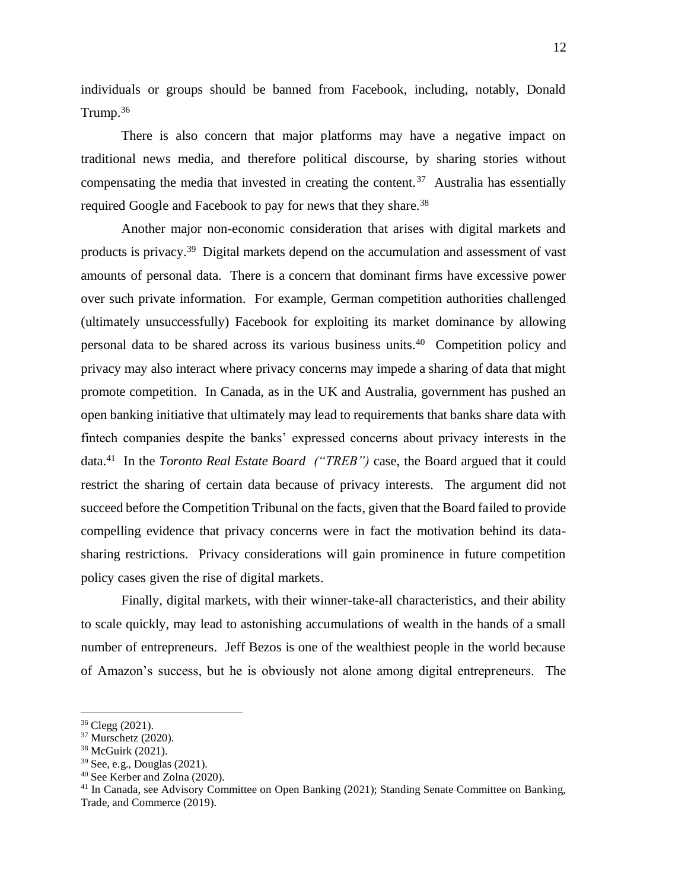individuals or groups should be banned from Facebook, including, notably, Donald Trump.[36]

There is also concern that major platforms may have a negative impact on traditional news media, and therefore political discourse, by sharing stories without compensating the media that invested in creating the content.[37] Australia has essentially required Google and Facebook to pay for news that they share.[38]

Another major non-economic consideration that arises with digital markets and products is privacy.[39] Digital markets depend on the accumulation and assessment of vast amounts of personal data. There is a concern that dominant firms have excessive power over such private information. For example, German competition authorities challenged (ultimately unsuccessfully) Facebook for exploiting its market dominance by allowing personal data to be shared across its various business units.[40] Competition policy and privacy may also interact where privacy concerns may impede a sharing of data that might promote competition. In Canada, as in the UK and Australia, government has pushed an open banking initiative that ultimately may lead to requirements that banks share data with fintech companies despite the banks' expressed concerns about privacy interests in the data.[41] In the *Toronto Real Estate Board ("TREB")* case, the Board argued that it could restrict the sharing of certain data because of privacy interests. The argument did not succeed before the Competition Tribunal on the facts, given that the Board failed to provide compelling evidence that privacy concerns were in fact the motivation behind its data-sharing restrictions. Privacy considerations will gain prominence in future competition policy cases given the rise of digital markets.

Finally, digital markets, with their winner-take-all characteristics, and their ability to scale quickly, may lead to astonishing accumulations of wealth in the hands of a small number of entrepreneurs. Jeff Bezos is one of the wealthiest people in the world because of Amazon's success, but he is obviously not alone among digital entrepreneurs. The

---

[36] Clegg (2021).

[37] Murschetz (2020).

[38] McGuirk (2021).

[39] See, e.g., Douglas (2021).

[40] See Kerber and Zolna (2020).

[41] In Canada, see Advisory Committee on Open Banking (2021); Standing Senate Committee on Banking, Trade, and Commerce (2019).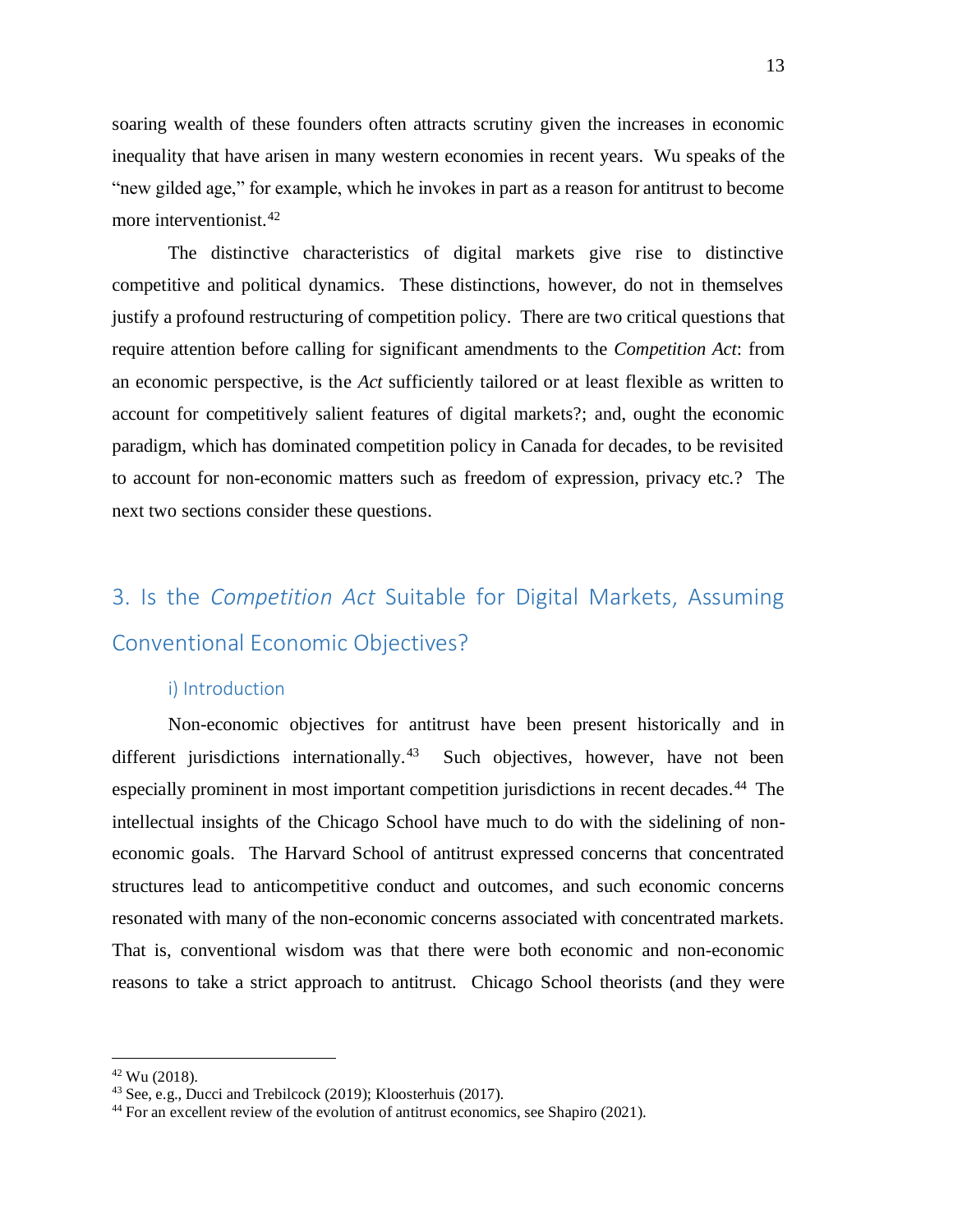soaring wealth of these founders often attracts scrutiny given the increases in economic inequality that have arisen in many western economies in recent years. Wu speaks of the "new gilded age," for example, which he invokes in part as a reason for antitrust to become more interventionist.[42]

The distinctive characteristics of digital markets give rise to distinctive competitive and political dynamics. These distinctions, however, do not in themselves justify a profound restructuring of competition policy. There are two critical questions that require attention before calling for significant amendments to the *Competition Act*: from an economic perspective, is the *Act* sufficiently tailored or at least flexible as written to account for competitively salient features of digital markets?; and, ought the economic paradigm, which has dominated competition policy in Canada for decades, to be revisited to account for non-economic matters such as freedom of expression, privacy etc.? The next two sections consider these questions.

## 3. Is the *Competition Act* Suitable for Digital Markets, Assuming Conventional Economic Objectives?

### i) Introduction

Non-economic objectives for antitrust have been present historically and in different jurisdictions internationally.[43] Such objectives, however, have not been especially prominent in most important competition jurisdictions in recent decades.[44] The intellectual insights of the Chicago School have much to do with the sidelining of non-economic goals. The Harvard School of antitrust expressed concerns that concentrated structures lead to anticompetitive conduct and outcomes, and such economic concerns resonated with many of the non-economic concerns associated with concentrated markets. That is, conventional wisdom was that there were both economic and non-economic reasons to take a strict approach to antitrust. Chicago School theorists (and they were

---

[42] Wu (2018).

[43] See, e.g., Ducci and Trebilcock (2019); Kloosterhuis (2017).

[44] For an excellent review of the evolution of antitrust economics, see Shapiro (2021).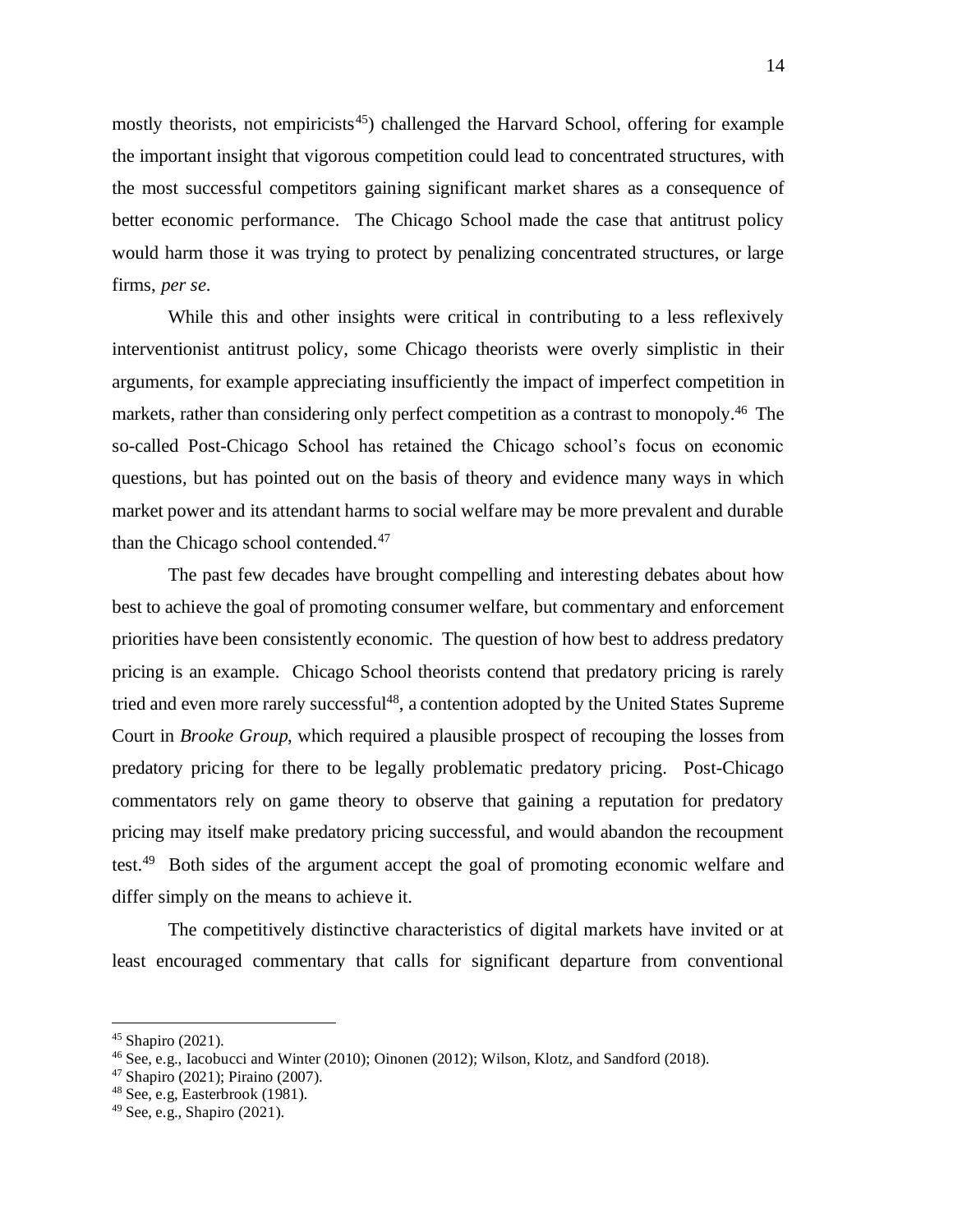mostly theorists, not empiricists[45]) challenged the Harvard School, offering for example the important insight that vigorous competition could lead to concentrated structures, with the most successful competitors gaining significant market shares as a consequence of better economic performance. The Chicago School made the case that antitrust policy would harm those it was trying to protect by penalizing concentrated structures, or large firms, *per se*.

While this and other insights were critical in contributing to a less reflexively interventionist antitrust policy, some Chicago theorists were overly simplistic in their arguments, for example appreciating insufficiently the impact of imperfect competition in markets, rather than considering only perfect competition as a contrast to monopoly.[46] The so-called Post-Chicago School has retained the Chicago school's focus on economic questions, but has pointed out on the basis of theory and evidence many ways in which market power and its attendant harms to social welfare may be more prevalent and durable than the Chicago school contended.[47]

The past few decades have brought compelling and interesting debates about how best to achieve the goal of promoting consumer welfare, but commentary and enforcement priorities have been consistently economic. The question of how best to address predatory pricing is an example. Chicago School theorists contend that predatory pricing is rarely tried and even more rarely successful[48], a contention adopted by the United States Supreme Court in *Brooke Group*, which required a plausible prospect of recouping the losses from predatory pricing for there to be legally problematic predatory pricing. Post-Chicago commentators rely on game theory to observe that gaining a reputation for predatory pricing may itself make predatory pricing successful, and would abandon the recoupment test.[49] Both sides of the argument accept the goal of promoting economic welfare and differ simply on the means to achieve it.

The competitively distinctive characteristics of digital markets have invited or at least encouraged commentary that calls for significant departure from conventional

---

[45] Shapiro (2021).

[46] See, e.g., Iacobucci and Winter (2010); Oinonen (2012); Wilson, Klotz, and Sandford (2018).

[47] Shapiro (2021); Piraino (2007).

[48] See, e.g, Easterbrook (1981).

[49] See, e.g., Shapiro (2021).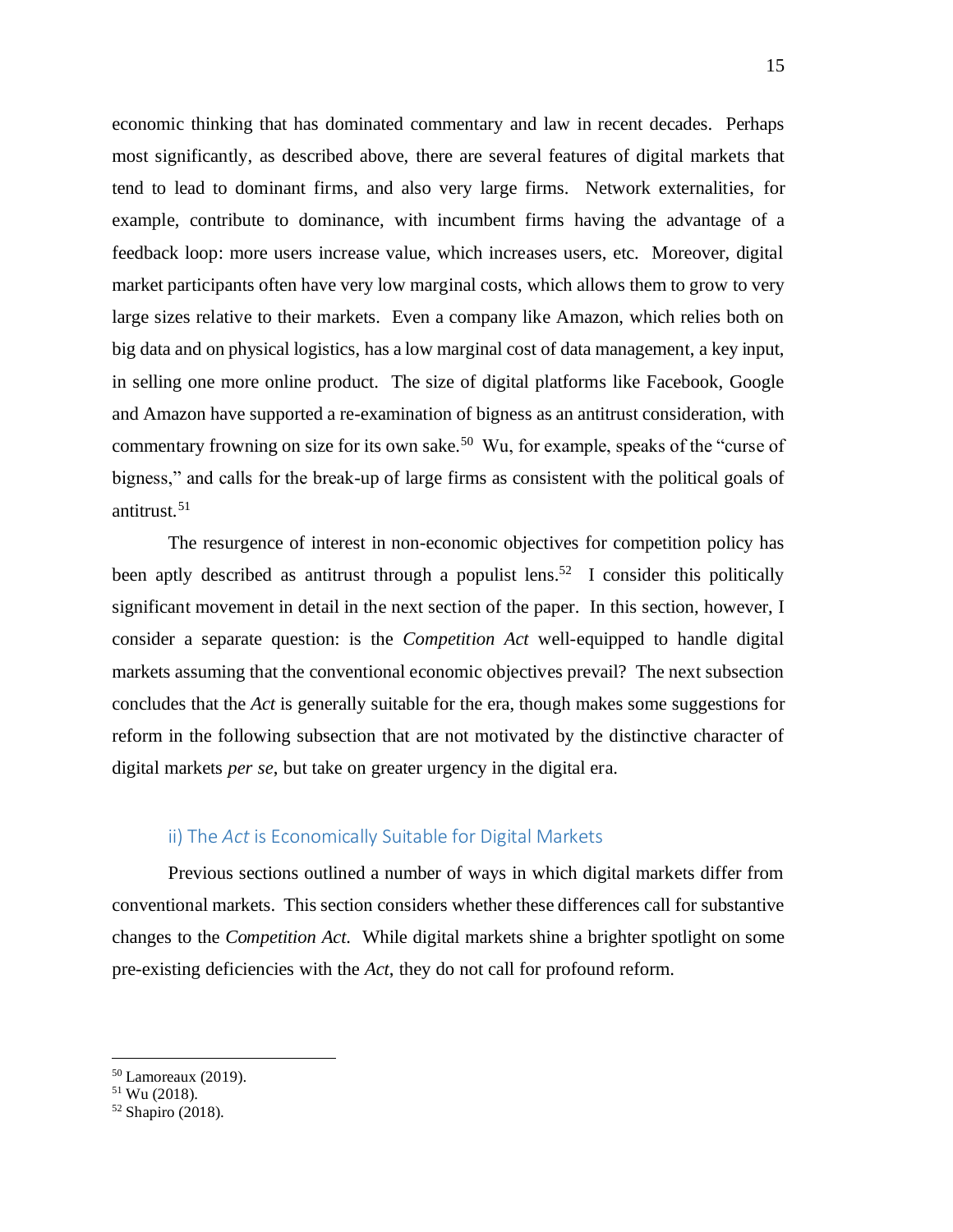economic thinking that has dominated commentary and law in recent decades. Perhaps most significantly, as described above, there are several features of digital markets that tend to lead to dominant firms, and also very large firms. Network externalities, for example, contribute to dominance, with incumbent firms having the advantage of a feedback loop: more users increase value, which increases users, etc. Moreover, digital market participants often have very low marginal costs, which allows them to grow to very large sizes relative to their markets. Even a company like Amazon, which relies both on big data and on physical logistics, has a low marginal cost of data management, a key input, in selling one more online product. The size of digital platforms like Facebook, Google and Amazon have supported a re-examination of bigness as an antitrust consideration, with commentary frowning on size for its own sake.[50] Wu, for example, speaks of the "curse of bigness," and calls for the break-up of large firms as consistent with the political goals of antitrust.[51]

The resurgence of interest in non-economic objectives for competition policy has been aptly described as antitrust through a populist lens.[52] I consider this politically significant movement in detail in the next section of the paper. In this section, however, I consider a separate question: is the *Competition Act* well-equipped to handle digital markets assuming that the conventional economic objectives prevail? The next subsection concludes that the *Act* is generally suitable for the era, though makes some suggestions for reform in the following subsection that are not motivated by the distinctive character of digital markets *per se*, but take on greater urgency in the digital era.

### ii) The *Act* is Economically Suitable for Digital Markets

Previous sections outlined a number of ways in which digital markets differ from conventional markets. This section considers whether these differences call for substantive changes to the *Competition Act.* While digital markets shine a brighter spotlight on some pre-existing deficiencies with the *Act*, they do not call for profound reform.

---

[50] Lamoreaux (2019).

[51] Wu (2018).

[52] Shapiro (2018).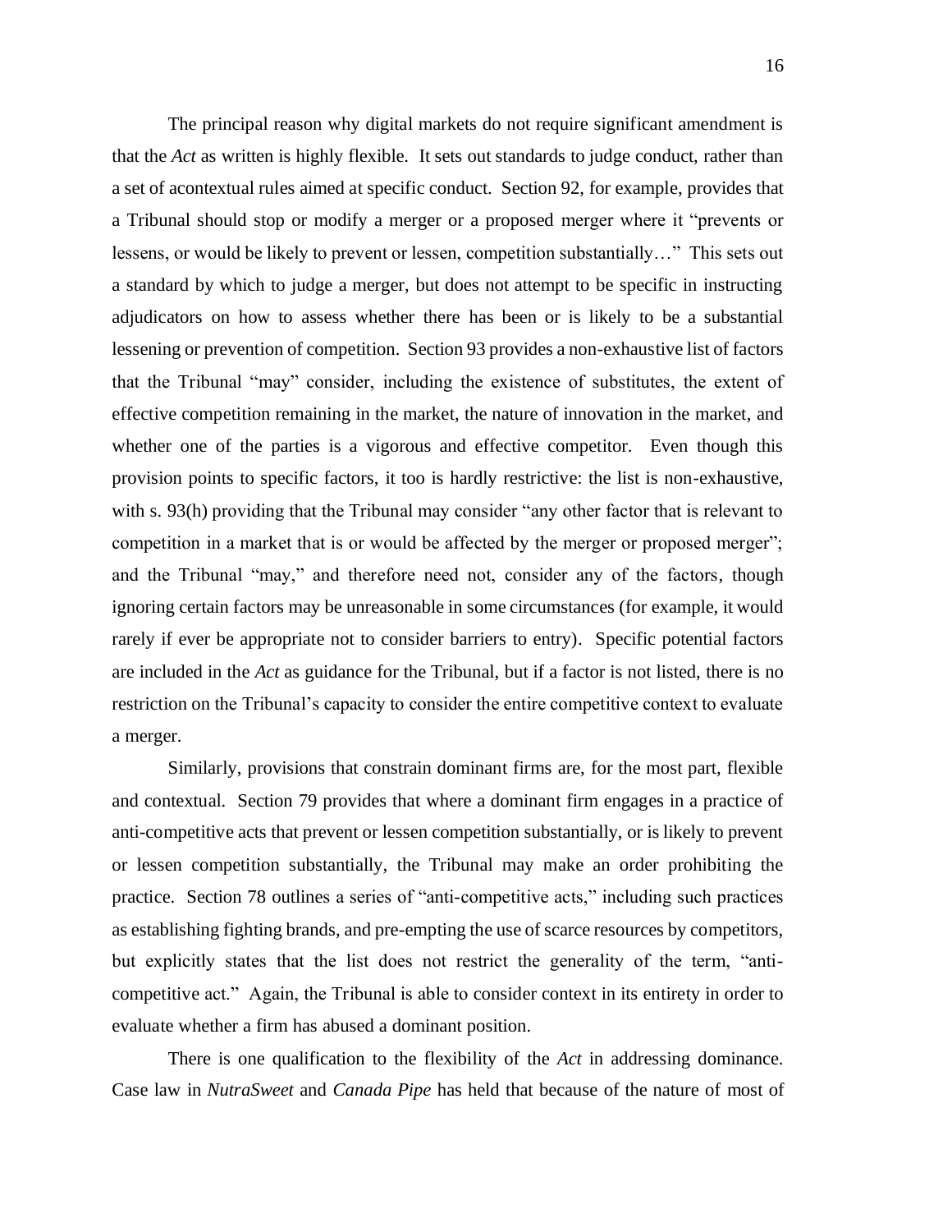The principal reason why digital markets do not require significant amendment is that the *Act* as written is highly flexible. It sets out standards to judge conduct, rather than a set of acontextual rules aimed at specific conduct. Section 92, for example, provides that a Tribunal should stop or modify a merger or a proposed merger where it "prevents or lessens, or would be likely to prevent or lessen, competition substantially…" This sets out a standard by which to judge a merger, but does not attempt to be specific in instructing adjudicators on how to assess whether there has been or is likely to be a substantial lessening or prevention of competition. Section 93 provides a non-exhaustive list of factors that the Tribunal "may" consider, including the existence of substitutes, the extent of effective competition remaining in the market, the nature of innovation in the market, and whether one of the parties is a vigorous and effective competitor. Even though this provision points to specific factors, it too is hardly restrictive: the list is non-exhaustive, with s. 93(h) providing that the Tribunal may consider "any other factor that is relevant to competition in a market that is or would be affected by the merger or proposed merger"; and the Tribunal "may," and therefore need not, consider any of the factors, though ignoring certain factors may be unreasonable in some circumstances (for example, it would rarely if ever be appropriate not to consider barriers to entry). Specific potential factors are included in the *Act* as guidance for the Tribunal, but if a factor is not listed, there is no restriction on the Tribunal's capacity to consider the entire competitive context to evaluate a merger.

Similarly, provisions that constrain dominant firms are, for the most part, flexible and contextual. Section 79 provides that where a dominant firm engages in a practice of anti-competitive acts that prevent or lessen competition substantially, or is likely to prevent or lessen competition substantially, the Tribunal may make an order prohibiting the practice. Section 78 outlines a series of "anti-competitive acts," including such practices as establishing fighting brands, and pre-empting the use of scarce resources by competitors, but explicitly states that the list does not restrict the generality of the term, "anti-competitive act." Again, the Tribunal is able to consider context in its entirety in order to evaluate whether a firm has abused a dominant position.

There is one qualification to the flexibility of the *Act* in addressing dominance. Case law in *NutraSweet* and *Canada Pipe* has held that because of the nature of most of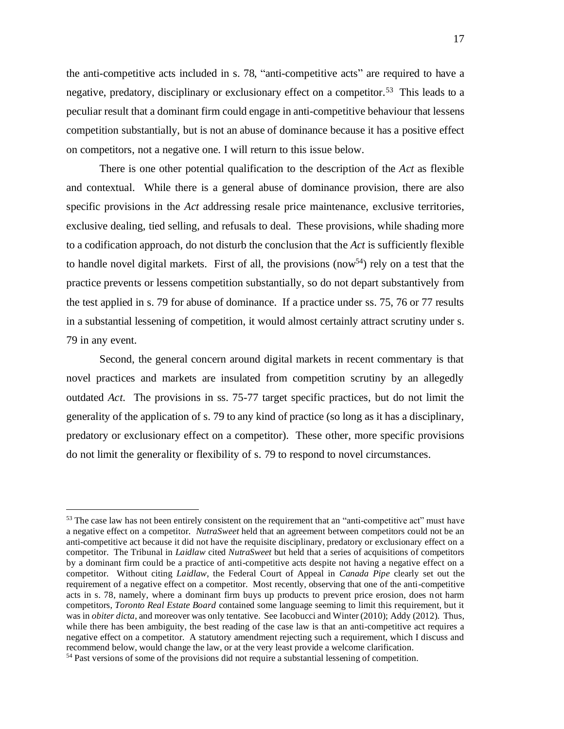the anti-competitive acts included in s. 78, "anti-competitive acts" are required to have a negative, predatory, disciplinary or exclusionary effect on a competitor.[53] This leads to a peculiar result that a dominant firm could engage in anti-competitive behaviour that lessens competition substantially, but is not an abuse of dominance because it has a positive effect on competitors, not a negative one. I will return to this issue below.

There is one other potential qualification to the description of the *Act* as flexible and contextual. While there is a general abuse of dominance provision, there are also specific provisions in the *Act* addressing resale price maintenance, exclusive territories, exclusive dealing, tied selling, and refusals to deal. These provisions, while shading more to a codification approach, do not disturb the conclusion that the *Act* is sufficiently flexible to handle novel digital markets. First of all, the provisions (now[54]) rely on a test that the practice prevents or lessens competition substantially, so do not depart substantively from the test applied in s. 79 for abuse of dominance. If a practice under ss. 75, 76 or 77 results in a substantial lessening of competition, it would almost certainly attract scrutiny under s. 79 in any event.

Second, the general concern around digital markets in recent commentary is that novel practices and markets are insulated from competition scrutiny by an allegedly outdated *Act*. The provisions in ss. 75-77 target specific practices, but do not limit the generality of the application of s. 79 to any kind of practice (so long as it has a disciplinary, predatory or exclusionary effect on a competitor). These other, more specific provisions do not limit the generality or flexibility of s. 79 to respond to novel circumstances.

---

[53] The case law has not been entirely consistent on the requirement that an "anti-competitive act" must have a negative effect on a competitor. *NutraSweet* held that an agreement between competitors could not be an anti-competitive act because it did not have the requisite disciplinary, predatory or exclusionary effect on a competitor. The Tribunal in *Laidlaw* cited *NutraSweet* but held that a series of acquisitions of competitors by a dominant firm could be a practice of anti-competitive acts despite not having a negative effect on a competitor. Without citing *Laidlaw*, the Federal Court of Appeal in *Canada Pipe* clearly set out the requirement of a negative effect on a competitor. Most recently, observing that one of the anti-competitive acts in s. 78, namely, where a dominant firm buys up products to prevent price erosion, does not harm competitors, *Toronto Real Estate Board* contained some language seeming to limit this requirement, but it was in *obiter dicta*, and moreover was only tentative. See Iacobucci and Winter (2010); Addy (2012). Thus, while there has been ambiguity, the best reading of the case law is that an anti-competitive act requires a negative effect on a competitor. A statutory amendment rejecting such a requirement, which I discuss and recommend below, would change the law, or at the very least provide a welcome clarification.

[54] Past versions of some of the provisions did not require a substantial lessening of competition.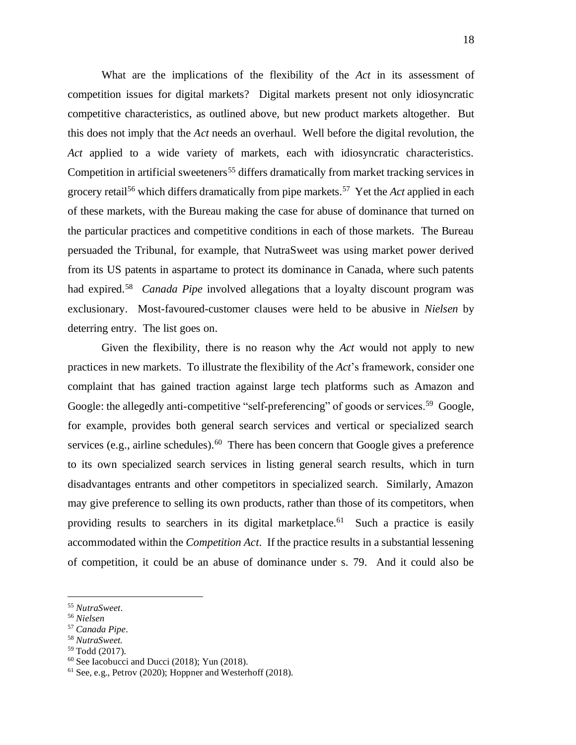What are the implications of the flexibility of the *Act* in its assessment of competition issues for digital markets? Digital markets present not only idiosyncratic competitive characteristics, as outlined above, but new product markets altogether. But this does not imply that the *Act* needs an overhaul. Well before the digital revolution, the *Act* applied to a wide variety of markets, each with idiosyncratic characteristics. Competition in artificial sweeteners[55] differs dramatically from market tracking services in grocery retail[56] which differs dramatically from pipe markets.[57] Yet the *Act* applied in each of these markets, with the Bureau making the case for abuse of dominance that turned on the particular practices and competitive conditions in each of those markets. The Bureau persuaded the Tribunal, for example, that NutraSweet was using market power derived from its US patents in aspartame to protect its dominance in Canada, where such patents had expired.[58] *Canada Pipe* involved allegations that a loyalty discount program was exclusionary. Most-favoured-customer clauses were held to be abusive in *Nielsen* by deterring entry. The list goes on.

Given the flexibility, there is no reason why the *Act* would not apply to new practices in new markets. To illustrate the flexibility of the *Act*'s framework, consider one complaint that has gained traction against large tech platforms such as Amazon and Google: the allegedly anti-competitive "self-preferencing" of goods or services.[59] Google, for example, provides both general search services and vertical or specialized search services (e.g., airline schedules).[60] There has been concern that Google gives a preference to its own specialized search services in listing general search results, which in turn disadvantages entrants and other competitors in specialized search. Similarly, Amazon may give preference to selling its own products, rather than those of its competitors, when providing results to searchers in its digital marketplace.[61] Such a practice is easily accommodated within the *Competition Act*. If the practice results in a substantial lessening of competition, it could be an abuse of dominance under s. 79. And it could also be

---

[55] *NutraSweet*.

[56] *Nielsen*

[57] *Canada Pipe*.

[58] *NutraSweet.*

[59] Todd (2017).

[60] See Iacobucci and Ducci (2018); Yun (2018).

[61] See, e.g., Petrov (2020); Hoppner and Westerhoff (2018).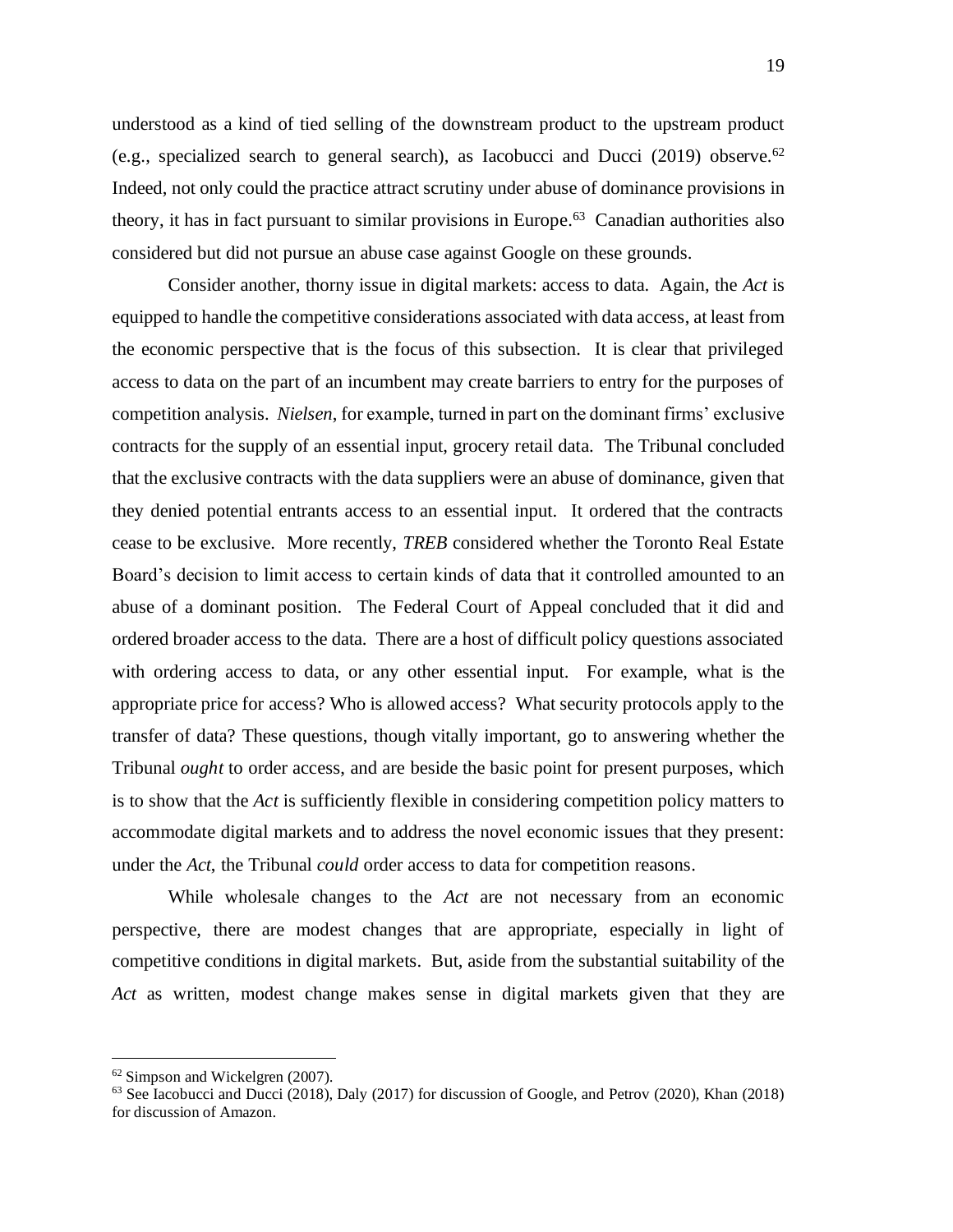understood as a kind of tied selling of the downstream product to the upstream product (e.g., specialized search to general search), as Iacobucci and Ducci (2019) observe.[62] Indeed, not only could the practice attract scrutiny under abuse of dominance provisions in theory, it has in fact pursuant to similar provisions in Europe.[63] Canadian authorities also considered but did not pursue an abuse case against Google on these grounds.

Consider another, thorny issue in digital markets: access to data. Again, the *Act* is equipped to handle the competitive considerations associated with data access, at least from the economic perspective that is the focus of this subsection. It is clear that privileged access to data on the part of an incumbent may create barriers to entry for the purposes of competition analysis. *Nielsen*, for example, turned in part on the dominant firms' exclusive contracts for the supply of an essential input, grocery retail data. The Tribunal concluded that the exclusive contracts with the data suppliers were an abuse of dominance, given that they denied potential entrants access to an essential input. It ordered that the contracts cease to be exclusive. More recently, *TREB* considered whether the Toronto Real Estate Board's decision to limit access to certain kinds of data that it controlled amounted to an abuse of a dominant position. The Federal Court of Appeal concluded that it did and ordered broader access to the data. There are a host of difficult policy questions associated with ordering access to data, or any other essential input. For example, what is the appropriate price for access? Who is allowed access? What security protocols apply to the transfer of data? These questions, though vitally important, go to answering whether the Tribunal *ought* to order access, and are beside the basic point for present purposes, which is to show that the *Act* is sufficiently flexible in considering competition policy matters to accommodate digital markets and to address the novel economic issues that they present: under the *Act*, the Tribunal *could* order access to data for competition reasons.

While wholesale changes to the *Act* are not necessary from an economic perspective, there are modest changes that are appropriate, especially in light of competitive conditions in digital markets. But, aside from the substantial suitability of the *Act* as written, modest change makes sense in digital markets given that they are

[62] Simpson and Wickelgren (2007).

[63] See Iacobucci and Ducci (2018), Daly (2017) for discussion of Google, and Petrov (2020), Khan (2018) for discussion of Amazon.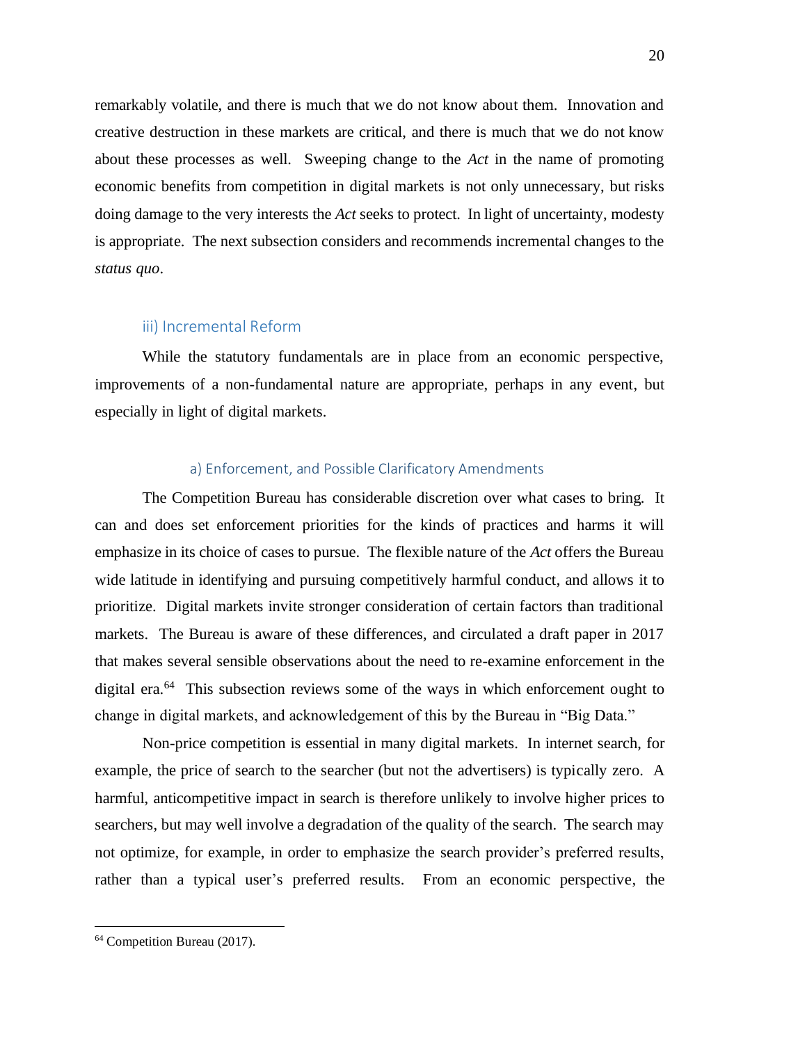remarkably volatile, and there is much that we do not know about them. Innovation and creative destruction in these markets are critical, and there is much that we do not know about these processes as well. Sweeping change to the *Act* in the name of promoting economic benefits from competition in digital markets is not only unnecessary, but risks doing damage to the very interests the *Act* seeks to protect. In light of uncertainty, modesty is appropriate. The next subsection considers and recommends incremental changes to the *status quo*.

### iii) Incremental Reform

While the statutory fundamentals are in place from an economic perspective, improvements of a non-fundamental nature are appropriate, perhaps in any event, but especially in light of digital markets.

#### a) Enforcement, and Possible Clarificatory Amendments

The Competition Bureau has considerable discretion over what cases to bring. It can and does set enforcement priorities for the kinds of practices and harms it will emphasize in its choice of cases to pursue. The flexible nature of the *Act* offers the Bureau wide latitude in identifying and pursuing competitively harmful conduct, and allows it to prioritize. Digital markets invite stronger consideration of certain factors than traditional markets. The Bureau is aware of these differences, and circulated a draft paper in 2017 that makes several sensible observations about the need to re-examine enforcement in the digital era.[64] This subsection reviews some of the ways in which enforcement ought to change in digital markets, and acknowledgement of this by the Bureau in "Big Data."

Non-price competition is essential in many digital markets. In internet search, for example, the price of search to the searcher (but not the advertisers) is typically zero. A harmful, anticompetitive impact in search is therefore unlikely to involve higher prices to searchers, but may well involve a degradation of the quality of the search. The search may not optimize, for example, in order to emphasize the search provider's preferred results, rather than a typical user's preferred results. From an economic perspective, the

[64] Competition Bureau (2017).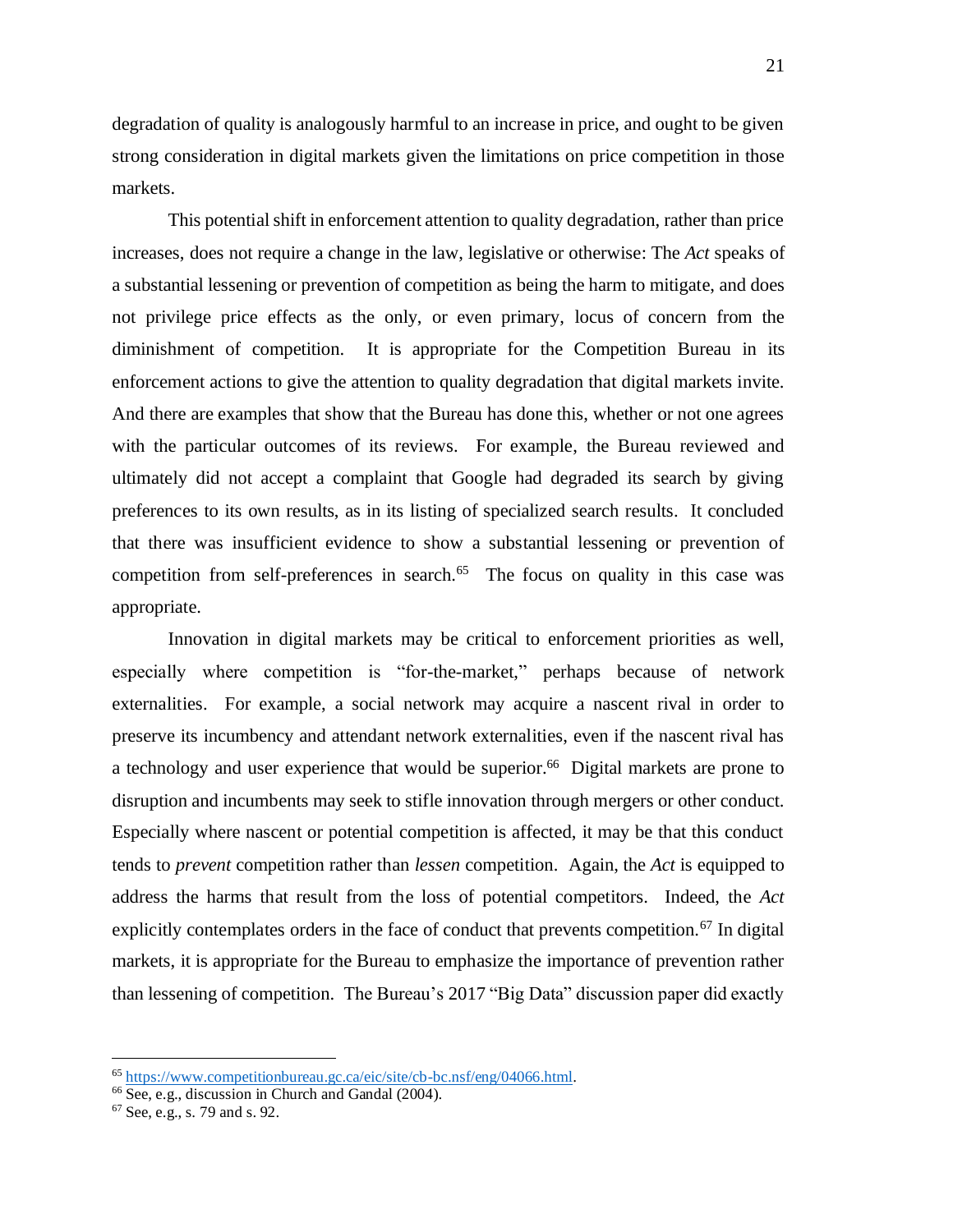degradation of quality is analogously harmful to an increase in price, and ought to be given strong consideration in digital markets given the limitations on price competition in those markets.

This potential shift in enforcement attention to quality degradation, rather than price increases, does not require a change in the law, legislative or otherwise: The *Act* speaks of a substantial lessening or prevention of competition as being the harm to mitigate, and does not privilege price effects as the only, or even primary, locus of concern from the diminishment of competition. It is appropriate for the Competition Bureau in its enforcement actions to give the attention to quality degradation that digital markets invite. And there are examples that show that the Bureau has done this, whether or not one agrees with the particular outcomes of its reviews. For example, the Bureau reviewed and ultimately did not accept a complaint that Google had degraded its search by giving preferences to its own results, as in its listing of specialized search results. It concluded that there was insufficient evidence to show a substantial lessening or prevention of competition from self-preferences in search.[65] The focus on quality in this case was appropriate.

Innovation in digital markets may be critical to enforcement priorities as well, especially where competition is "for-the-market," perhaps because of network externalities. For example, a social network may acquire a nascent rival in order to preserve its incumbency and attendant network externalities, even if the nascent rival has a technology and user experience that would be superior.[66] Digital markets are prone to disruption and incumbents may seek to stifle innovation through mergers or other conduct. Especially where nascent or potential competition is affected, it may be that this conduct tends to *prevent* competition rather than *lessen* competition. Again, the *Act* is equipped to address the harms that result from the loss of potential competitors. Indeed, the *Act* explicitly contemplates orders in the face of conduct that prevents competition.[67] In digital markets, it is appropriate for the Bureau to emphasize the importance of prevention rather than lessening of competition. The Bureau's 2017 "Big Data" discussion paper did exactly

---

[65] https://www.competitionbureau.gc.ca/eic/site/cb-bc.nsf/eng/04066.html.

[66] See, e.g., discussion in Church and Gandal (2004).

[67] See, e.g., s. 79 and s. 92.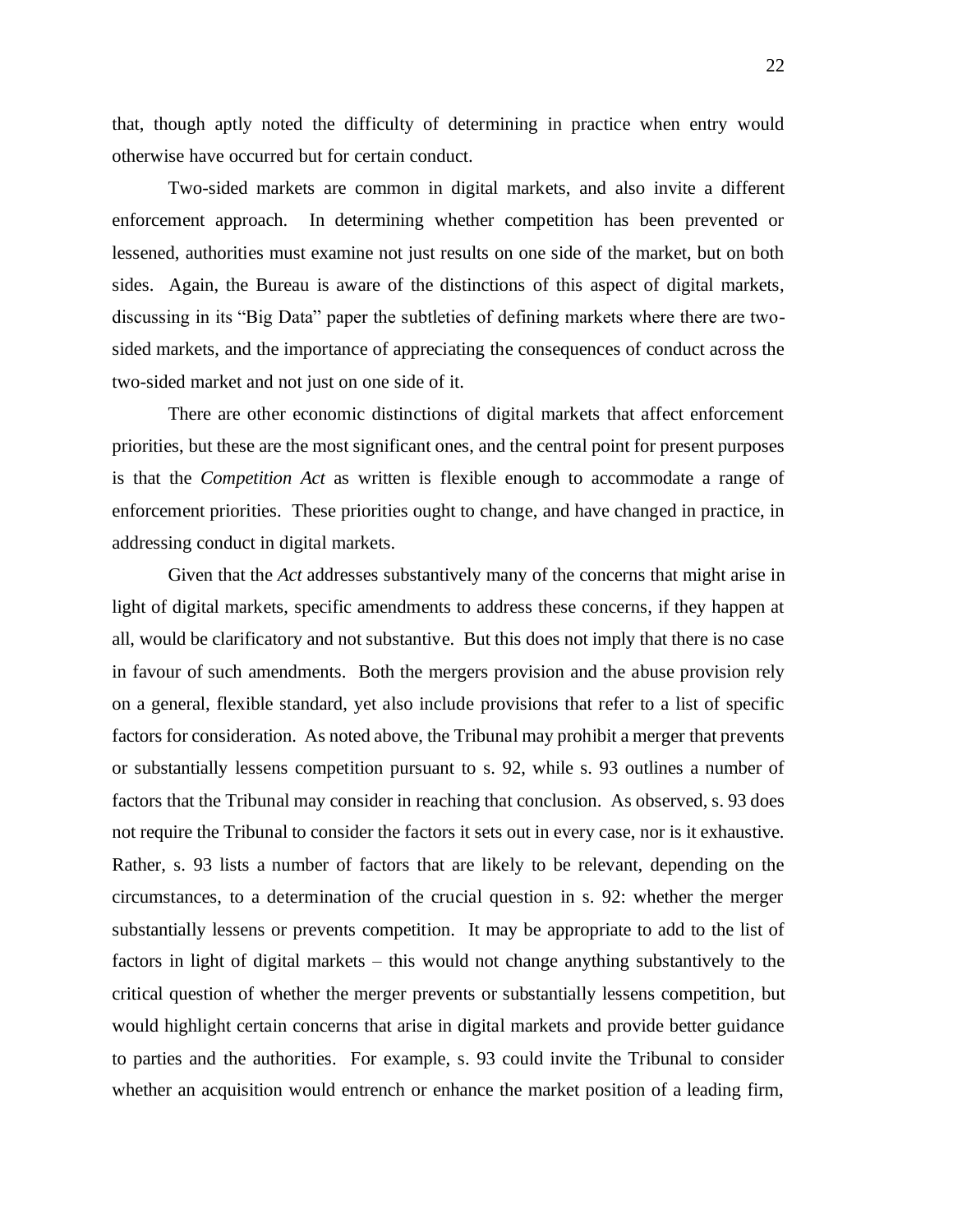that, though aptly noted the difficulty of determining in practice when entry would otherwise have occurred but for certain conduct.

Two-sided markets are common in digital markets, and also invite a different enforcement approach. In determining whether competition has been prevented or lessened, authorities must examine not just results on one side of the market, but on both sides. Again, the Bureau is aware of the distinctions of this aspect of digital markets, discussing in its "Big Data" paper the subtleties of defining markets where there are two-sided markets, and the importance of appreciating the consequences of conduct across the two-sided market and not just on one side of it.

There are other economic distinctions of digital markets that affect enforcement priorities, but these are the most significant ones, and the central point for present purposes is that the *Competition Act* as written is flexible enough to accommodate a range of enforcement priorities. These priorities ought to change, and have changed in practice, in addressing conduct in digital markets.

Given that the *Act* addresses substantively many of the concerns that might arise in light of digital markets, specific amendments to address these concerns, if they happen at all, would be clarificatory and not substantive. But this does not imply that there is no case in favour of such amendments. Both the mergers provision and the abuse provision rely on a general, flexible standard, yet also include provisions that refer to a list of specific factors for consideration. As noted above, the Tribunal may prohibit a merger that prevents or substantially lessens competition pursuant to s. 92, while s. 93 outlines a number of factors that the Tribunal may consider in reaching that conclusion. As observed, s. 93 does not require the Tribunal to consider the factors it sets out in every case, nor is it exhaustive. Rather, s. 93 lists a number of factors that are likely to be relevant, depending on the circumstances, to a determination of the crucial question in s. 92: whether the merger substantially lessens or prevents competition. It may be appropriate to add to the list of factors in light of digital markets – this would not change anything substantively to the critical question of whether the merger prevents or substantially lessens competition, but would highlight certain concerns that arise in digital markets and provide better guidance to parties and the authorities. For example, s. 93 could invite the Tribunal to consider whether an acquisition would entrench or enhance the market position of a leading firm,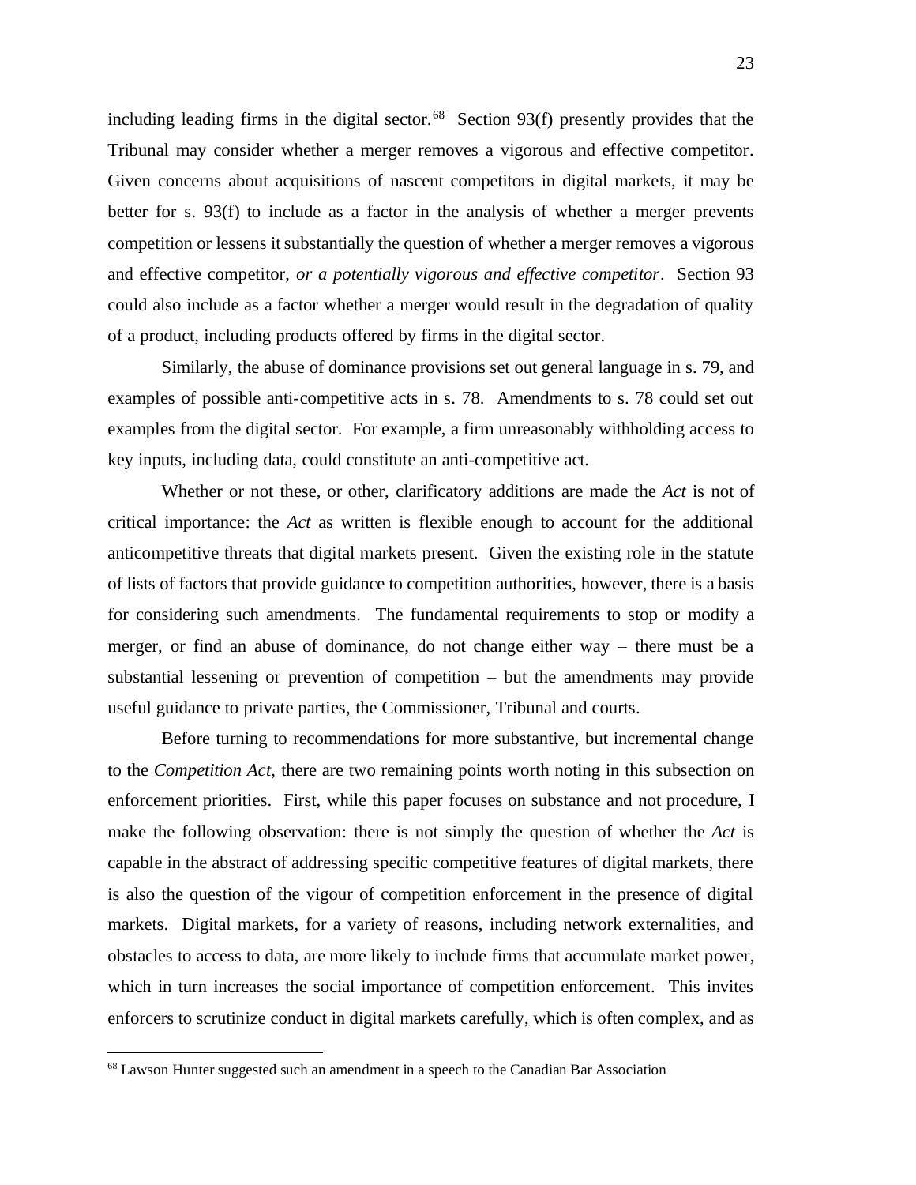including leading firms in the digital sector.[68] Section 93(f) presently provides that the Tribunal may consider whether a merger removes a vigorous and effective competitor. Given concerns about acquisitions of nascent competitors in digital markets, it may be better for s. 93(f) to include as a factor in the analysis of whether a merger prevents competition or lessens it substantially the question of whether a merger removes a vigorous and effective competitor, *or a potentially vigorous and effective competitor*. Section 93 could also include as a factor whether a merger would result in the degradation of quality of a product, including products offered by firms in the digital sector.

Similarly, the abuse of dominance provisions set out general language in s. 79, and examples of possible anti-competitive acts in s. 78. Amendments to s. 78 could set out examples from the digital sector. For example, a firm unreasonably withholding access to key inputs, including data, could constitute an anti-competitive act.

Whether or not these, or other, clarificatory additions are made the *Act* is not of critical importance: the *Act* as written is flexible enough to account for the additional anticompetitive threats that digital markets present. Given the existing role in the statute of lists of factors that provide guidance to competition authorities, however, there is a basis for considering such amendments. The fundamental requirements to stop or modify a merger, or find an abuse of dominance, do not change either way – there must be a substantial lessening or prevention of competition – but the amendments may provide useful guidance to private parties, the Commissioner, Tribunal and courts.

Before turning to recommendations for more substantive, but incremental change to the *Competition Act*, there are two remaining points worth noting in this subsection on enforcement priorities. First, while this paper focuses on substance and not procedure, I make the following observation: there is not simply the question of whether the *Act* is capable in the abstract of addressing specific competitive features of digital markets, there is also the question of the vigour of competition enforcement in the presence of digital markets. Digital markets, for a variety of reasons, including network externalities, and obstacles to access to data, are more likely to include firms that accumulate market power, which in turn increases the social importance of competition enforcement. This invites enforcers to scrutinize conduct in digital markets carefully, which is often complex, and as

[68] Lawson Hunter suggested such an amendment in a speech to the Canadian Bar Association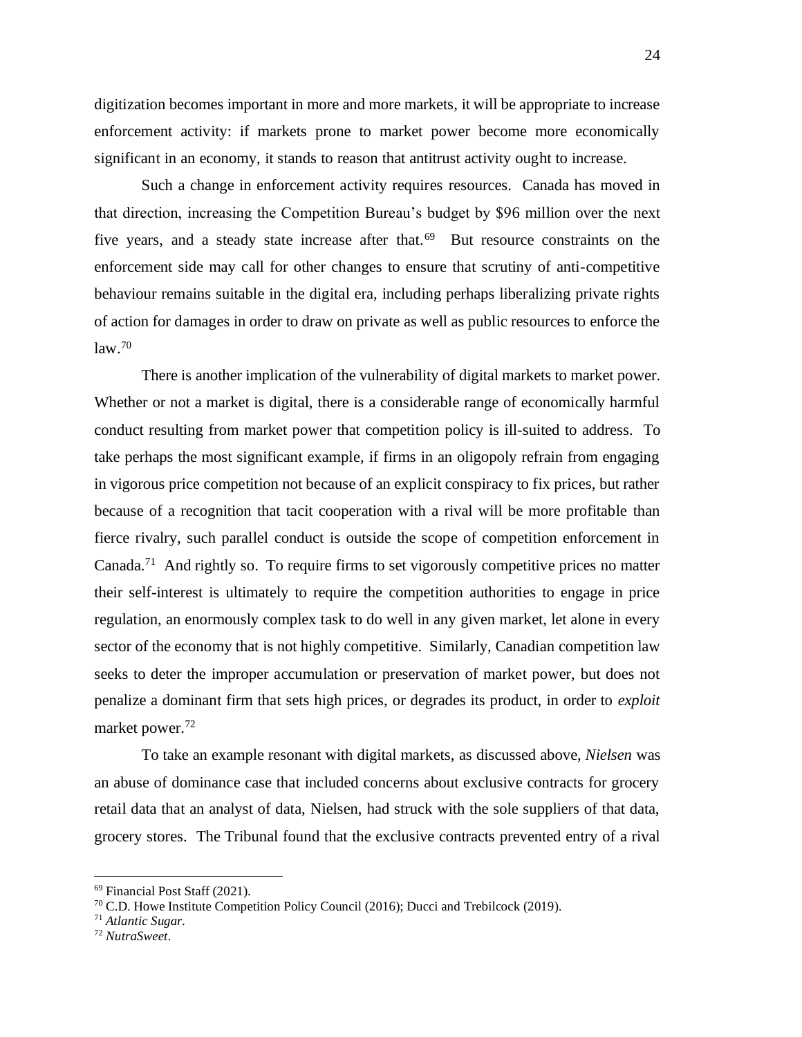digitization becomes important in more and more markets, it will be appropriate to increase enforcement activity: if markets prone to market power become more economically significant in an economy, it stands to reason that antitrust activity ought to increase.

Such a change in enforcement activity requires resources. Canada has moved in that direction, increasing the Competition Bureau's budget by $96 million over the next five years, and a steady state increase after that.[69] But resource constraints on the enforcement side may call for other changes to ensure that scrutiny of anti-competitive behaviour remains suitable in the digital era, including perhaps liberalizing private rights of action for damages in order to draw on private as well as public resources to enforce the law.[70]

There is another implication of the vulnerability of digital markets to market power. Whether or not a market is digital, there is a considerable range of economically harmful conduct resulting from market power that competition policy is ill-suited to address. To take perhaps the most significant example, if firms in an oligopoly refrain from engaging in vigorous price competition not because of an explicit conspiracy to fix prices, but rather because of a recognition that tacit cooperation with a rival will be more profitable than fierce rivalry, such parallel conduct is outside the scope of competition enforcement in Canada.[71] And rightly so. To require firms to set vigorously competitive prices no matter their self-interest is ultimately to require the competition authorities to engage in price regulation, an enormously complex task to do well in any given market, let alone in every sector of the economy that is not highly competitive. Similarly, Canadian competition law seeks to deter the improper accumulation or preservation of market power, but does not penalize a dominant firm that sets high prices, or degrades its product, in order to *exploit* market power.[72]

To take an example resonant with digital markets, as discussed above, *Nielsen* was an abuse of dominance case that included concerns about exclusive contracts for grocery retail data that an analyst of data, Nielsen, had struck with the sole suppliers of that data, grocery stores. The Tribunal found that the exclusive contracts prevented entry of a rival

---

[69] Financial Post Staff (2021).

[70] C.D. Howe Institute Competition Policy Council (2016); Ducci and Trebilcock (2019).

[71] *Atlantic Sugar*.

[72] *NutraSweet*.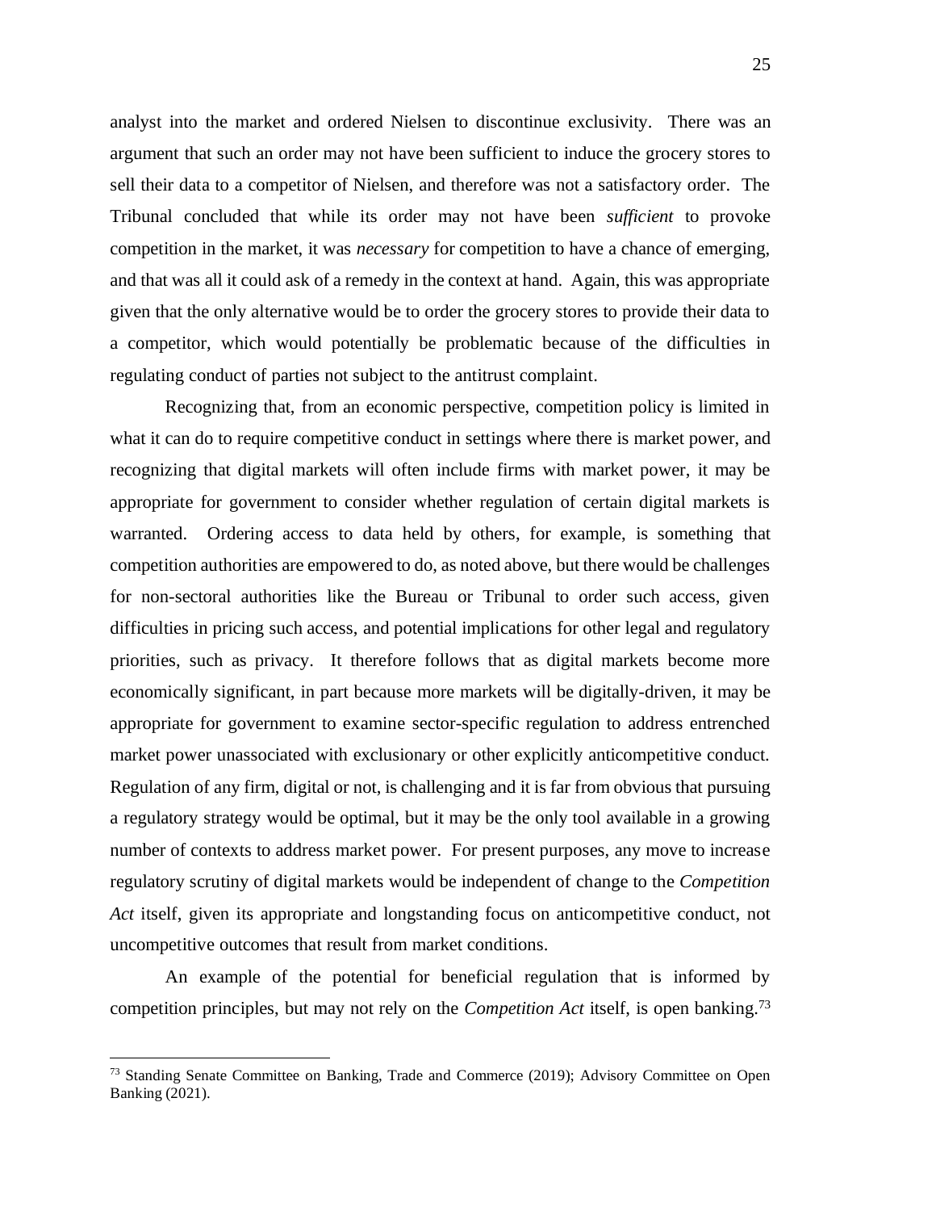analyst into the market and ordered Nielsen to discontinue exclusivity. There was an argument that such an order may not have been sufficient to induce the grocery stores to sell their data to a competitor of Nielsen, and therefore was not a satisfactory order. The Tribunal concluded that while its order may not have been *sufficient* to provoke competition in the market, it was *necessary* for competition to have a chance of emerging, and that was all it could ask of a remedy in the context at hand. Again, this was appropriate given that the only alternative would be to order the grocery stores to provide their data to a competitor, which would potentially be problematic because of the difficulties in regulating conduct of parties not subject to the antitrust complaint.

Recognizing that, from an economic perspective, competition policy is limited in what it can do to require competitive conduct in settings where there is market power, and recognizing that digital markets will often include firms with market power, it may be appropriate for government to consider whether regulation of certain digital markets is warranted. Ordering access to data held by others, for example, is something that competition authorities are empowered to do, as noted above, but there would be challenges for non-sectoral authorities like the Bureau or Tribunal to order such access, given difficulties in pricing such access, and potential implications for other legal and regulatory priorities, such as privacy. It therefore follows that as digital markets become more economically significant, in part because more markets will be digitally-driven, it may be appropriate for government to examine sector-specific regulation to address entrenched market power unassociated with exclusionary or other explicitly anticompetitive conduct. Regulation of any firm, digital or not, is challenging and it is far from obvious that pursuing a regulatory strategy would be optimal, but it may be the only tool available in a growing number of contexts to address market power. For present purposes, any move to increase regulatory scrutiny of digital markets would be independent of change to the *Competition Act* itself, given its appropriate and longstanding focus on anticompetitive conduct, not uncompetitive outcomes that result from market conditions.

An example of the potential for beneficial regulation that is informed by competition principles, but may not rely on the *Competition Act* itself, is open banking.[73]

---

[73] Standing Senate Committee on Banking, Trade and Commerce (2019); Advisory Committee on Open Banking (2021).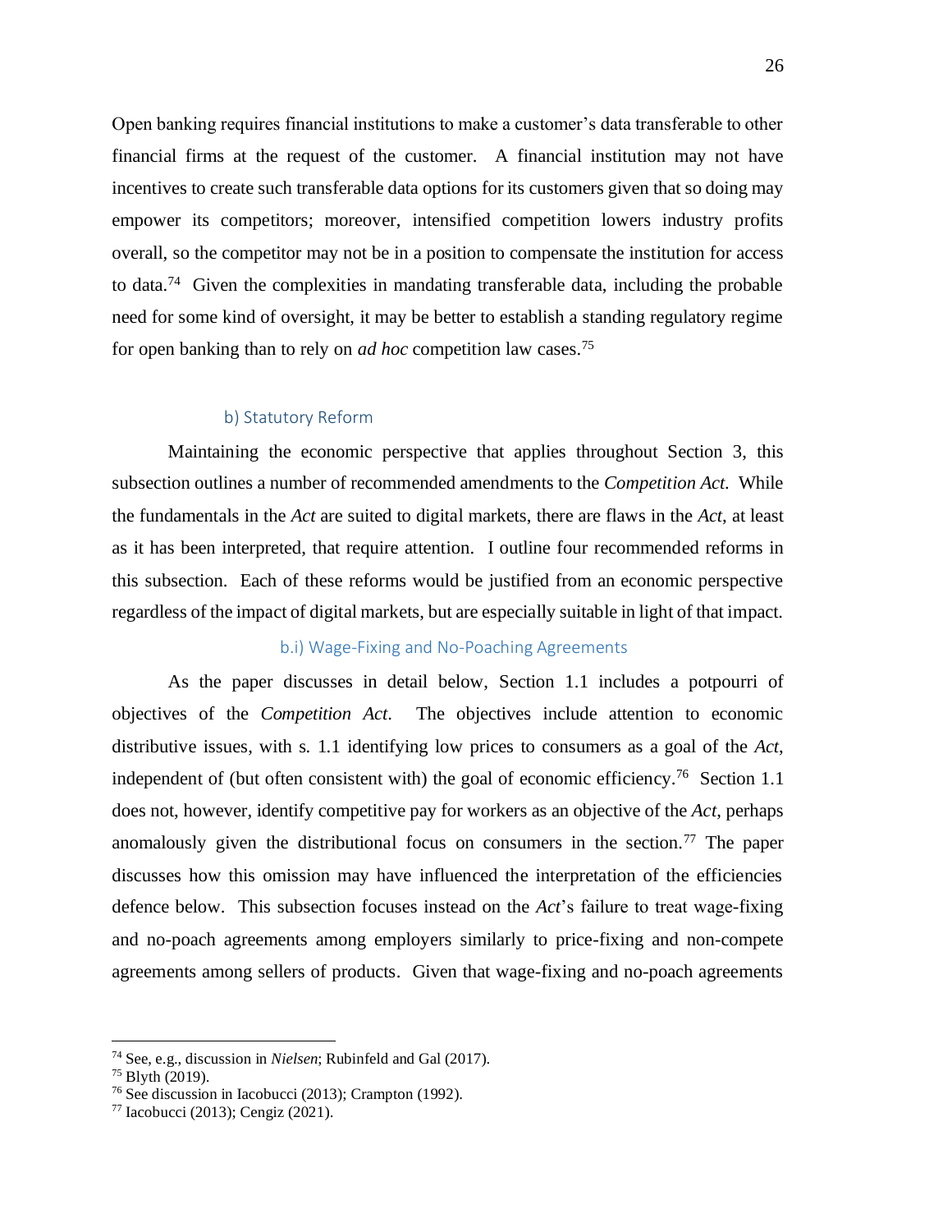Open banking requires financial institutions to make a customer's data transferable to other financial firms at the request of the customer. A financial institution may not have incentives to create such transferable data options for its customers given that so doing may empower its competitors; moreover, intensified competition lowers industry profits overall, so the competitor may not be in a position to compensate the institution for access to data.[74] Given the complexities in mandating transferable data, including the probable need for some kind of oversight, it may be better to establish a standing regulatory regime for open banking than to rely on *ad hoc* competition law cases.[75]

### b) Statutory Reform

Maintaining the economic perspective that applies throughout Section 3, this subsection outlines a number of recommended amendments to the *Competition Act*. While the fundamentals in the *Act* are suited to digital markets, there are flaws in the *Act*, at least as it has been interpreted, that require attention. I outline four recommended reforms in this subsection. Each of these reforms would be justified from an economic perspective regardless of the impact of digital markets, but are especially suitable in light of that impact.

#### b.i) Wage-Fixing and No-Poaching Agreements

As the paper discusses in detail below, Section 1.1 includes a potpourri of objectives of the *Competition Act*. The objectives include attention to economic distributive issues, with s. 1.1 identifying low prices to consumers as a goal of the *Act*, independent of (but often consistent with) the goal of economic efficiency.[76] Section 1.1 does not, however, identify competitive pay for workers as an objective of the *Act*, perhaps anomalously given the distributional focus on consumers in the section.[77] The paper discusses how this omission may have influenced the interpretation of the efficiencies defence below. This subsection focuses instead on the *Act*'s failure to treat wage-fixing and no-poach agreements among employers similarly to price-fixing and non-compete agreements among sellers of products. Given that wage-fixing and no-poach agreements

---

[74] See, e.g., discussion in *Nielsen*; Rubinfeld and Gal (2017).

[75] Blyth (2019).

[76] See discussion in Iacobucci (2013); Crampton (1992).

[77] Iacobucci (2013); Cengiz (2021).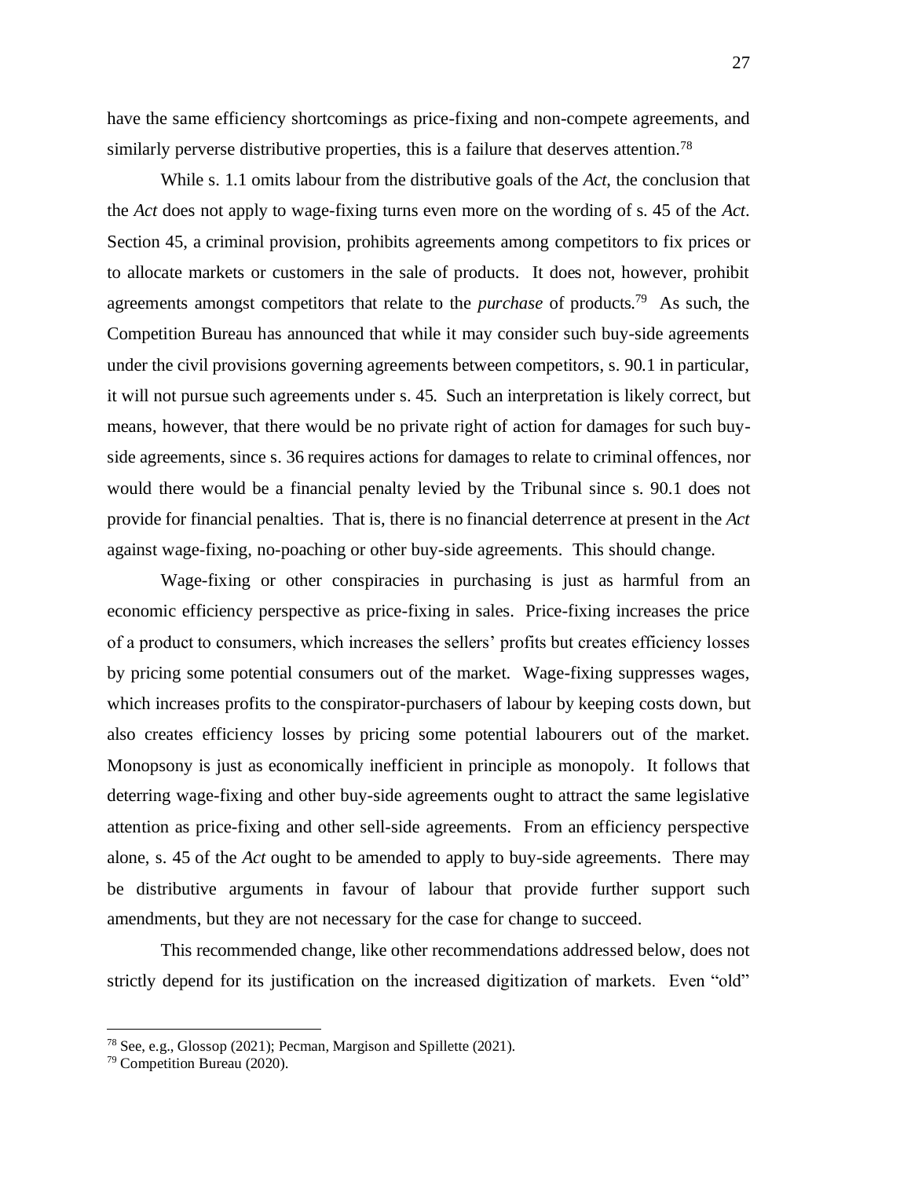have the same efficiency shortcomings as price-fixing and non-compete agreements, and similarly perverse distributive properties, this is a failure that deserves attention.[78]

While s. 1.1 omits labour from the distributive goals of the *Act*, the conclusion that the *Act* does not apply to wage-fixing turns even more on the wording of s. 45 of the *Act*. Section 45, a criminal provision, prohibits agreements among competitors to fix prices or to allocate markets or customers in the sale of products. It does not, however, prohibit agreements amongst competitors that relate to the *purchase* of products.[79] As such, the Competition Bureau has announced that while it may consider such buy-side agreements under the civil provisions governing agreements between competitors, s. 90.1 in particular, it will not pursue such agreements under s. 45. Such an interpretation is likely correct, but means, however, that there would be no private right of action for damages for such buy-side agreements, since s. 36 requires actions for damages to relate to criminal offences, nor would there would be a financial penalty levied by the Tribunal since s. 90.1 does not provide for financial penalties. That is, there is no financial deterrence at present in the *Act* against wage-fixing, no-poaching or other buy-side agreements. This should change.

Wage-fixing or other conspiracies in purchasing is just as harmful from an economic efficiency perspective as price-fixing in sales. Price-fixing increases the price of a product to consumers, which increases the sellers' profits but creates efficiency losses by pricing some potential consumers out of the market. Wage-fixing suppresses wages, which increases profits to the conspirator-purchasers of labour by keeping costs down, but also creates efficiency losses by pricing some potential labourers out of the market. Monopsony is just as economically inefficient in principle as monopoly. It follows that deterring wage-fixing and other buy-side agreements ought to attract the same legislative attention as price-fixing and other sell-side agreements. From an efficiency perspective alone, s. 45 of the *Act* ought to be amended to apply to buy-side agreements. There may be distributive arguments in favour of labour that provide further support such amendments, but they are not necessary for the case for change to succeed.

This recommended change, like other recommendations addressed below, does not strictly depend for its justification on the increased digitization of markets. Even "old"

---

[78] See, e.g., Glossop (2021); Pecman, Margison and Spillette (2021).

[79] Competition Bureau (2020).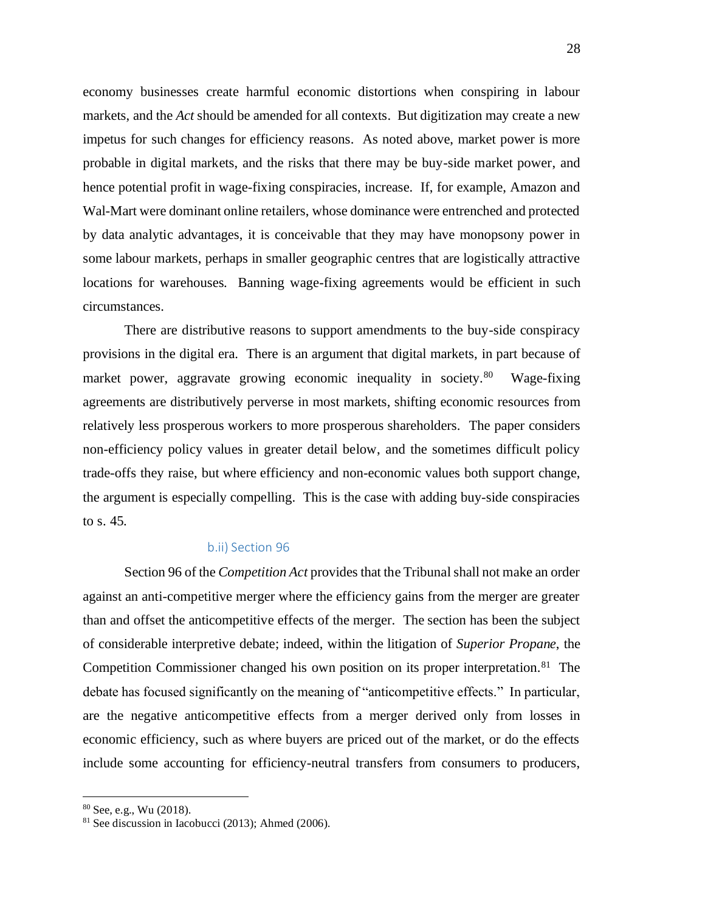economy businesses create harmful economic distortions when conspiring in labour markets, and the *Act* should be amended for all contexts. But digitization may create a new impetus for such changes for efficiency reasons. As noted above, market power is more probable in digital markets, and the risks that there may be buy-side market power, and hence potential profit in wage-fixing conspiracies, increase. If, for example, Amazon and Wal-Mart were dominant online retailers, whose dominance were entrenched and protected by data analytic advantages, it is conceivable that they may have monopsony power in some labour markets, perhaps in smaller geographic centres that are logistically attractive locations for warehouses. Banning wage-fixing agreements would be efficient in such circumstances.

There are distributive reasons to support amendments to the buy-side conspiracy provisions in the digital era. There is an argument that digital markets, in part because of market power, aggravate growing economic inequality in society.[80] Wage-fixing agreements are distributively perverse in most markets, shifting economic resources from relatively less prosperous workers to more prosperous shareholders. The paper considers non-efficiency policy values in greater detail below, and the sometimes difficult policy trade-offs they raise, but where efficiency and non-economic values both support change, the argument is especially compelling. This is the case with adding buy-side conspiracies to s. 45.

#### b.ii) Section 96

Section 96 of the *Competition Act* provides that the Tribunal shall not make an order against an anti-competitive merger where the efficiency gains from the merger are greater than and offset the anticompetitive effects of the merger. The section has been the subject of considerable interpretive debate; indeed, within the litigation of *Superior Propane*, the Competition Commissioner changed his own position on its proper interpretation.[81] The debate has focused significantly on the meaning of "anticompetitive effects." In particular, are the negative anticompetitive effects from a merger derived only from losses in economic efficiency, such as where buyers are priced out of the market, or do the effects include some accounting for efficiency-neutral transfers from consumers to producers,

---

[80] See, e.g., Wu (2018).

[81] See discussion in Iacobucci (2013); Ahmed (2006).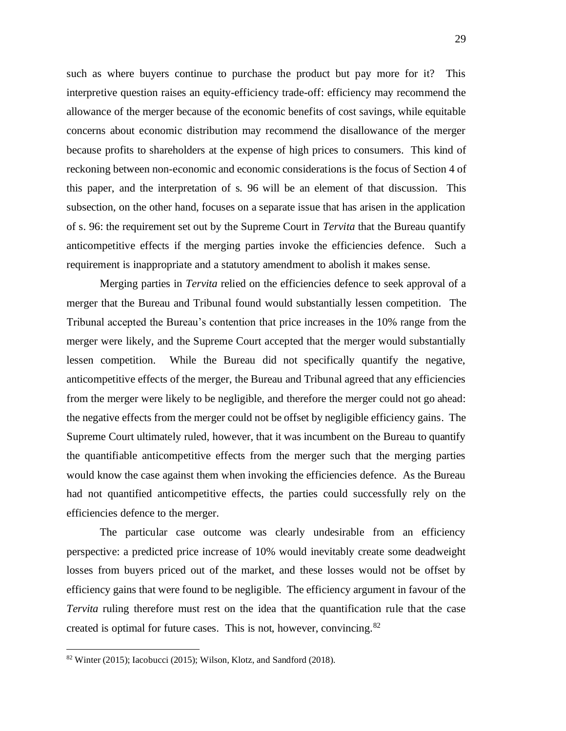such as where buyers continue to purchase the product but pay more for it? This interpretive question raises an equity-efficiency trade-off: efficiency may recommend the allowance of the merger because of the economic benefits of cost savings, while equitable concerns about economic distribution may recommend the disallowance of the merger because profits to shareholders at the expense of high prices to consumers. This kind of reckoning between non-economic and economic considerations is the focus of Section 4 of this paper, and the interpretation of s. 96 will be an element of that discussion. This subsection, on the other hand, focuses on a separate issue that has arisen in the application of s. 96: the requirement set out by the Supreme Court in *Tervita* that the Bureau quantify anticompetitive effects if the merging parties invoke the efficiencies defence. Such a requirement is inappropriate and a statutory amendment to abolish it makes sense.

Merging parties in *Tervita* relied on the efficiencies defence to seek approval of a merger that the Bureau and Tribunal found would substantially lessen competition. The Tribunal accepted the Bureau's contention that price increases in the 10% range from the merger were likely, and the Supreme Court accepted that the merger would substantially lessen competition. While the Bureau did not specifically quantify the negative, anticompetitive effects of the merger, the Bureau and Tribunal agreed that any efficiencies from the merger were likely to be negligible, and therefore the merger could not go ahead: the negative effects from the merger could not be offset by negligible efficiency gains. The Supreme Court ultimately ruled, however, that it was incumbent on the Bureau to quantify the quantifiable anticompetitive effects from the merger such that the merging parties would know the case against them when invoking the efficiencies defence. As the Bureau had not quantified anticompetitive effects, the parties could successfully rely on the efficiencies defence to the merger.

The particular case outcome was clearly undesirable from an efficiency perspective: a predicted price increase of 10% would inevitably create some deadweight losses from buyers priced out of the market, and these losses would not be offset by efficiency gains that were found to be negligible. The efficiency argument in favour of the *Tervita* ruling therefore must rest on the idea that the quantification rule that the case created is optimal for future cases. This is not, however, convincing.[82]

[82] Winter (2015); Iacobucci (2015); Wilson, Klotz, and Sandford (2018).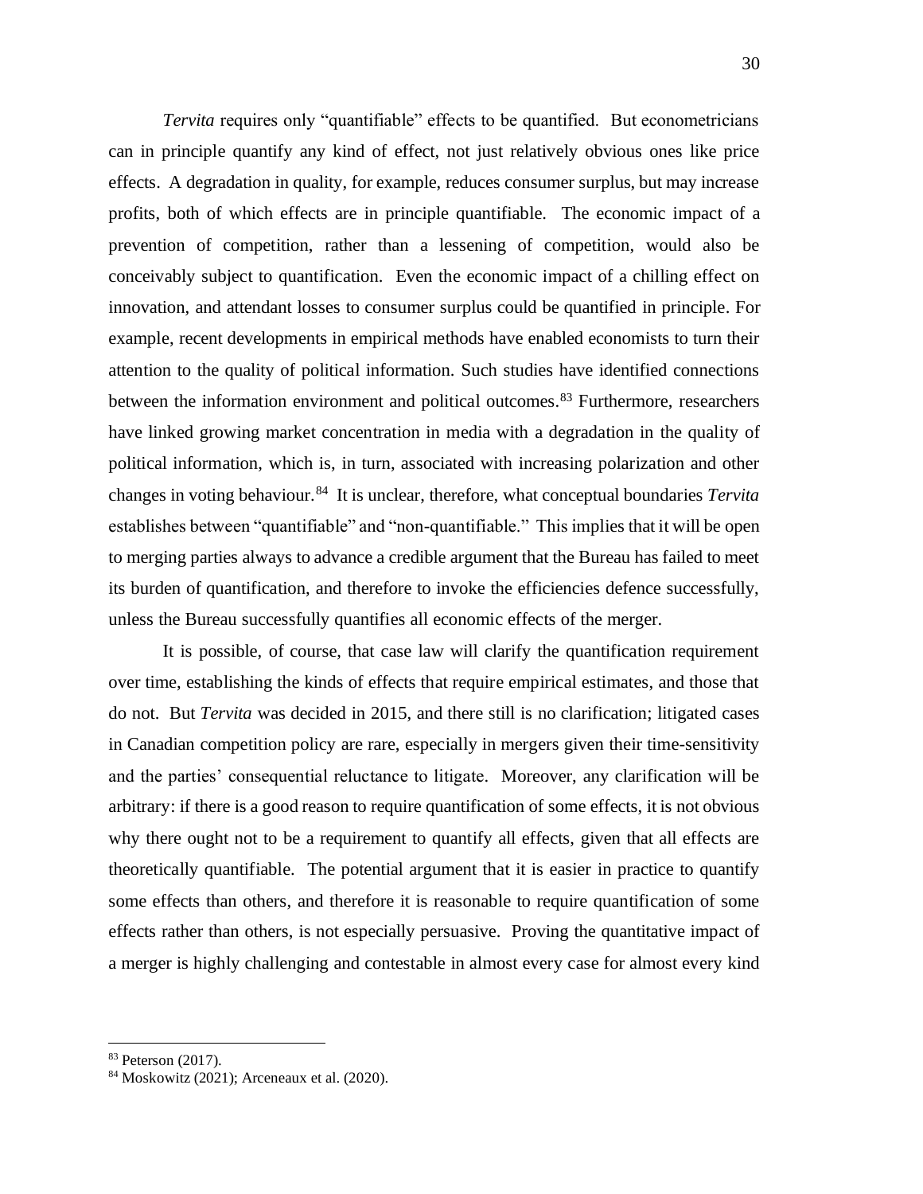*Tervita* requires only "quantifiable" effects to be quantified. But econometricians can in principle quantify any kind of effect, not just relatively obvious ones like price effects. A degradation in quality, for example, reduces consumer surplus, but may increase profits, both of which effects are in principle quantifiable. The economic impact of a prevention of competition, rather than a lessening of competition, would also be conceivably subject to quantification. Even the economic impact of a chilling effect on innovation, and attendant losses to consumer surplus could be quantified in principle. For example, recent developments in empirical methods have enabled economists to turn their attention to the quality of political information. Such studies have identified connections between the information environment and political outcomes.[83] Furthermore, researchers have linked growing market concentration in media with a degradation in the quality of political information, which is, in turn, associated with increasing polarization and other changes in voting behaviour.[84] It is unclear, therefore, what conceptual boundaries *Tervita* establishes between "quantifiable" and "non-quantifiable." This implies that it will be open to merging parties always to advance a credible argument that the Bureau has failed to meet its burden of quantification, and therefore to invoke the efficiencies defence successfully, unless the Bureau successfully quantifies all economic effects of the merger.

It is possible, of course, that case law will clarify the quantification requirement over time, establishing the kinds of effects that require empirical estimates, and those that do not. But *Tervita* was decided in 2015, and there still is no clarification; litigated cases in Canadian competition policy are rare, especially in mergers given their time-sensitivity and the parties' consequential reluctance to litigate. Moreover, any clarification will be arbitrary: if there is a good reason to require quantification of some effects, it is not obvious why there ought not to be a requirement to quantify all effects, given that all effects are theoretically quantifiable. The potential argument that it is easier in practice to quantify some effects than others, and therefore it is reasonable to require quantification of some effects rather than others, is not especially persuasive. Proving the quantitative impact of a merger is highly challenging and contestable in almost every case for almost every kind

[83] Peterson (2017).

[84] Moskowitz (2021); Arceneaux et al. (2020).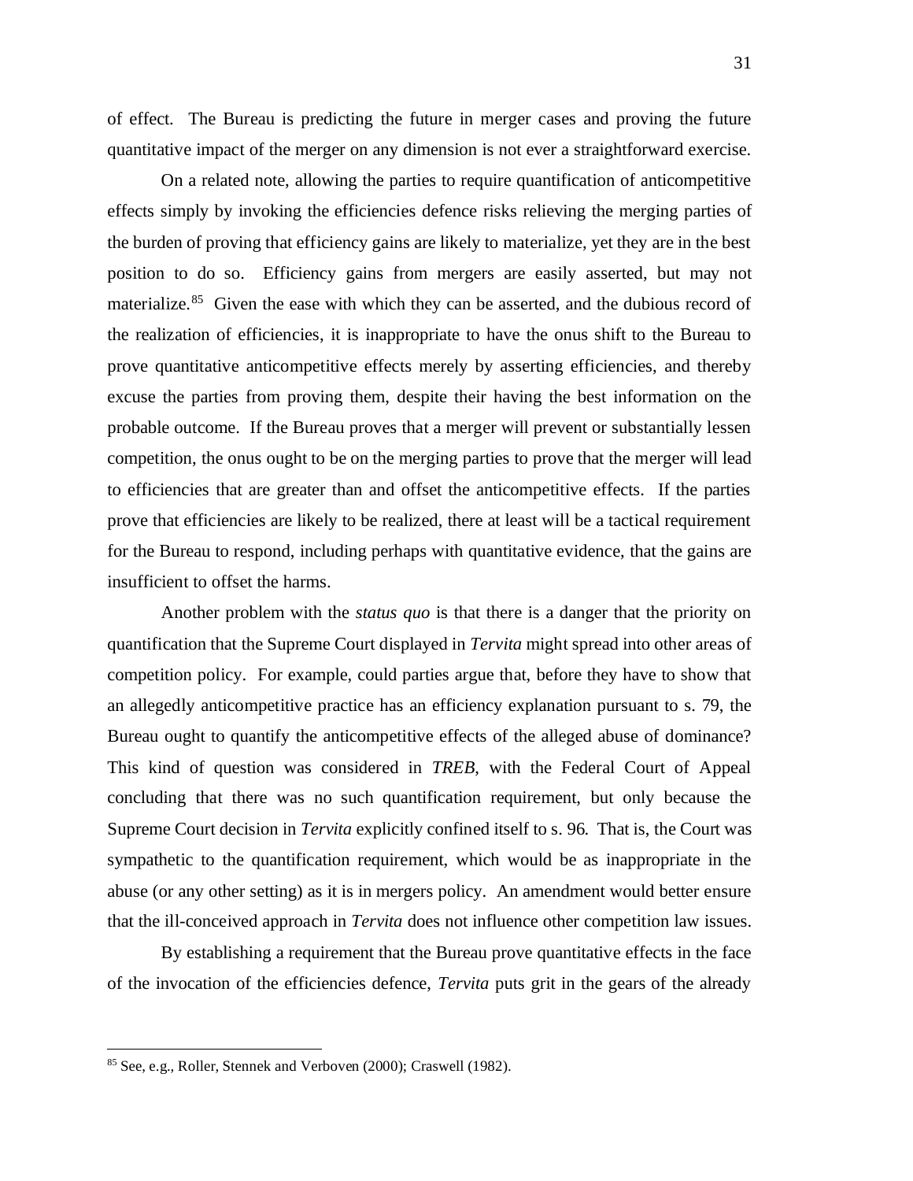of effect. The Bureau is predicting the future in merger cases and proving the future quantitative impact of the merger on any dimension is not ever a straightforward exercise.

On a related note, allowing the parties to require quantification of anticompetitive effects simply by invoking the efficiencies defence risks relieving the merging parties of the burden of proving that efficiency gains are likely to materialize, yet they are in the best position to do so. Efficiency gains from mergers are easily asserted, but may not materialize.[85] Given the ease with which they can be asserted, and the dubious record of the realization of efficiencies, it is inappropriate to have the onus shift to the Bureau to prove quantitative anticompetitive effects merely by asserting efficiencies, and thereby excuse the parties from proving them, despite their having the best information on the probable outcome. If the Bureau proves that a merger will prevent or substantially lessen competition, the onus ought to be on the merging parties to prove that the merger will lead to efficiencies that are greater than and offset the anticompetitive effects. If the parties prove that efficiencies are likely to be realized, there at least will be a tactical requirement for the Bureau to respond, including perhaps with quantitative evidence, that the gains are insufficient to offset the harms.

Another problem with the *status quo* is that there is a danger that the priority on quantification that the Supreme Court displayed in *Tervita* might spread into other areas of competition policy. For example, could parties argue that, before they have to show that an allegedly anticompetitive practice has an efficiency explanation pursuant to s. 79, the Bureau ought to quantify the anticompetitive effects of the alleged abuse of dominance? This kind of question was considered in *TREB*, with the Federal Court of Appeal concluding that there was no such quantification requirement, but only because the Supreme Court decision in *Tervita* explicitly confined itself to s. 96. That is, the Court was sympathetic to the quantification requirement, which would be as inappropriate in the abuse (or any other setting) as it is in mergers policy. An amendment would better ensure that the ill-conceived approach in *Tervita* does not influence other competition law issues.

By establishing a requirement that the Bureau prove quantitative effects in the face of the invocation of the efficiencies defence, *Tervita* puts grit in the gears of the already

[85] See, e.g., Roller, Stennek and Verboven (2000); Craswell (1982).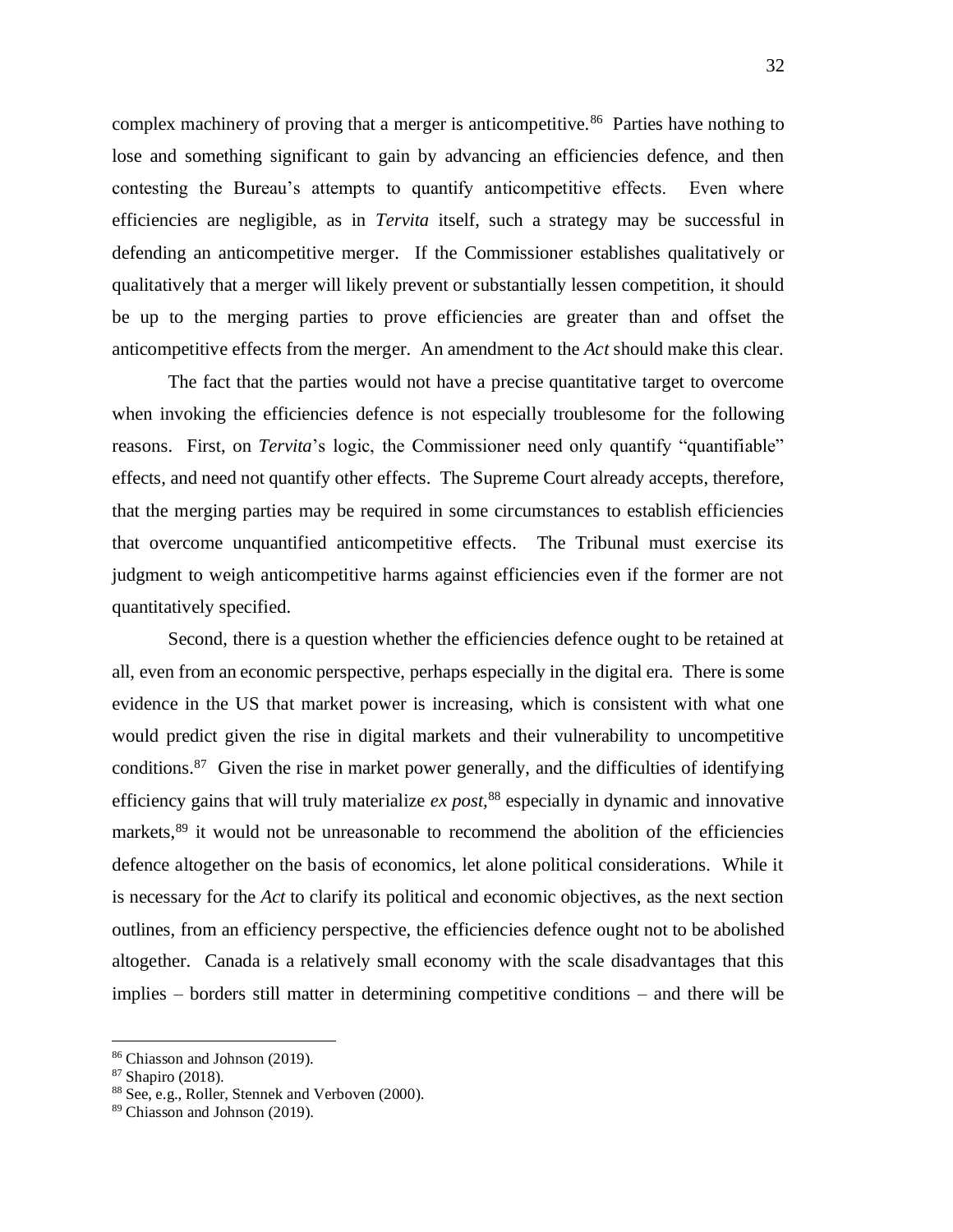complex machinery of proving that a merger is anticompetitive.[86] Parties have nothing to lose and something significant to gain by advancing an efficiencies defence, and then contesting the Bureau's attempts to quantify anticompetitive effects. Even where efficiencies are negligible, as in *Tervita* itself, such a strategy may be successful in defending an anticompetitive merger. If the Commissioner establishes qualitatively or qualitatively that a merger will likely prevent or substantially lessen competition, it should be up to the merging parties to prove efficiencies are greater than and offset the anticompetitive effects from the merger. An amendment to the *Act* should make this clear.

The fact that the parties would not have a precise quantitative target to overcome when invoking the efficiencies defence is not especially troublesome for the following reasons. First, on *Tervita*'s logic, the Commissioner need only quantify "quantifiable" effects, and need not quantify other effects. The Supreme Court already accepts, therefore, that the merging parties may be required in some circumstances to establish efficiencies that overcome unquantified anticompetitive effects. The Tribunal must exercise its judgment to weigh anticompetitive harms against efficiencies even if the former are not quantitatively specified.

Second, there is a question whether the efficiencies defence ought to be retained at all, even from an economic perspective, perhaps especially in the digital era. There is some evidence in the US that market power is increasing, which is consistent with what one would predict given the rise in digital markets and their vulnerability to uncompetitive conditions.[87] Given the rise in market power generally, and the difficulties of identifying efficiency gains that will truly materialize *ex post*,[88] especially in dynamic and innovative markets,[89] it would not be unreasonable to recommend the abolition of the efficiencies defence altogether on the basis of economics, let alone political considerations. While it is necessary for the *Act* to clarify its political and economic objectives, as the next section outlines, from an efficiency perspective, the efficiencies defence ought not to be abolished altogether. Canada is a relatively small economy with the scale disadvantages that this implies – borders still matter in determining competitive conditions – and there will be

---

[86] Chiasson and Johnson (2019).

[87] Shapiro (2018).

[88] See, e.g., Roller, Stennek and Verboven (2000).

[89] Chiasson and Johnson (2019).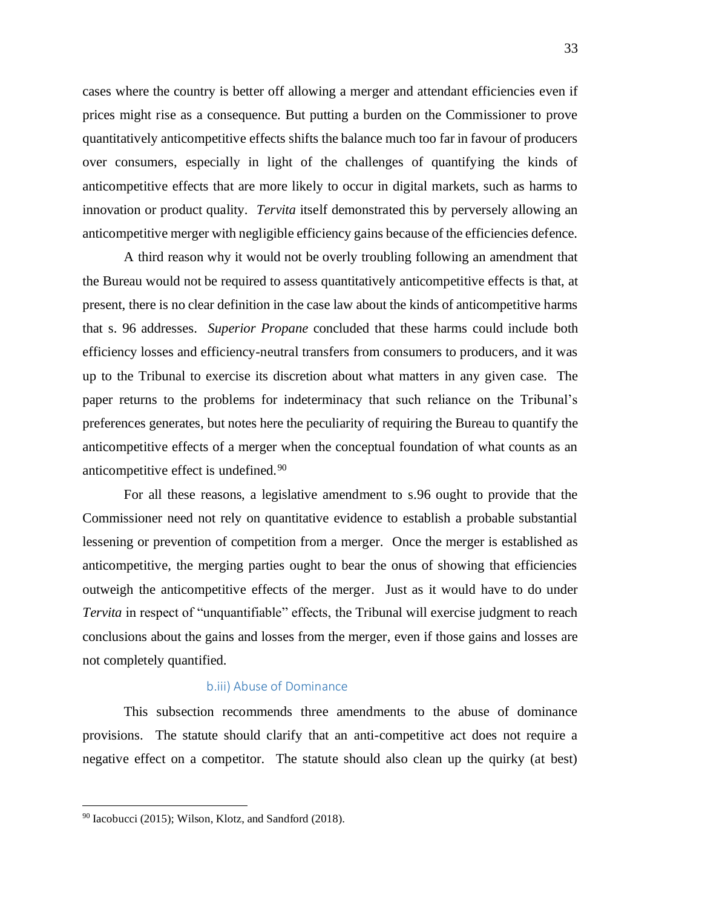cases where the country is better off allowing a merger and attendant efficiencies even if prices might rise as a consequence. But putting a burden on the Commissioner to prove quantitatively anticompetitive effects shifts the balance much too far in favour of producers over consumers, especially in light of the challenges of quantifying the kinds of anticompetitive effects that are more likely to occur in digital markets, such as harms to innovation or product quality. *Tervita* itself demonstrated this by perversely allowing an anticompetitive merger with negligible efficiency gains because of the efficiencies defence.

A third reason why it would not be overly troubling following an amendment that the Bureau would not be required to assess quantitatively anticompetitive effects is that, at present, there is no clear definition in the case law about the kinds of anticompetitive harms that s. 96 addresses. *Superior Propane* concluded that these harms could include both efficiency losses and efficiency-neutral transfers from consumers to producers, and it was up to the Tribunal to exercise its discretion about what matters in any given case. The paper returns to the problems for indeterminacy that such reliance on the Tribunal's preferences generates, but notes here the peculiarity of requiring the Bureau to quantify the anticompetitive effects of a merger when the conceptual foundation of what counts as an anticompetitive effect is undefined.[90]

For all these reasons, a legislative amendment to s.96 ought to provide that the Commissioner need not rely on quantitative evidence to establish a probable substantial lessening or prevention of competition from a merger. Once the merger is established as anticompetitive, the merging parties ought to bear the onus of showing that efficiencies outweigh the anticompetitive effects of the merger. Just as it would have to do under *Tervita* in respect of "unquantifiable" effects, the Tribunal will exercise judgment to reach conclusions about the gains and losses from the merger, even if those gains and losses are not completely quantified.

#### b.iii) Abuse of Dominance

This subsection recommends three amendments to the abuse of dominance provisions. The statute should clarify that an anti-competitive act does not require a negative effect on a competitor. The statute should also clean up the quirky (at best)

---

[90] Iacobucci (2015); Wilson, Klotz, and Sandford (2018).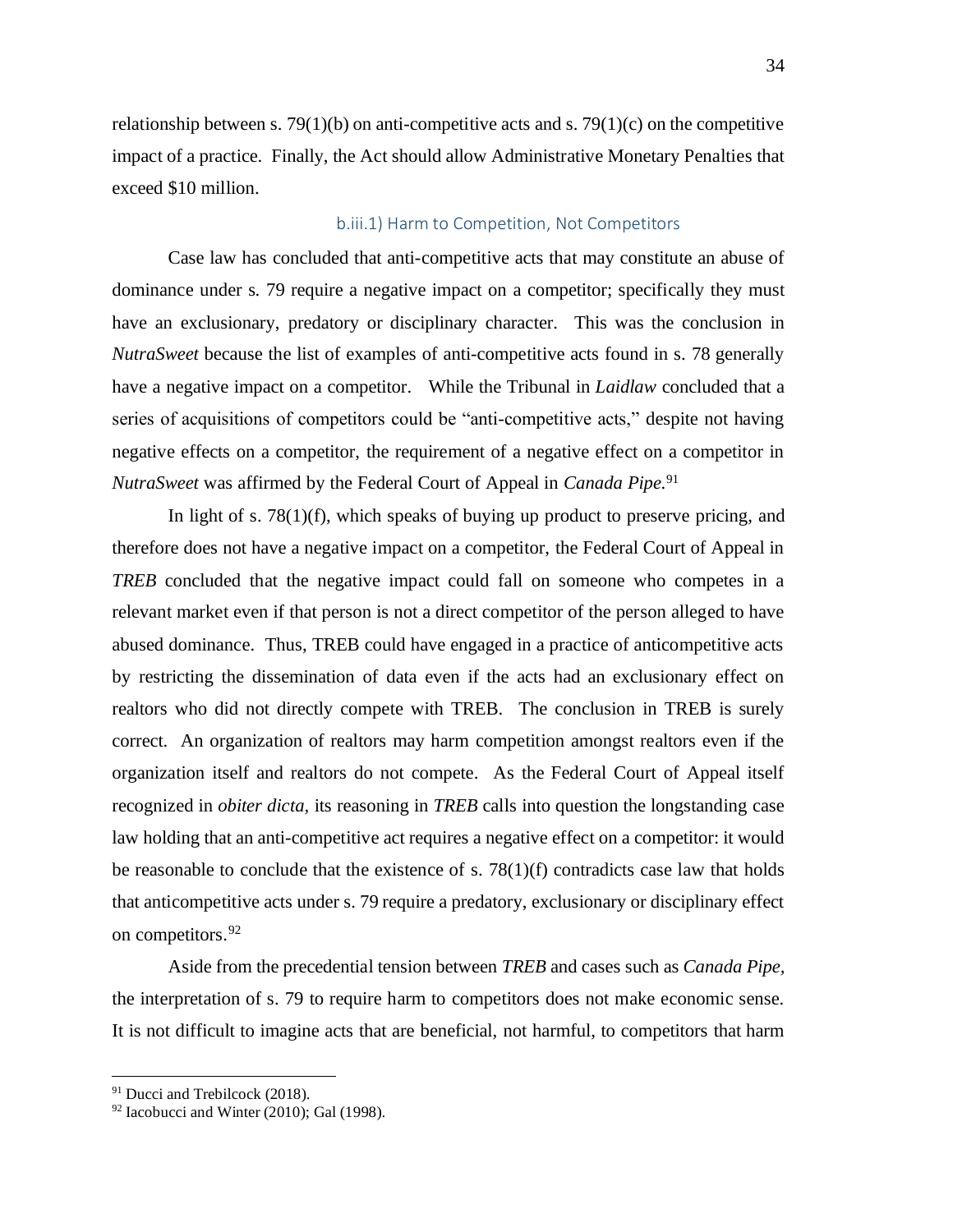relationship between s. 79(1)(b) on anti-competitive acts and s. 79(1)(c) on the competitive impact of a practice. Finally, the Act should allow Administrative Monetary Penalties that exceed $10 million.

#### b.iii.1) Harm to Competition, Not Competitors

Case law has concluded that anti-competitive acts that may constitute an abuse of dominance under s. 79 require a negative impact on a competitor; specifically they must have an exclusionary, predatory or disciplinary character. This was the conclusion in *NutraSweet* because the list of examples of anti-competitive acts found in s. 78 generally have a negative impact on a competitor. While the Tribunal in *Laidlaw* concluded that a series of acquisitions of competitors could be "anti-competitive acts," despite not having negative effects on a competitor, the requirement of a negative effect on a competitor in *NutraSweet* was affirmed by the Federal Court of Appeal in *Canada Pipe.*[91]

In light of s. 78(1)(f), which speaks of buying up product to preserve pricing, and therefore does not have a negative impact on a competitor, the Federal Court of Appeal in *TREB* concluded that the negative impact could fall on someone who competes in a relevant market even if that person is not a direct competitor of the person alleged to have abused dominance. Thus, TREB could have engaged in a practice of anticompetitive acts by restricting the dissemination of data even if the acts had an exclusionary effect on realtors who did not directly compete with TREB. The conclusion in TREB is surely correct. An organization of realtors may harm competition amongst realtors even if the organization itself and realtors do not compete. As the Federal Court of Appeal itself recognized in *obiter dicta,* its reasoning in *TREB* calls into question the longstanding case law holding that an anti-competitive act requires a negative effect on a competitor: it would be reasonable to conclude that the existence of s. 78(1)(f) contradicts case law that holds that anticompetitive acts under s. 79 require a predatory, exclusionary or disciplinary effect on competitors.[92]

Aside from the precedential tension between *TREB* and cases such as *Canada Pipe,* the interpretation of s. 79 to require harm to competitors does not make economic sense. It is not difficult to imagine acts that are beneficial, not harmful, to competitors that harm

---

[91] Ducci and Trebilcock (2018).

[92] Iacobucci and Winter (2010); Gal (1998).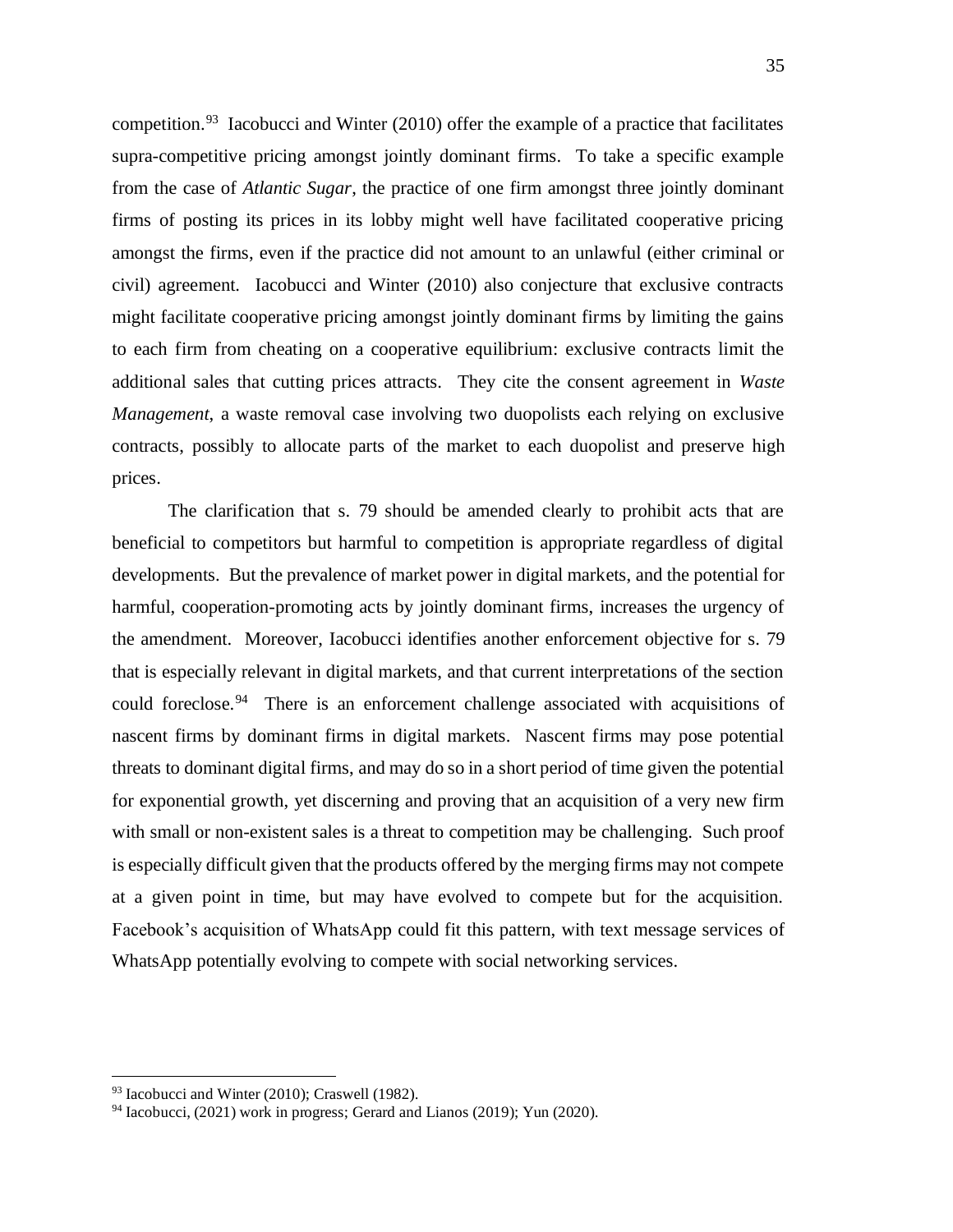competition.[93] Iacobucci and Winter (2010) offer the example of a practice that facilitates supra-competitive pricing amongst jointly dominant firms. To take a specific example from the case of *Atlantic Sugar*, the practice of one firm amongst three jointly dominant firms of posting its prices in its lobby might well have facilitated cooperative pricing amongst the firms, even if the practice did not amount to an unlawful (either criminal or civil) agreement. Iacobucci and Winter (2010) also conjecture that exclusive contracts might facilitate cooperative pricing amongst jointly dominant firms by limiting the gains to each firm from cheating on a cooperative equilibrium: exclusive contracts limit the additional sales that cutting prices attracts. They cite the consent agreement in *Waste Management*, a waste removal case involving two duopolists each relying on exclusive contracts, possibly to allocate parts of the market to each duopolist and preserve high prices.

The clarification that s. 79 should be amended clearly to prohibit acts that are beneficial to competitors but harmful to competition is appropriate regardless of digital developments. But the prevalence of market power in digital markets, and the potential for harmful, cooperation-promoting acts by jointly dominant firms, increases the urgency of the amendment. Moreover, Iacobucci identifies another enforcement objective for s. 79 that is especially relevant in digital markets, and that current interpretations of the section could foreclose.[94] There is an enforcement challenge associated with acquisitions of nascent firms by dominant firms in digital markets. Nascent firms may pose potential threats to dominant digital firms, and may do so in a short period of time given the potential for exponential growth, yet discerning and proving that an acquisition of a very new firm with small or non-existent sales is a threat to competition may be challenging. Such proof is especially difficult given that the products offered by the merging firms may not compete at a given point in time, but may have evolved to compete but for the acquisition. Facebook's acquisition of WhatsApp could fit this pattern, with text message services of WhatsApp potentially evolving to compete with social networking services.

---

[93] Iacobucci and Winter (2010); Craswell (1982).

[94] Iacobucci, (2021) work in progress; Gerard and Lianos (2019); Yun (2020).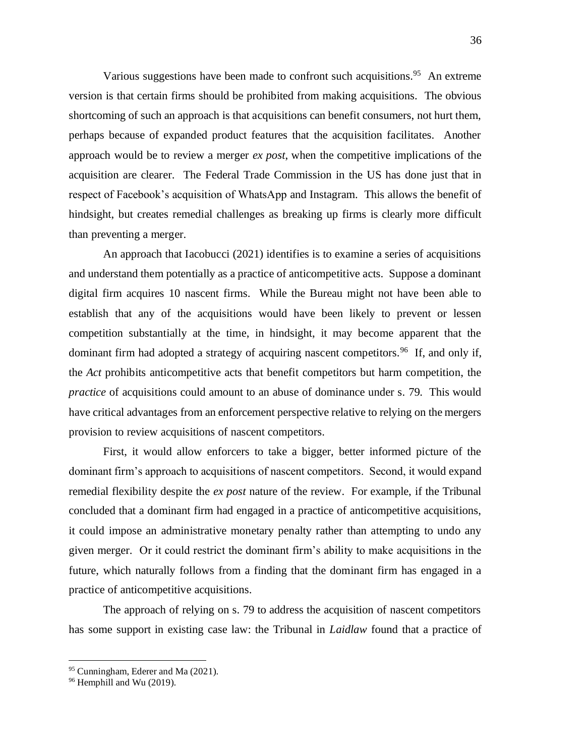Various suggestions have been made to confront such acquisitions.[95] An extreme version is that certain firms should be prohibited from making acquisitions. The obvious shortcoming of such an approach is that acquisitions can benefit consumers, not hurt them, perhaps because of expanded product features that the acquisition facilitates. Another approach would be to review a merger *ex post*, when the competitive implications of the acquisition are clearer. The Federal Trade Commission in the US has done just that in respect of Facebook's acquisition of WhatsApp and Instagram. This allows the benefit of hindsight, but creates remedial challenges as breaking up firms is clearly more difficult than preventing a merger.

An approach that Iacobucci (2021) identifies is to examine a series of acquisitions and understand them potentially as a practice of anticompetitive acts. Suppose a dominant digital firm acquires 10 nascent firms. While the Bureau might not have been able to establish that any of the acquisitions would have been likely to prevent or lessen competition substantially at the time, in hindsight, it may become apparent that the dominant firm had adopted a strategy of acquiring nascent competitors.[96] If, and only if, the *Act* prohibits anticompetitive acts that benefit competitors but harm competition, the *practice* of acquisitions could amount to an abuse of dominance under s. 79. This would have critical advantages from an enforcement perspective relative to relying on the mergers provision to review acquisitions of nascent competitors.

First, it would allow enforcers to take a bigger, better informed picture of the dominant firm's approach to acquisitions of nascent competitors. Second, it would expand remedial flexibility despite the *ex post* nature of the review. For example, if the Tribunal concluded that a dominant firm had engaged in a practice of anticompetitive acquisitions, it could impose an administrative monetary penalty rather than attempting to undo any given merger. Or it could restrict the dominant firm's ability to make acquisitions in the future, which naturally follows from a finding that the dominant firm has engaged in a practice of anticompetitive acquisitions.

The approach of relying on s. 79 to address the acquisition of nascent competitors has some support in existing case law: the Tribunal in *Laidlaw* found that a practice of

[95] Cunningham, Ederer and Ma (2021).

[96] Hemphill and Wu (2019).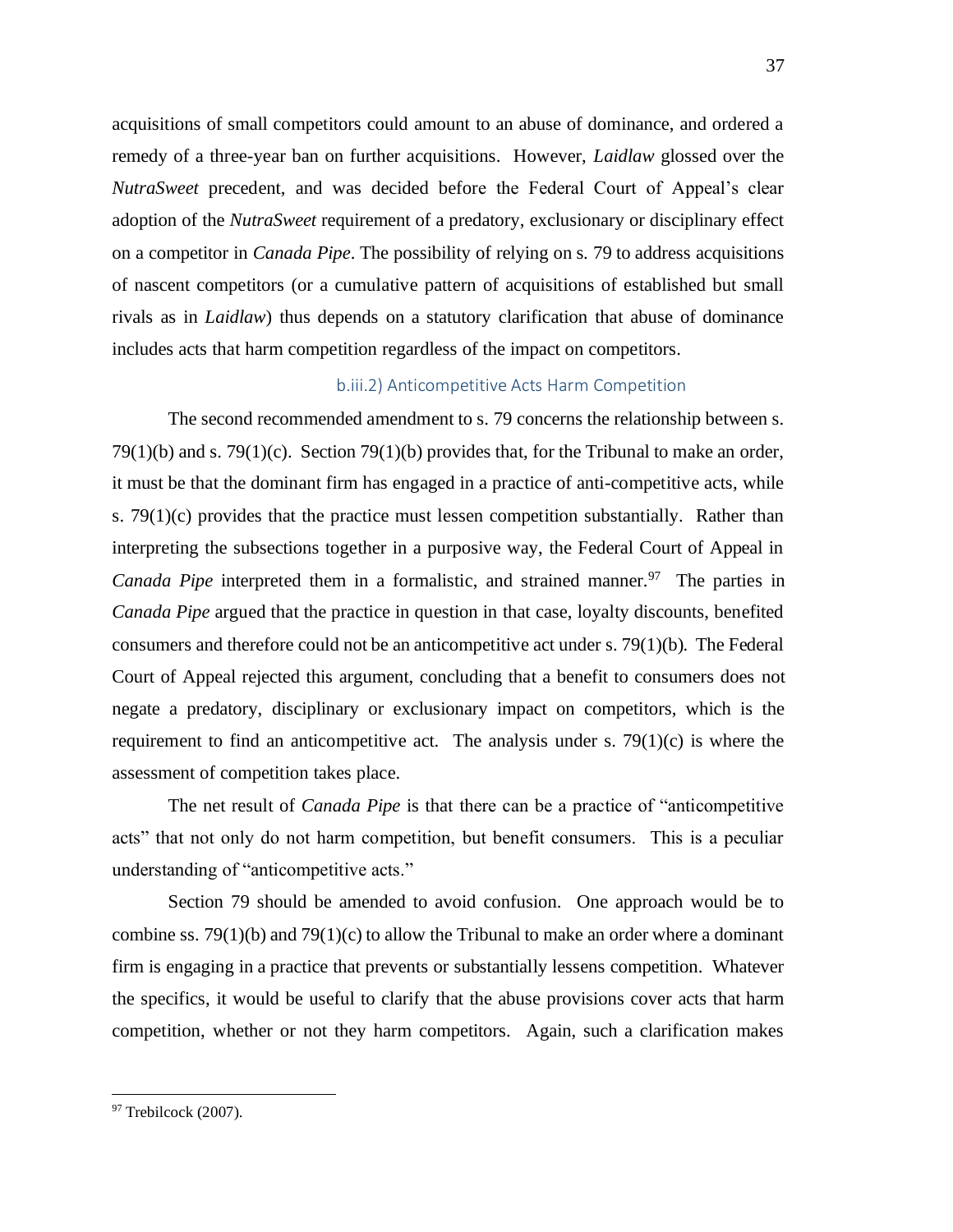acquisitions of small competitors could amount to an abuse of dominance, and ordered a remedy of a three-year ban on further acquisitions. However, *Laidlaw* glossed over the *NutraSweet* precedent, and was decided before the Federal Court of Appeal's clear adoption of the *NutraSweet* requirement of a predatory, exclusionary or disciplinary effect on a competitor in *Canada Pipe*. The possibility of relying on s. 79 to address acquisitions of nascent competitors (or a cumulative pattern of acquisitions of established but small rivals as in *Laidlaw*) thus depends on a statutory clarification that abuse of dominance includes acts that harm competition regardless of the impact on competitors.

#### b.iii.2) Anticompetitive Acts Harm Competition

The second recommended amendment to s. 79 concerns the relationship between s. 79(1)(b) and s. 79(1)(c). Section 79(1)(b) provides that, for the Tribunal to make an order, it must be that the dominant firm has engaged in a practice of anti-competitive acts, while s. 79(1)(c) provides that the practice must lessen competition substantially. Rather than interpreting the subsections together in a purposive way, the Federal Court of Appeal in *Canada Pipe* interpreted them in a formalistic, and strained manner.[97] The parties in *Canada Pipe* argued that the practice in question in that case, loyalty discounts, benefited consumers and therefore could not be an anticompetitive act under s. 79(1)(b). The Federal Court of Appeal rejected this argument, concluding that a benefit to consumers does not negate a predatory, disciplinary or exclusionary impact on competitors, which is the requirement to find an anticompetitive act. The analysis under s. 79(1)(c) is where the assessment of competition takes place.

The net result of *Canada Pipe* is that there can be a practice of "anticompetitive acts" that not only do not harm competition, but benefit consumers. This is a peculiar understanding of "anticompetitive acts."

Section 79 should be amended to avoid confusion. One approach would be to combine ss. 79(1)(b) and 79(1)(c) to allow the Tribunal to make an order where a dominant firm is engaging in a practice that prevents or substantially lessens competition. Whatever the specifics, it would be useful to clarify that the abuse provisions cover acts that harm competition, whether or not they harm competitors. Again, such a clarification makes

---

[97] Trebilcock (2007).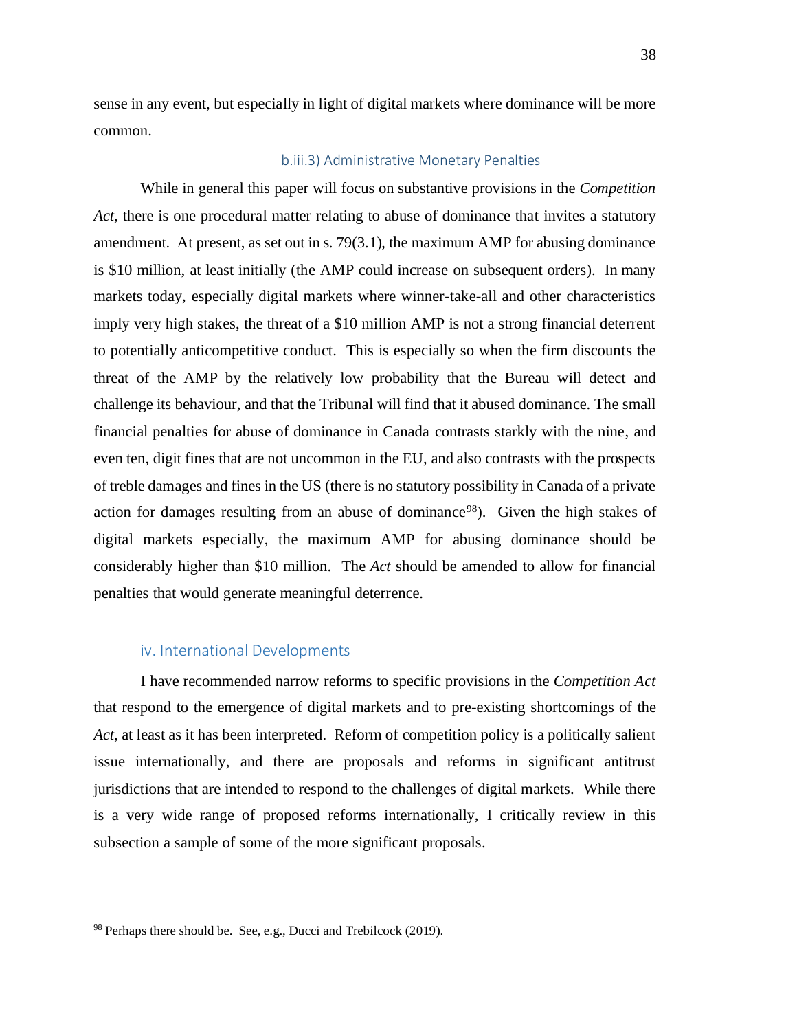sense in any event, but especially in light of digital markets where dominance will be more common.

#### b.iii.3) Administrative Monetary Penalties

While in general this paper will focus on substantive provisions in the *Competition Act*, there is one procedural matter relating to abuse of dominance that invites a statutory amendment. At present, as set out in s. 79(3.1), the maximum AMP for abusing dominance is $10 million, at least initially (the AMP could increase on subsequent orders). In many markets today, especially digital markets where winner-take-all and other characteristics imply very high stakes, the threat of a $10 million AMP is not a strong financial deterrent to potentially anticompetitive conduct. This is especially so when the firm discounts the threat of the AMP by the relatively low probability that the Bureau will detect and challenge its behaviour, and that the Tribunal will find that it abused dominance. The small financial penalties for abuse of dominance in Canada contrasts starkly with the nine, and even ten, digit fines that are not uncommon in the EU, and also contrasts with the prospects of treble damages and fines in the US (there is no statutory possibility in Canada of a private action for damages resulting from an abuse of dominance[98]). Given the high stakes of digital markets especially, the maximum AMP for abusing dominance should be considerably higher than $10 million. The *Act* should be amended to allow for financial penalties that would generate meaningful deterrence.

### iv. International Developments

I have recommended narrow reforms to specific provisions in the *Competition Act* that respond to the emergence of digital markets and to pre-existing shortcomings of the *Act*, at least as it has been interpreted. Reform of competition policy is a politically salient issue internationally, and there are proposals and reforms in significant antitrust jurisdictions that are intended to respond to the challenges of digital markets. While there is a very wide range of proposed reforms internationally, I critically review in this subsection a sample of some of the more significant proposals.

---

[98] Perhaps there should be. See, e.g., Ducci and Trebilcock (2019).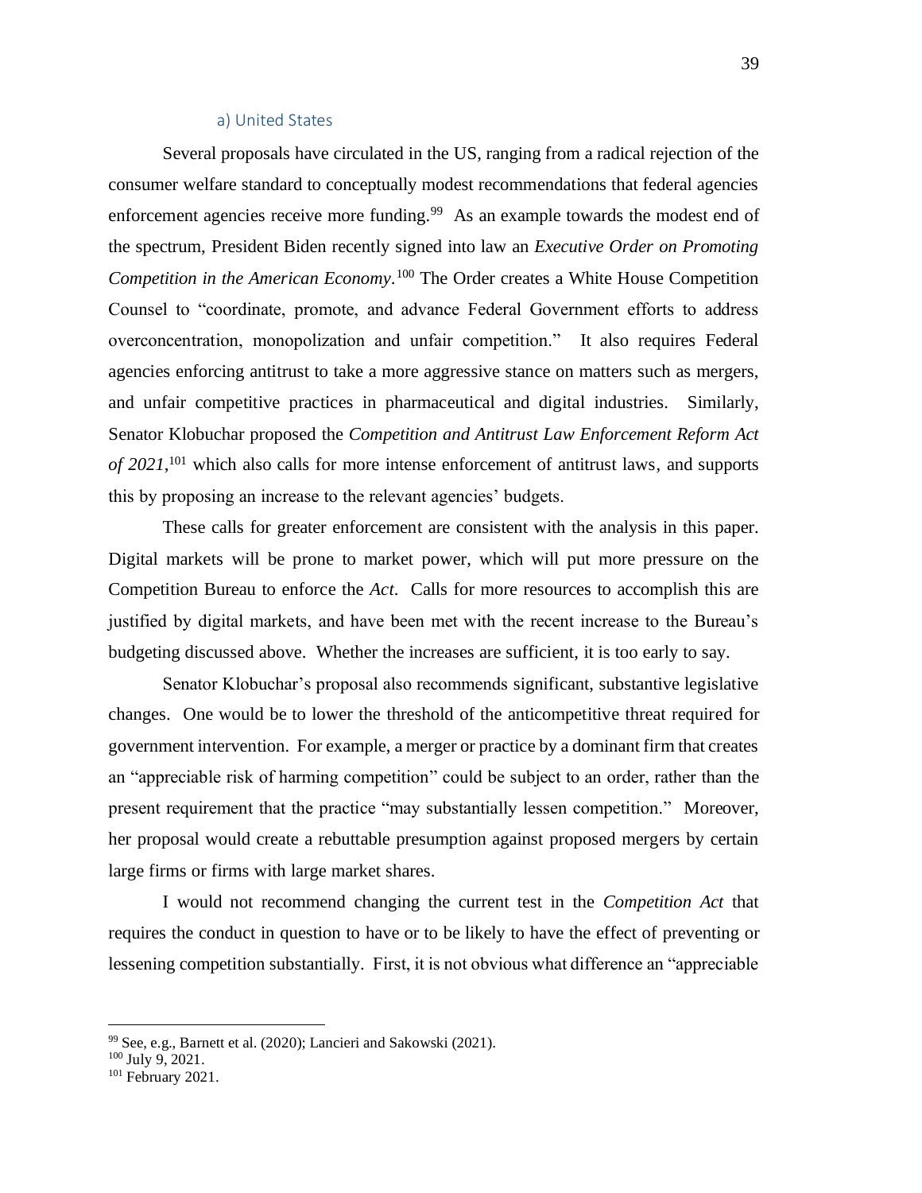### a) United States

Several proposals have circulated in the US, ranging from a radical rejection of the consumer welfare standard to conceptually modest recommendations that federal agencies enforcement agencies receive more funding.[99] As an example towards the modest end of the spectrum, President Biden recently signed into law an *Executive Order on Promoting Competition in the American Economy*.[100] The Order creates a White House Competition Counsel to "coordinate, promote, and advance Federal Government efforts to address overconcentration, monopolization and unfair competition." It also requires Federal agencies enforcing antitrust to take a more aggressive stance on matters such as mergers, and unfair competitive practices in pharmaceutical and digital industries. Similarly, Senator Klobuchar proposed the *Competition and Antitrust Law Enforcement Reform Act of 2021*,[101] which also calls for more intense enforcement of antitrust laws, and supports this by proposing an increase to the relevant agencies' budgets.

These calls for greater enforcement are consistent with the analysis in this paper. Digital markets will be prone to market power, which will put more pressure on the Competition Bureau to enforce the *Act*. Calls for more resources to accomplish this are justified by digital markets, and have been met with the recent increase to the Bureau's budgeting discussed above. Whether the increases are sufficient, it is too early to say.

Senator Klobuchar's proposal also recommends significant, substantive legislative changes. One would be to lower the threshold of the anticompetitive threat required for government intervention. For example, a merger or practice by a dominant firm that creates an "appreciable risk of harming competition" could be subject to an order, rather than the present requirement that the practice "may substantially lessen competition." Moreover, her proposal would create a rebuttable presumption against proposed mergers by certain large firms or firms with large market shares.

I would not recommend changing the current test in the *Competition Act* that requires the conduct in question to have or to be likely to have the effect of preventing or lessening competition substantially. First, it is not obvious what difference an "appreciable

---

[99] See, e.g., Barnett et al. (2020); Lancieri and Sakowski (2021).

[100] July 9, 2021.

[101] February 2021.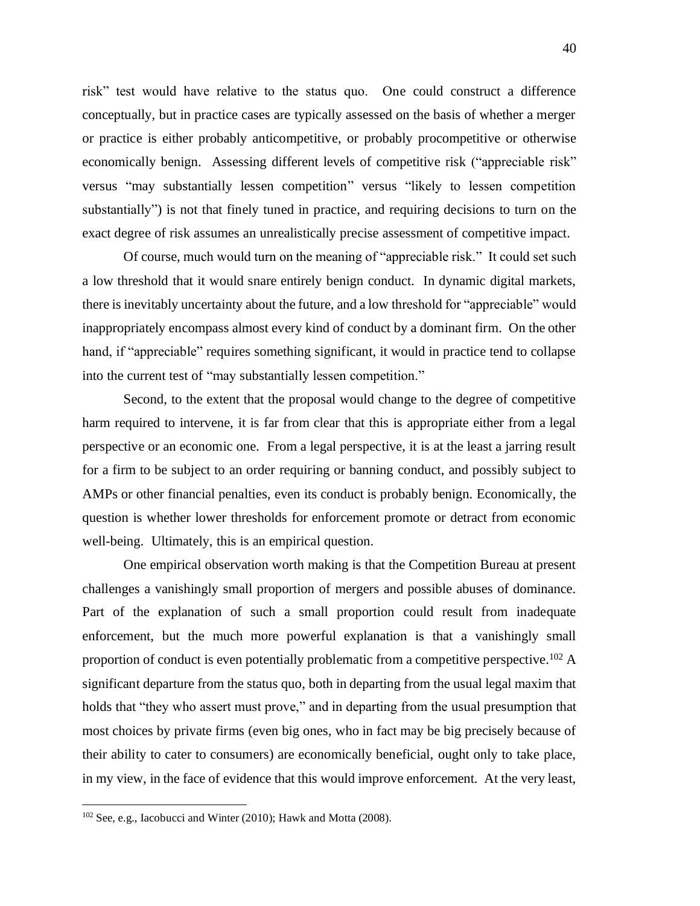risk" test would have relative to the status quo. One could construct a difference conceptually, but in practice cases are typically assessed on the basis of whether a merger or practice is either probably anticompetitive, or probably procompetitive or otherwise economically benign. Assessing different levels of competitive risk ("appreciable risk" versus "may substantially lessen competition" versus "likely to lessen competition substantially") is not that finely tuned in practice, and requiring decisions to turn on the exact degree of risk assumes an unrealistically precise assessment of competitive impact.

Of course, much would turn on the meaning of "appreciable risk." It could set such a low threshold that it would snare entirely benign conduct. In dynamic digital markets, there is inevitably uncertainty about the future, and a low threshold for "appreciable" would inappropriately encompass almost every kind of conduct by a dominant firm. On the other hand, if "appreciable" requires something significant, it would in practice tend to collapse into the current test of "may substantially lessen competition."

Second, to the extent that the proposal would change to the degree of competitive harm required to intervene, it is far from clear that this is appropriate either from a legal perspective or an economic one. From a legal perspective, it is at the least a jarring result for a firm to be subject to an order requiring or banning conduct, and possibly subject to AMPs or other financial penalties, even its conduct is probably benign. Economically, the question is whether lower thresholds for enforcement promote or detract from economic well-being. Ultimately, this is an empirical question.

One empirical observation worth making is that the Competition Bureau at present challenges a vanishingly small proportion of mergers and possible abuses of dominance. Part of the explanation of such a small proportion could result from inadequate enforcement, but the much more powerful explanation is that a vanishingly small proportion of conduct is even potentially problematic from a competitive perspective.[102] A significant departure from the status quo, both in departing from the usual legal maxim that holds that "they who assert must prove," and in departing from the usual presumption that most choices by private firms (even big ones, who in fact may be big precisely because of their ability to cater to consumers) are economically beneficial, ought only to take place, in my view, in the face of evidence that this would improve enforcement. At the very least,

[102] See, e.g., Iacobucci and Winter (2010); Hawk and Motta (2008).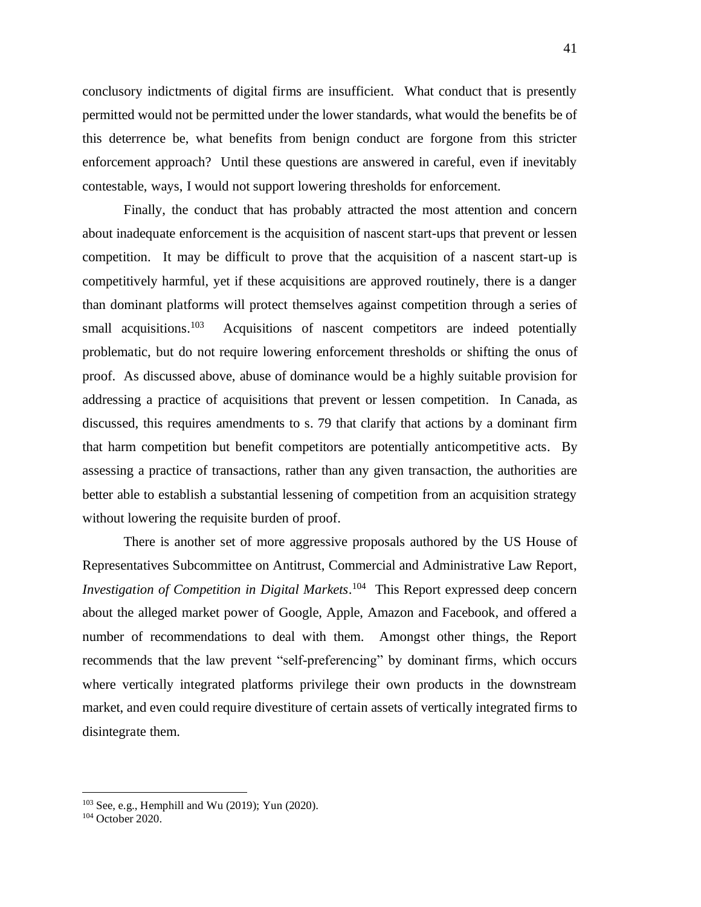conclusory indictments of digital firms are insufficient. What conduct that is presently permitted would not be permitted under the lower standards, what would the benefits be of this deterrence be, what benefits from benign conduct are forgone from this stricter enforcement approach? Until these questions are answered in careful, even if inevitably contestable, ways, I would not support lowering thresholds for enforcement.

Finally, the conduct that has probably attracted the most attention and concern about inadequate enforcement is the acquisition of nascent start-ups that prevent or lessen competition. It may be difficult to prove that the acquisition of a nascent start-up is competitively harmful, yet if these acquisitions are approved routinely, there is a danger than dominant platforms will protect themselves against competition through a series of small acquisitions.[103] Acquisitions of nascent competitors are indeed potentially problematic, but do not require lowering enforcement thresholds or shifting the onus of proof. As discussed above, abuse of dominance would be a highly suitable provision for addressing a practice of acquisitions that prevent or lessen competition. In Canada, as discussed, this requires amendments to s. 79 that clarify that actions by a dominant firm that harm competition but benefit competitors are potentially anticompetitive acts. By assessing a practice of transactions, rather than any given transaction, the authorities are better able to establish a substantial lessening of competition from an acquisition strategy without lowering the requisite burden of proof.

There is another set of more aggressive proposals authored by the US House of Representatives Subcommittee on Antitrust, Commercial and Administrative Law Report, *Investigation of Competition in Digital Markets*.[104] This Report expressed deep concern about the alleged market power of Google, Apple, Amazon and Facebook, and offered a number of recommendations to deal with them. Amongst other things, the Report recommends that the law prevent "self-preferencing" by dominant firms, which occurs where vertically integrated platforms privilege their own products in the downstream market, and even could require divestiture of certain assets of vertically integrated firms to disintegrate them.

---

[103] See, e.g., Hemphill and Wu (2019); Yun (2020).

[104] October 2020.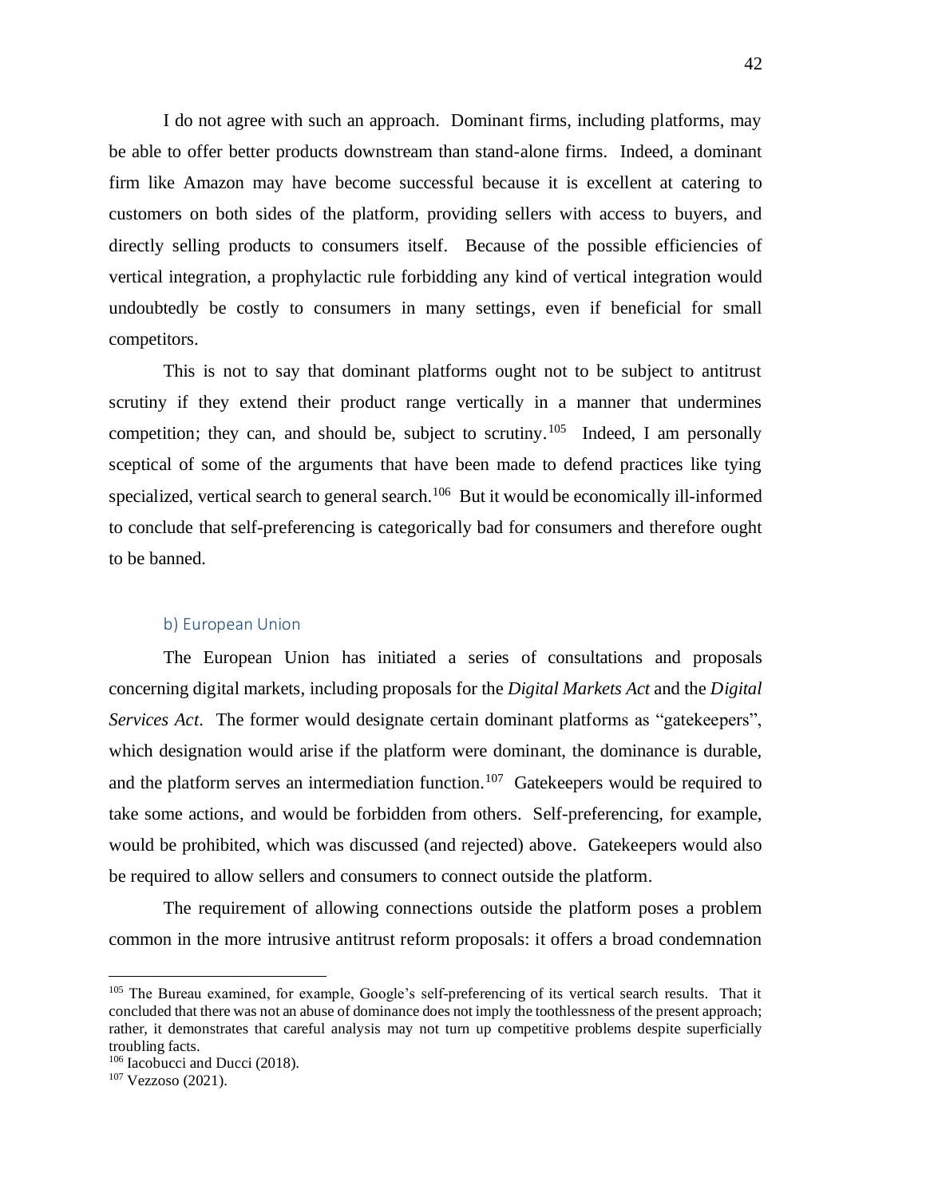I do not agree with such an approach. Dominant firms, including platforms, may be able to offer better products downstream than stand-alone firms. Indeed, a dominant firm like Amazon may have become successful because it is excellent at catering to customers on both sides of the platform, providing sellers with access to buyers, and directly selling products to consumers itself. Because of the possible efficiencies of vertical integration, a prophylactic rule forbidding any kind of vertical integration would undoubtedly be costly to consumers in many settings, even if beneficial for small competitors.

This is not to say that dominant platforms ought not to be subject to antitrust scrutiny if they extend their product range vertically in a manner that undermines competition; they can, and should be, subject to scrutiny.[105] Indeed, I am personally sceptical of some of the arguments that have been made to defend practices like tying specialized, vertical search to general search.[106] But it would be economically ill-informed to conclude that self-preferencing is categorically bad for consumers and therefore ought to be banned.

### b) European Union

The European Union has initiated a series of consultations and proposals concerning digital markets, including proposals for the *Digital Markets Act* and the *Digital Services Act*. The former would designate certain dominant platforms as "gatekeepers", which designation would arise if the platform were dominant, the dominance is durable, and the platform serves an intermediation function.[107] Gatekeepers would be required to take some actions, and would be forbidden from others. Self-preferencing, for example, would be prohibited, which was discussed (and rejected) above. Gatekeepers would also be required to allow sellers and consumers to connect outside the platform.

The requirement of allowing connections outside the platform poses a problem common in the more intrusive antitrust reform proposals: it offers a broad condemnation

---

[105] The Bureau examined, for example, Google's self-preferencing of its vertical search results. That it concluded that there was not an abuse of dominance does not imply the toothlessness of the present approach; rather, it demonstrates that careful analysis may not turn up competitive problems despite superficially troubling facts.

[106] Iacobucci and Ducci (2018).

[107] Vezzoso (2021).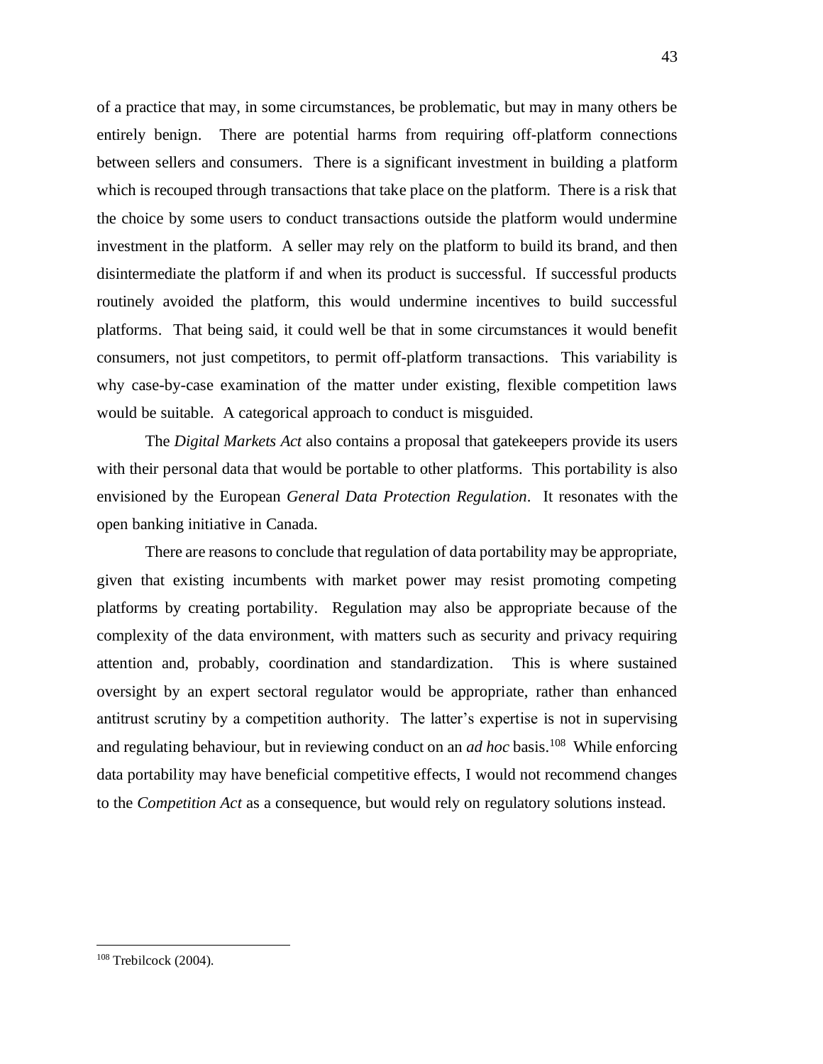of a practice that may, in some circumstances, be problematic, but may in many others be entirely benign. There are potential harms from requiring off-platform connections between sellers and consumers. There is a significant investment in building a platform which is recouped through transactions that take place on the platform. There is a risk that the choice by some users to conduct transactions outside the platform would undermine investment in the platform. A seller may rely on the platform to build its brand, and then disintermediate the platform if and when its product is successful. If successful products routinely avoided the platform, this would undermine incentives to build successful platforms. That being said, it could well be that in some circumstances it would benefit consumers, not just competitors, to permit off-platform transactions. This variability is why case-by-case examination of the matter under existing, flexible competition laws would be suitable. A categorical approach to conduct is misguided.

The *Digital Markets Act* also contains a proposal that gatekeepers provide its users with their personal data that would be portable to other platforms. This portability is also envisioned by the European *General Data Protection Regulation*. It resonates with the open banking initiative in Canada.

There are reasons to conclude that regulation of data portability may be appropriate, given that existing incumbents with market power may resist promoting competing platforms by creating portability. Regulation may also be appropriate because of the complexity of the data environment, with matters such as security and privacy requiring attention and, probably, coordination and standardization. This is where sustained oversight by an expert sectoral regulator would be appropriate, rather than enhanced antitrust scrutiny by a competition authority. The latter's expertise is not in supervising and regulating behaviour, but in reviewing conduct on an *ad hoc* basis.[108] While enforcing data portability may have beneficial competitive effects, I would not recommend changes to the *Competition Act* as a consequence, but would rely on regulatory solutions instead.

---

[108] Trebilcock (2004).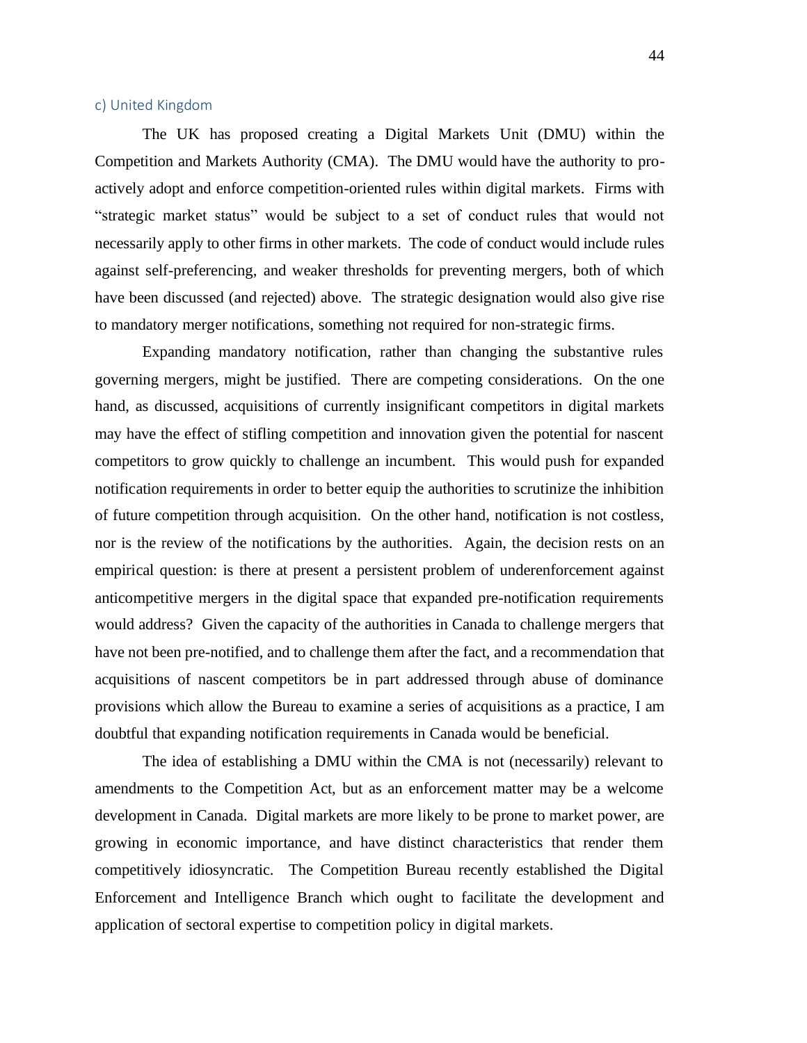### c) United Kingdom

The UK has proposed creating a Digital Markets Unit (DMU) within the Competition and Markets Authority (CMA). The DMU would have the authority to pro-actively adopt and enforce competition-oriented rules within digital markets. Firms with "strategic market status" would be subject to a set of conduct rules that would not necessarily apply to other firms in other markets. The code of conduct would include rules against self-preferencing, and weaker thresholds for preventing mergers, both of which have been discussed (and rejected) above. The strategic designation would also give rise to mandatory merger notifications, something not required for non-strategic firms.

Expanding mandatory notification, rather than changing the substantive rules governing mergers, might be justified. There are competing considerations. On the one hand, as discussed, acquisitions of currently insignificant competitors in digital markets may have the effect of stifling competition and innovation given the potential for nascent competitors to grow quickly to challenge an incumbent. This would push for expanded notification requirements in order to better equip the authorities to scrutinize the inhibition of future competition through acquisition. On the other hand, notification is not costless, nor is the review of the notifications by the authorities. Again, the decision rests on an empirical question: is there at present a persistent problem of underenforcement against anticompetitive mergers in the digital space that expanded pre-notification requirements would address? Given the capacity of the authorities in Canada to challenge mergers that have not been pre-notified, and to challenge them after the fact, and a recommendation that acquisitions of nascent competitors be in part addressed through abuse of dominance provisions which allow the Bureau to examine a series of acquisitions as a practice, I am doubtful that expanding notification requirements in Canada would be beneficial.

The idea of establishing a DMU within the CMA is not (necessarily) relevant to amendments to the Competition Act, but as an enforcement matter may be a welcome development in Canada. Digital markets are more likely to be prone to market power, are growing in economic importance, and have distinct characteristics that render them competitively idiosyncratic. The Competition Bureau recently established the Digital Enforcement and Intelligence Branch which ought to facilitate the development and application of sectoral expertise to competition policy in digital markets.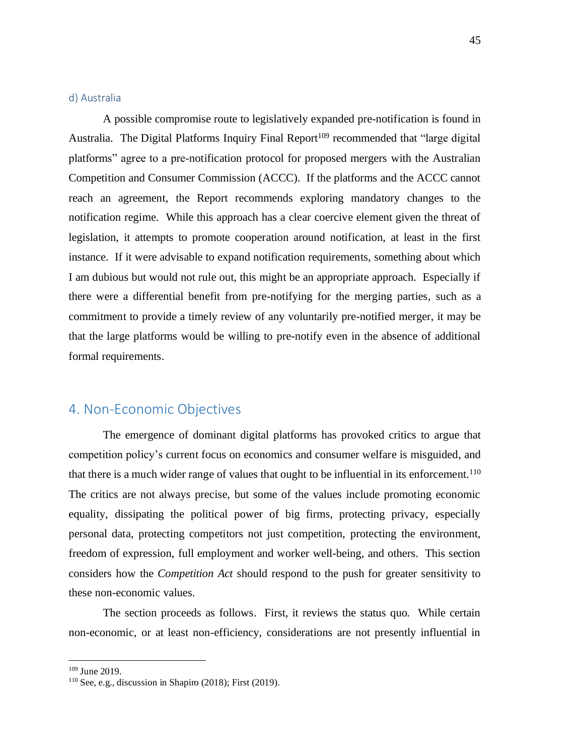### d) Australia

A possible compromise route to legislatively expanded pre-notification is found in Australia. The Digital Platforms Inquiry Final Report[109] recommended that "large digital platforms" agree to a pre-notification protocol for proposed mergers with the Australian Competition and Consumer Commission (ACCC). If the platforms and the ACCC cannot reach an agreement, the Report recommends exploring mandatory changes to the notification regime. While this approach has a clear coercive element given the threat of legislation, it attempts to promote cooperation around notification, at least in the first instance. If it were advisable to expand notification requirements, something about which I am dubious but would not rule out, this might be an appropriate approach. Especially if there were a differential benefit from pre-notifying for the merging parties, such as a commitment to provide a timely review of any voluntarily pre-notified merger, it may be that the large platforms would be willing to pre-notify even in the absence of additional formal requirements.

## 4. Non-Economic Objectives

The emergence of dominant digital platforms has provoked critics to argue that competition policy's current focus on economics and consumer welfare is misguided, and that there is a much wider range of values that ought to be influential in its enforcement.[110] The critics are not always precise, but some of the values include promoting economic equality, dissipating the political power of big firms, protecting privacy, especially personal data, protecting competitors not just competition, protecting the environment, freedom of expression, full employment and worker well-being, and others. This section considers how the *Competition Act* should respond to the push for greater sensitivity to these non-economic values.

The section proceeds as follows. First, it reviews the status quo. While certain non-economic, or at least non-efficiency, considerations are not presently influential in

---

[109] June 2019.

[110] See, e.g., discussion in Shapiro (2018); First (2019).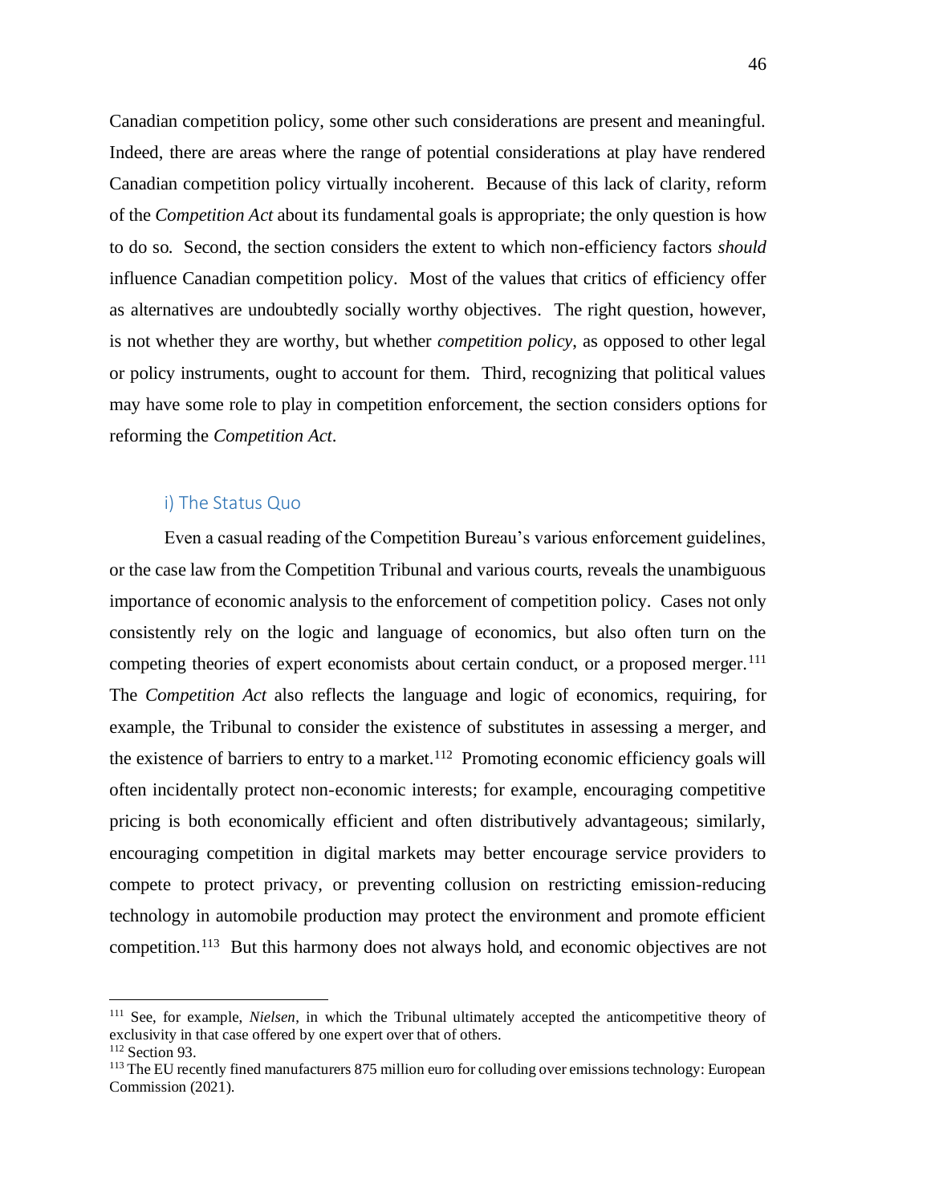Canadian competition policy, some other such considerations are present and meaningful. Indeed, there are areas where the range of potential considerations at play have rendered Canadian competition policy virtually incoherent. Because of this lack of clarity, reform of the *Competition Act* about its fundamental goals is appropriate; the only question is how to do so. Second, the section considers the extent to which non-efficiency factors *should* influence Canadian competition policy. Most of the values that critics of efficiency offer as alternatives are undoubtedly socially worthy objectives. The right question, however, is not whether they are worthy, but whether *competition policy*, as opposed to other legal or policy instruments, ought to account for them. Third, recognizing that political values may have some role to play in competition enforcement, the section considers options for reforming the *Competition Act*.

### i) The Status Quo

Even a casual reading of the Competition Bureau's various enforcement guidelines, or the case law from the Competition Tribunal and various courts, reveals the unambiguous importance of economic analysis to the enforcement of competition policy. Cases not only consistently rely on the logic and language of economics, but also often turn on the competing theories of expert economists about certain conduct, or a proposed merger.[111] The *Competition Act* also reflects the language and logic of economics, requiring, for example, the Tribunal to consider the existence of substitutes in assessing a merger, and the existence of barriers to entry to a market.[112] Promoting economic efficiency goals will often incidentally protect non-economic interests; for example, encouraging competitive pricing is both economically efficient and often distributively advantageous; similarly, encouraging competition in digital markets may better encourage service providers to compete to protect privacy, or preventing collusion on restricting emission-reducing technology in automobile production may protect the environment and promote efficient competition.[113] But this harmony does not always hold, and economic objectives are not

---

[111] See, for example, *Nielsen*, in which the Tribunal ultimately accepted the anticompetitive theory of exclusivity in that case offered by one expert over that of others.

[112] Section 93.

[113] The EU recently fined manufacturers 875 million euro for colluding over emissions technology: European Commission (2021).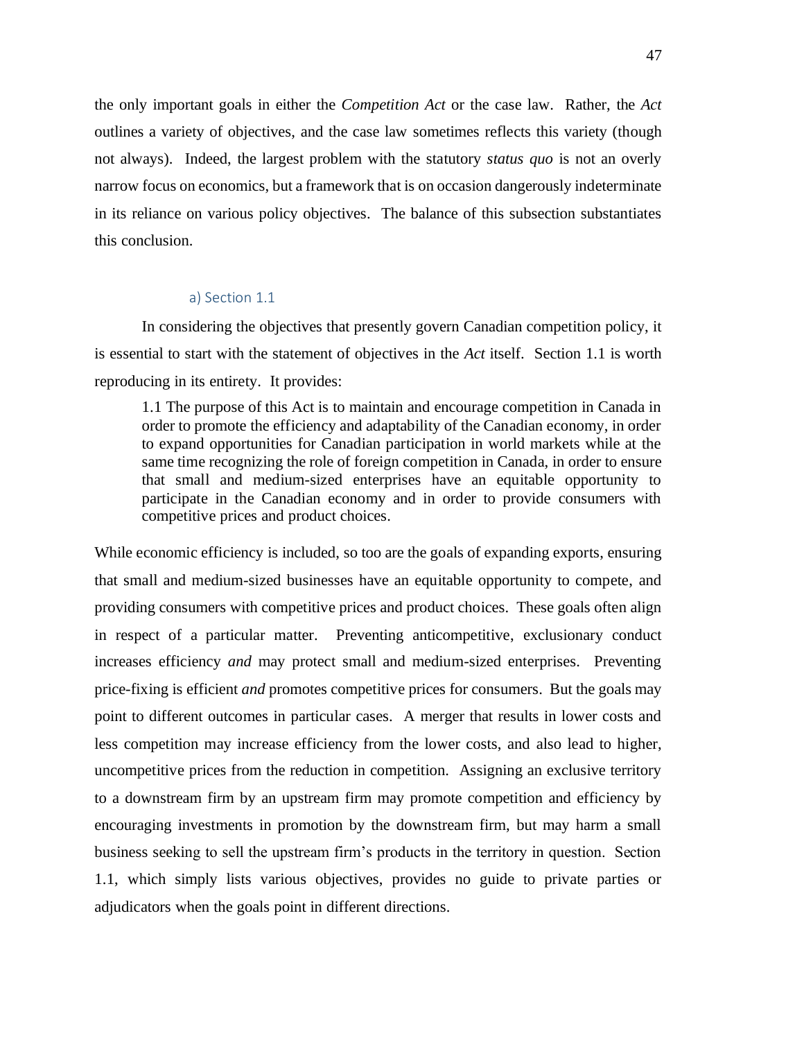the only important goals in either the *Competition Act* or the case law. Rather, the *Act* outlines a variety of objectives, and the case law sometimes reflects this variety (though not always). Indeed, the largest problem with the statutory *status quo* is not an overly narrow focus on economics, but a framework that is on occasion dangerously indeterminate in its reliance on various policy objectives. The balance of this subsection substantiates this conclusion.

### a) Section 1.1

In considering the objectives that presently govern Canadian competition policy, it is essential to start with the statement of objectives in the *Act* itself. Section 1.1 is worth reproducing in its entirety. It provides:

> 1.1 The purpose of this Act is to maintain and encourage competition in Canada in order to promote the efficiency and adaptability of the Canadian economy, in order to expand opportunities for Canadian participation in world markets while at the same time recognizing the role of foreign competition in Canada, in order to ensure that small and medium-sized enterprises have an equitable opportunity to participate in the Canadian economy and in order to provide consumers with competitive prices and product choices.

While economic efficiency is included, so too are the goals of expanding exports, ensuring that small and medium-sized businesses have an equitable opportunity to compete, and providing consumers with competitive prices and product choices. These goals often align in respect of a particular matter. Preventing anticompetitive, exclusionary conduct increases efficiency *and* may protect small and medium-sized enterprises. Preventing price-fixing is efficient *and* promotes competitive prices for consumers. But the goals may point to different outcomes in particular cases. A merger that results in lower costs and less competition may increase efficiency from the lower costs, and also lead to higher, uncompetitive prices from the reduction in competition. Assigning an exclusive territory to a downstream firm by an upstream firm may promote competition and efficiency by encouraging investments in promotion by the downstream firm, but may harm a small business seeking to sell the upstream firm's products in the territory in question. Section 1.1, which simply lists various objectives, provides no guide to private parties or adjudicators when the goals point in different directions.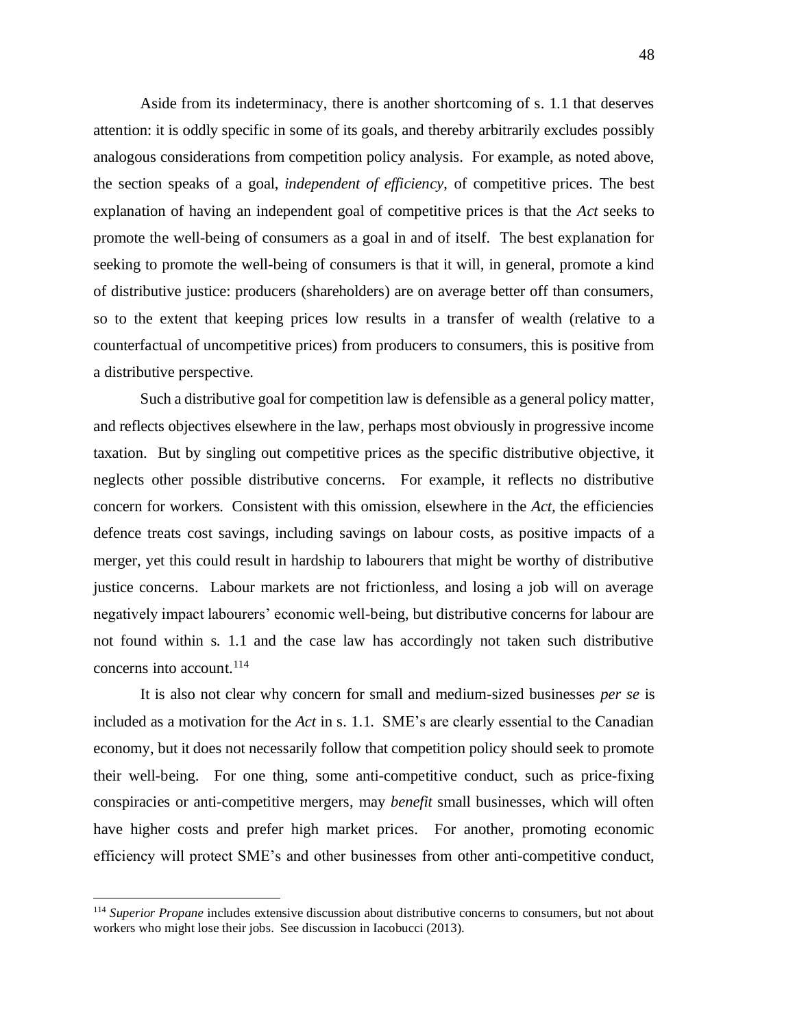Aside from its indeterminacy, there is another shortcoming of s. 1.1 that deserves attention: it is oddly specific in some of its goals, and thereby arbitrarily excludes possibly analogous considerations from competition policy analysis. For example, as noted above, the section speaks of a goal, *independent of efficiency*, of competitive prices. The best explanation of having an independent goal of competitive prices is that the *Act* seeks to promote the well-being of consumers as a goal in and of itself. The best explanation for seeking to promote the well-being of consumers is that it will, in general, promote a kind of distributive justice: producers (shareholders) are on average better off than consumers, so to the extent that keeping prices low results in a transfer of wealth (relative to a counterfactual of uncompetitive prices) from producers to consumers, this is positive from a distributive perspective.

Such a distributive goal for competition law is defensible as a general policy matter, and reflects objectives elsewhere in the law, perhaps most obviously in progressive income taxation. But by singling out competitive prices as the specific distributive objective, it neglects other possible distributive concerns. For example, it reflects no distributive concern for workers. Consistent with this omission, elsewhere in the *Act*, the efficiencies defence treats cost savings, including savings on labour costs, as positive impacts of a merger, yet this could result in hardship to labourers that might be worthy of distributive justice concerns. Labour markets are not frictionless, and losing a job will on average negatively impact labourers' economic well-being, but distributive concerns for labour are not found within s. 1.1 and the case law has accordingly not taken such distributive concerns into account.[114]

It is also not clear why concern for small and medium-sized businesses *per se* is included as a motivation for the *Act* in s. 1.1. SME's are clearly essential to the Canadian economy, but it does not necessarily follow that competition policy should seek to promote their well-being. For one thing, some anti-competitive conduct, such as price-fixing conspiracies or anti-competitive mergers, may *benefit* small businesses, which will often have higher costs and prefer high market prices. For another, promoting economic efficiency will protect SME's and other businesses from other anti-competitive conduct,

[114] *Superior Propane* includes extensive discussion about distributive concerns to consumers, but not about workers who might lose their jobs. See discussion in Iacobucci (2013).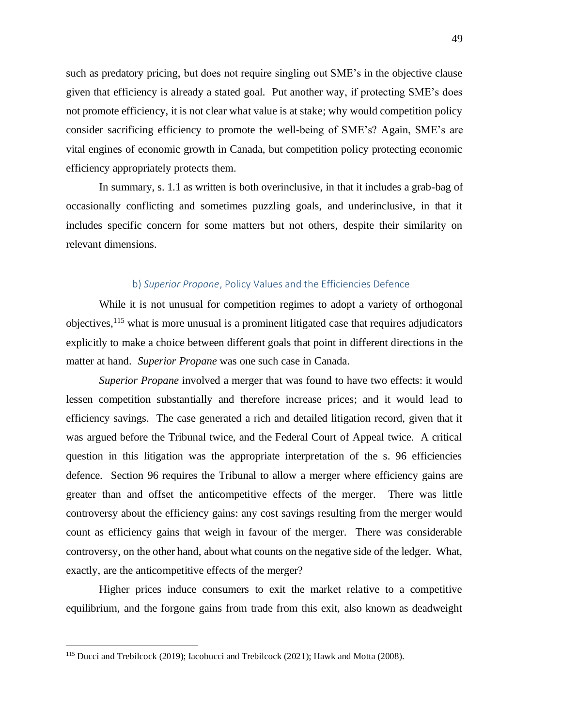such as predatory pricing, but does not require singling out SME's in the objective clause given that efficiency is already a stated goal. Put another way, if protecting SME's does not promote efficiency, it is not clear what value is at stake; why would competition policy consider sacrificing efficiency to promote the well-being of SME's? Again, SME's are vital engines of economic growth in Canada, but competition policy protecting economic efficiency appropriately protects them.

In summary, s. 1.1 as written is both overinclusive, in that it includes a grab-bag of occasionally conflicting and sometimes puzzling goals, and underinclusive, in that it includes specific concern for some matters but not others, despite their similarity on relevant dimensions.

### b) *Superior Propane*, Policy Values and the Efficiencies Defence

While it is not unusual for competition regimes to adopt a variety of orthogonal objectives,[115] what is more unusual is a prominent litigated case that requires adjudicators explicitly to make a choice between different goals that point in different directions in the matter at hand. *Superior Propane* was one such case in Canada.

*Superior Propane* involved a merger that was found to have two effects: it would lessen competition substantially and therefore increase prices; and it would lead to efficiency savings. The case generated a rich and detailed litigation record, given that it was argued before the Tribunal twice, and the Federal Court of Appeal twice. A critical question in this litigation was the appropriate interpretation of the s. 96 efficiencies defence. Section 96 requires the Tribunal to allow a merger where efficiency gains are greater than and offset the anticompetitive effects of the merger. There was little controversy about the efficiency gains: any cost savings resulting from the merger would count as efficiency gains that weigh in favour of the merger. There was considerable controversy, on the other hand, about what counts on the negative side of the ledger. What, exactly, are the anticompetitive effects of the merger?

Higher prices induce consumers to exit the market relative to a competitive equilibrium, and the forgone gains from trade from this exit, also known as deadweight

[115] Ducci and Trebilcock (2019); Iacobucci and Trebilcock (2021); Hawk and Motta (2008).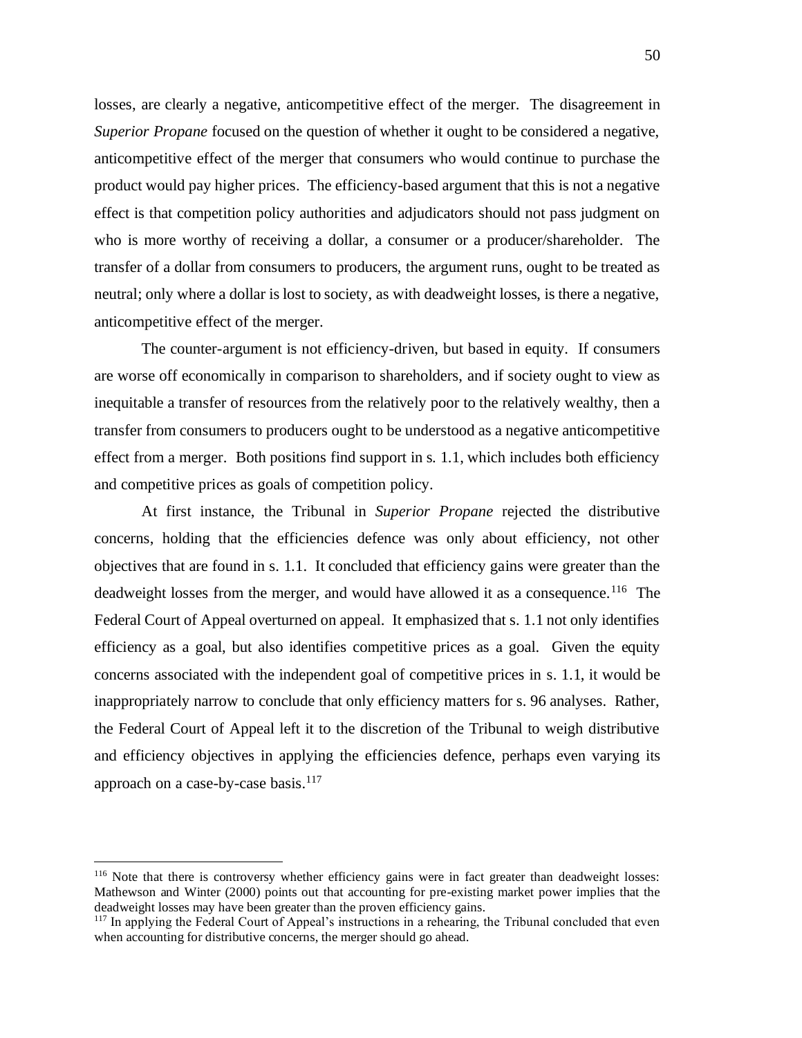losses, are clearly a negative, anticompetitive effect of the merger. The disagreement in *Superior Propane* focused on the question of whether it ought to be considered a negative, anticompetitive effect of the merger that consumers who would continue to purchase the product would pay higher prices. The efficiency-based argument that this is not a negative effect is that competition policy authorities and adjudicators should not pass judgment on who is more worthy of receiving a dollar, a consumer or a producer/shareholder. The transfer of a dollar from consumers to producers, the argument runs, ought to be treated as neutral; only where a dollar is lost to society, as with deadweight losses, is there a negative, anticompetitive effect of the merger.

The counter-argument is not efficiency-driven, but based in equity. If consumers are worse off economically in comparison to shareholders, and if society ought to view as inequitable a transfer of resources from the relatively poor to the relatively wealthy, then a transfer from consumers to producers ought to be understood as a negative anticompetitive effect from a merger. Both positions find support in s. 1.1, which includes both efficiency and competitive prices as goals of competition policy.

At first instance, the Tribunal in *Superior Propane* rejected the distributive concerns, holding that the efficiencies defence was only about efficiency, not other objectives that are found in s. 1.1. It concluded that efficiency gains were greater than the deadweight losses from the merger, and would have allowed it as a consequence.[116] The Federal Court of Appeal overturned on appeal. It emphasized that s. 1.1 not only identifies efficiency as a goal, but also identifies competitive prices as a goal. Given the equity concerns associated with the independent goal of competitive prices in s. 1.1, it would be inappropriately narrow to conclude that only efficiency matters for s. 96 analyses. Rather, the Federal Court of Appeal left it to the discretion of the Tribunal to weigh distributive and efficiency objectives in applying the efficiencies defence, perhaps even varying its approach on a case-by-case basis.[117]

---

[116] Note that there is controversy whether efficiency gains were in fact greater than deadweight losses: Mathewson and Winter (2000) points out that accounting for pre-existing market power implies that the deadweight losses may have been greater than the proven efficiency gains.

[117] In applying the Federal Court of Appeal's instructions in a rehearing, the Tribunal concluded that even when accounting for distributive concerns, the merger should go ahead.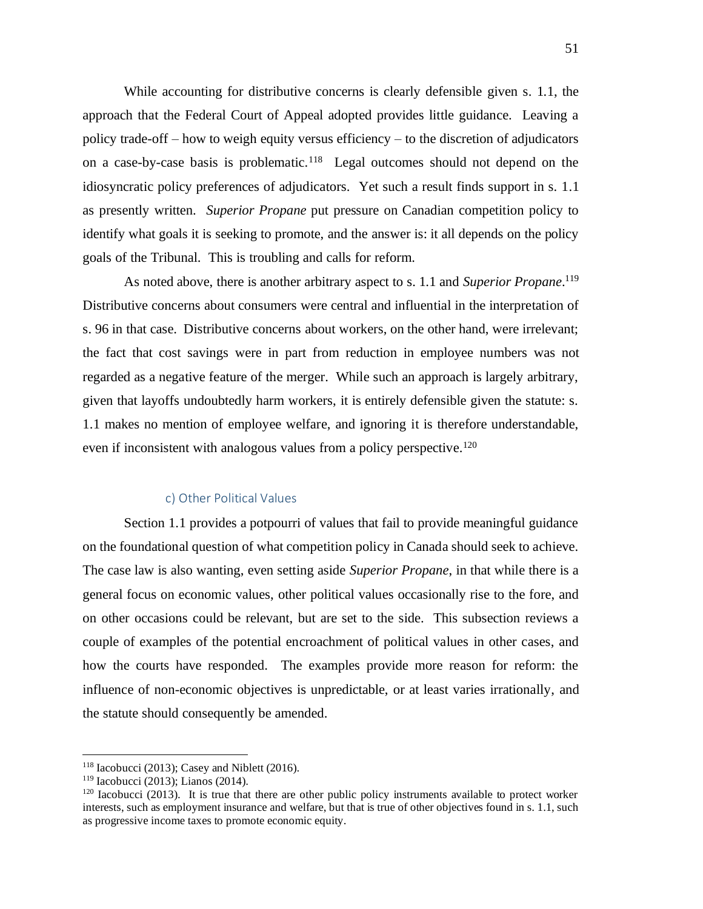While accounting for distributive concerns is clearly defensible given s. 1.1, the approach that the Federal Court of Appeal adopted provides little guidance. Leaving a policy trade-off – how to weigh equity versus efficiency – to the discretion of adjudicators on a case-by-case basis is problematic.[118] Legal outcomes should not depend on the idiosyncratic policy preferences of adjudicators. Yet such a result finds support in s. 1.1 as presently written. *Superior Propane* put pressure on Canadian competition policy to identify what goals it is seeking to promote, and the answer is: it all depends on the policy goals of the Tribunal. This is troubling and calls for reform.

As noted above, there is another arbitrary aspect to s. 1.1 and *Superior Propane*.[119] Distributive concerns about consumers were central and influential in the interpretation of s. 96 in that case. Distributive concerns about workers, on the other hand, were irrelevant; the fact that cost savings were in part from reduction in employee numbers was not regarded as a negative feature of the merger. While such an approach is largely arbitrary, given that layoffs undoubtedly harm workers, it is entirely defensible given the statute: s. 1.1 makes no mention of employee welfare, and ignoring it is therefore understandable, even if inconsistent with analogous values from a policy perspective.[120]

### c) Other Political Values

Section 1.1 provides a potpourri of values that fail to provide meaningful guidance on the foundational question of what competition policy in Canada should seek to achieve. The case law is also wanting, even setting aside *Superior Propane*, in that while there is a general focus on economic values, other political values occasionally rise to the fore, and on other occasions could be relevant, but are set to the side. This subsection reviews a couple of examples of the potential encroachment of political values in other cases, and how the courts have responded. The examples provide more reason for reform: the influence of non-economic objectives is unpredictable, or at least varies irrationally, and the statute should consequently be amended.

---

[118] Iacobucci (2013); Casey and Niblett (2016).

[119] Iacobucci (2013); Lianos (2014).

[120] Iacobucci (2013). It is true that there are other public policy instruments available to protect worker interests, such as employment insurance and welfare, but that is true of other objectives found in s. 1.1, such as progressive income taxes to promote economic equity.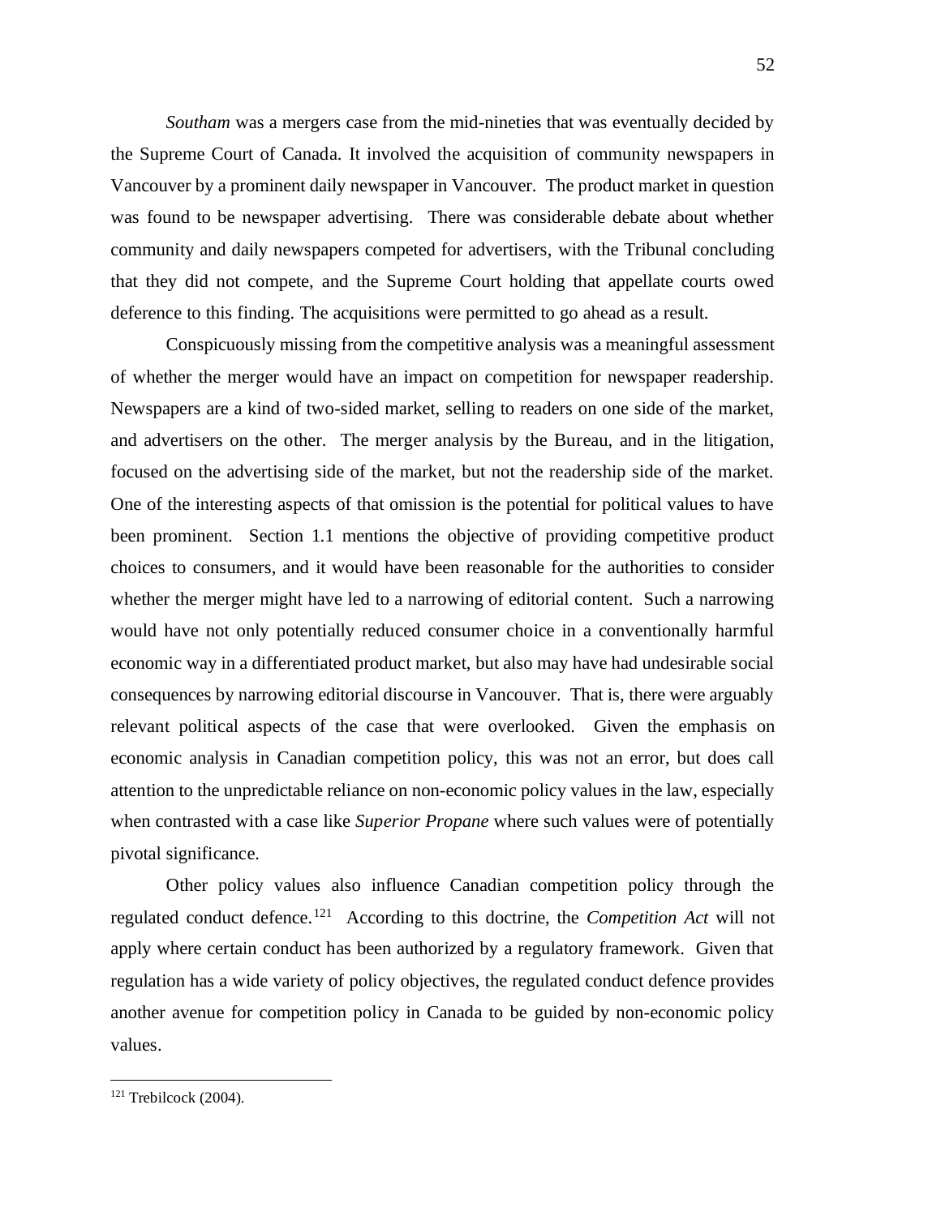*Southam* was a mergers case from the mid-nineties that was eventually decided by the Supreme Court of Canada. It involved the acquisition of community newspapers in Vancouver by a prominent daily newspaper in Vancouver. The product market in question was found to be newspaper advertising. There was considerable debate about whether community and daily newspapers competed for advertisers, with the Tribunal concluding that they did not compete, and the Supreme Court holding that appellate courts owed deference to this finding. The acquisitions were permitted to go ahead as a result.

Conspicuously missing from the competitive analysis was a meaningful assessment of whether the merger would have an impact on competition for newspaper readership. Newspapers are a kind of two-sided market, selling to readers on one side of the market, and advertisers on the other. The merger analysis by the Bureau, and in the litigation, focused on the advertising side of the market, but not the readership side of the market. One of the interesting aspects of that omission is the potential for political values to have been prominent. Section 1.1 mentions the objective of providing competitive product choices to consumers, and it would have been reasonable for the authorities to consider whether the merger might have led to a narrowing of editorial content. Such a narrowing would have not only potentially reduced consumer choice in a conventionally harmful economic way in a differentiated product market, but also may have had undesirable social consequences by narrowing editorial discourse in Vancouver. That is, there were arguably relevant political aspects of the case that were overlooked. Given the emphasis on economic analysis in Canadian competition policy, this was not an error, but does call attention to the unpredictable reliance on non-economic policy values in the law, especially when contrasted with a case like *Superior Propane* where such values were of potentially pivotal significance.

Other policy values also influence Canadian competition policy through the regulated conduct defence.[121] According to this doctrine, the *Competition Act* will not apply where certain conduct has been authorized by a regulatory framework. Given that regulation has a wide variety of policy objectives, the regulated conduct defence provides another avenue for competition policy in Canada to be guided by non-economic policy values.

---

[121] Trebilcock (2004).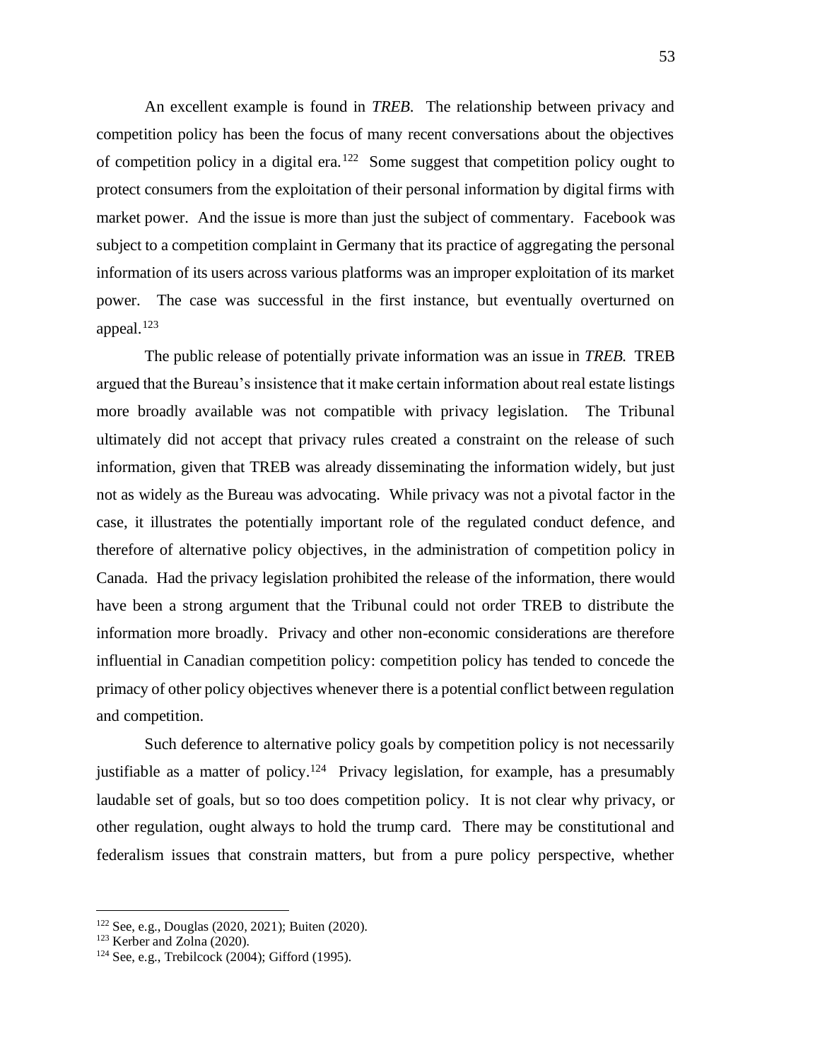An excellent example is found in *TREB*. The relationship between privacy and competition policy has been the focus of many recent conversations about the objectives of competition policy in a digital era.[122] Some suggest that competition policy ought to protect consumers from the exploitation of their personal information by digital firms with market power. And the issue is more than just the subject of commentary. Facebook was subject to a competition complaint in Germany that its practice of aggregating the personal information of its users across various platforms was an improper exploitation of its market power. The case was successful in the first instance, but eventually overturned on appeal.[123]

The public release of potentially private information was an issue in *TREB*. TREB argued that the Bureau's insistence that it make certain information about real estate listings more broadly available was not compatible with privacy legislation. The Tribunal ultimately did not accept that privacy rules created a constraint on the release of such information, given that TREB was already disseminating the information widely, but just not as widely as the Bureau was advocating. While privacy was not a pivotal factor in the case, it illustrates the potentially important role of the regulated conduct defence, and therefore of alternative policy objectives, in the administration of competition policy in Canada. Had the privacy legislation prohibited the release of the information, there would have been a strong argument that the Tribunal could not order TREB to distribute the information more broadly. Privacy and other non-economic considerations are therefore influential in Canadian competition policy: competition policy has tended to concede the primacy of other policy objectives whenever there is a potential conflict between regulation and competition.

Such deference to alternative policy goals by competition policy is not necessarily justifiable as a matter of policy.[124] Privacy legislation, for example, has a presumably laudable set of goals, but so too does competition policy. It is not clear why privacy, or other regulation, ought always to hold the trump card. There may be constitutional and federalism issues that constrain matters, but from a pure policy perspective, whether

---

[122] See, e.g., Douglas (2020, 2021); Buiten (2020).

[123] Kerber and Zolna (2020).

[124] See, e.g., Trebilcock (2004); Gifford (1995).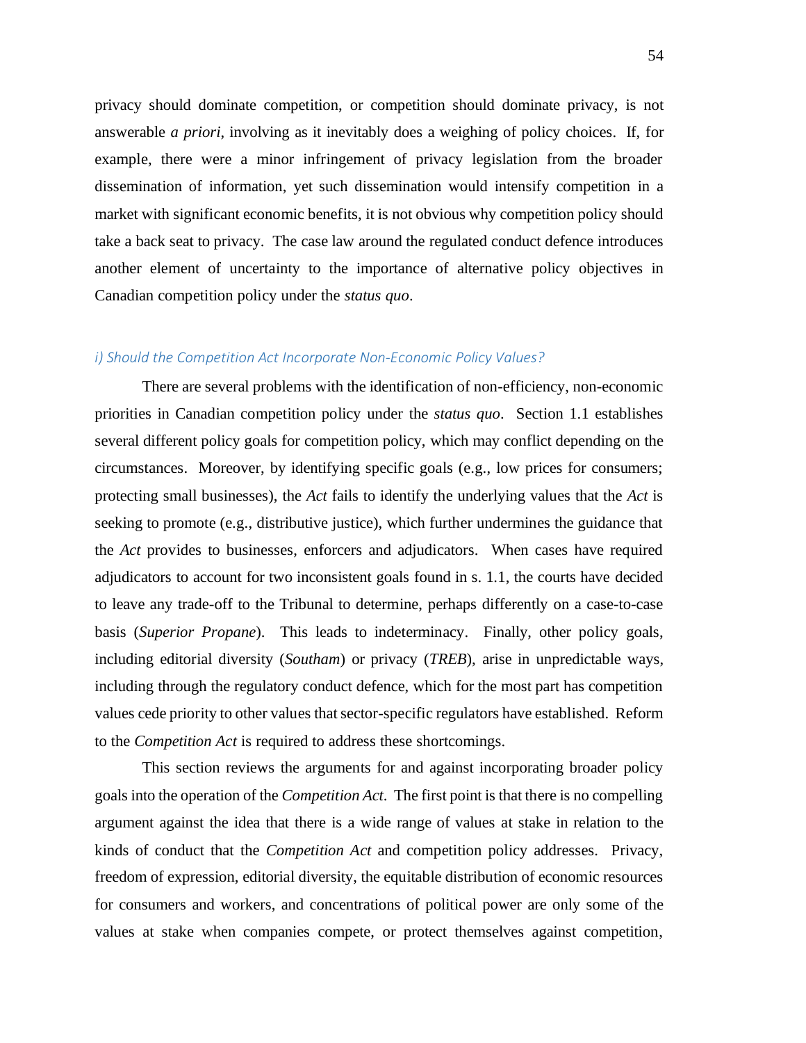privacy should dominate competition, or competition should dominate privacy, is not answerable *a priori*, involving as it inevitably does a weighing of policy choices. If, for example, there were a minor infringement of privacy legislation from the broader dissemination of information, yet such dissemination would intensify competition in a market with significant economic benefits, it is not obvious why competition policy should take a back seat to privacy. The case law around the regulated conduct defence introduces another element of uncertainty to the importance of alternative policy objectives in Canadian competition policy under the *status quo*.

### *i) Should the Competition Act Incorporate Non-Economic Policy Values?*

There are several problems with the identification of non-efficiency, non-economic priorities in Canadian competition policy under the *status quo*. Section 1.1 establishes several different policy goals for competition policy, which may conflict depending on the circumstances. Moreover, by identifying specific goals (e.g., low prices for consumers; protecting small businesses), the *Act* fails to identify the underlying values that the *Act* is seeking to promote (e.g., distributive justice), which further undermines the guidance that the *Act* provides to businesses, enforcers and adjudicators. When cases have required adjudicators to account for two inconsistent goals found in s. 1.1, the courts have decided to leave any trade-off to the Tribunal to determine, perhaps differently on a case-to-case basis (*Superior Propane*). This leads to indeterminacy. Finally, other policy goals, including editorial diversity (*Southam*) or privacy (*TREB*), arise in unpredictable ways, including through the regulatory conduct defence, which for the most part has competition values cede priority to other values that sector-specific regulators have established. Reform to the *Competition Act* is required to address these shortcomings.

This section reviews the arguments for and against incorporating broader policy goals into the operation of the *Competition Act*. The first point is that there is no compelling argument against the idea that there is a wide range of values at stake in relation to the kinds of conduct that the *Competition Act* and competition policy addresses. Privacy, freedom of expression, editorial diversity, the equitable distribution of economic resources for consumers and workers, and concentrations of political power are only some of the values at stake when companies compete, or protect themselves against competition,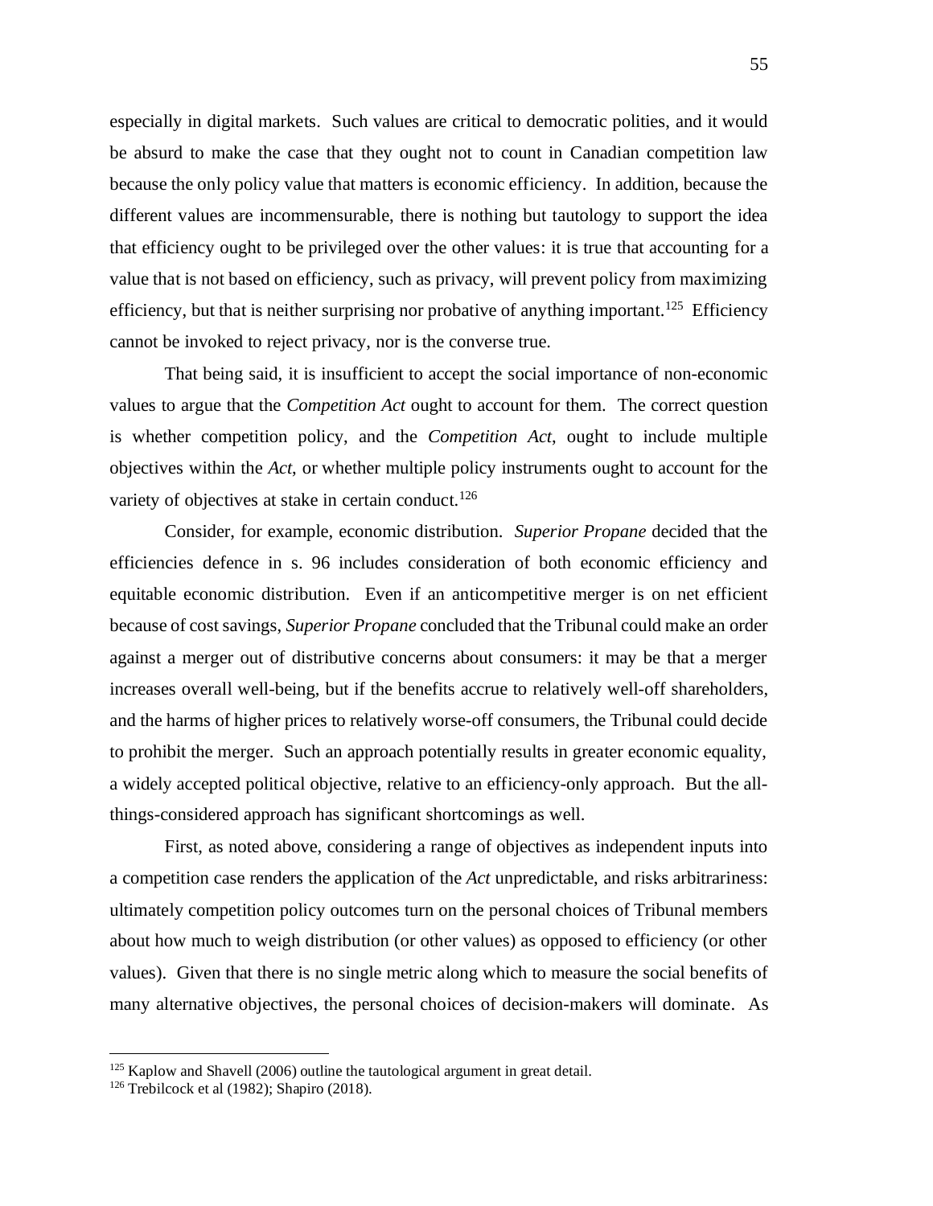especially in digital markets. Such values are critical to democratic polities, and it would be absurd to make the case that they ought not to count in Canadian competition law because the only policy value that matters is economic efficiency. In addition, because the different values are incommensurable, there is nothing but tautology to support the idea that efficiency ought to be privileged over the other values: it is true that accounting for a value that is not based on efficiency, such as privacy, will prevent policy from maximizing efficiency, but that is neither surprising nor probative of anything important.[125] Efficiency cannot be invoked to reject privacy, nor is the converse true.

That being said, it is insufficient to accept the social importance of non-economic values to argue that the *Competition Act* ought to account for them. The correct question is whether competition policy, and the *Competition Act*, ought to include multiple objectives within the *Act*, or whether multiple policy instruments ought to account for the variety of objectives at stake in certain conduct.[126]

Consider, for example, economic distribution. *Superior Propane* decided that the efficiencies defence in s. 96 includes consideration of both economic efficiency and equitable economic distribution. Even if an anticompetitive merger is on net efficient because of cost savings, *Superior Propane* concluded that the Tribunal could make an order against a merger out of distributive concerns about consumers: it may be that a merger increases overall well-being, but if the benefits accrue to relatively well-off shareholders, and the harms of higher prices to relatively worse-off consumers, the Tribunal could decide to prohibit the merger. Such an approach potentially results in greater economic equality, a widely accepted political objective, relative to an efficiency-only approach. But the all-things-considered approach has significant shortcomings as well.

First, as noted above, considering a range of objectives as independent inputs into a competition case renders the application of the *Act* unpredictable, and risks arbitrariness: ultimately competition policy outcomes turn on the personal choices of Tribunal members about how much to weigh distribution (or other values) as opposed to efficiency (or other values). Given that there is no single metric along which to measure the social benefits of many alternative objectives, the personal choices of decision-makers will dominate. As

---

[125] Kaplow and Shavell (2006) outline the tautological argument in great detail.

[126] Trebilcock et al (1982); Shapiro (2018).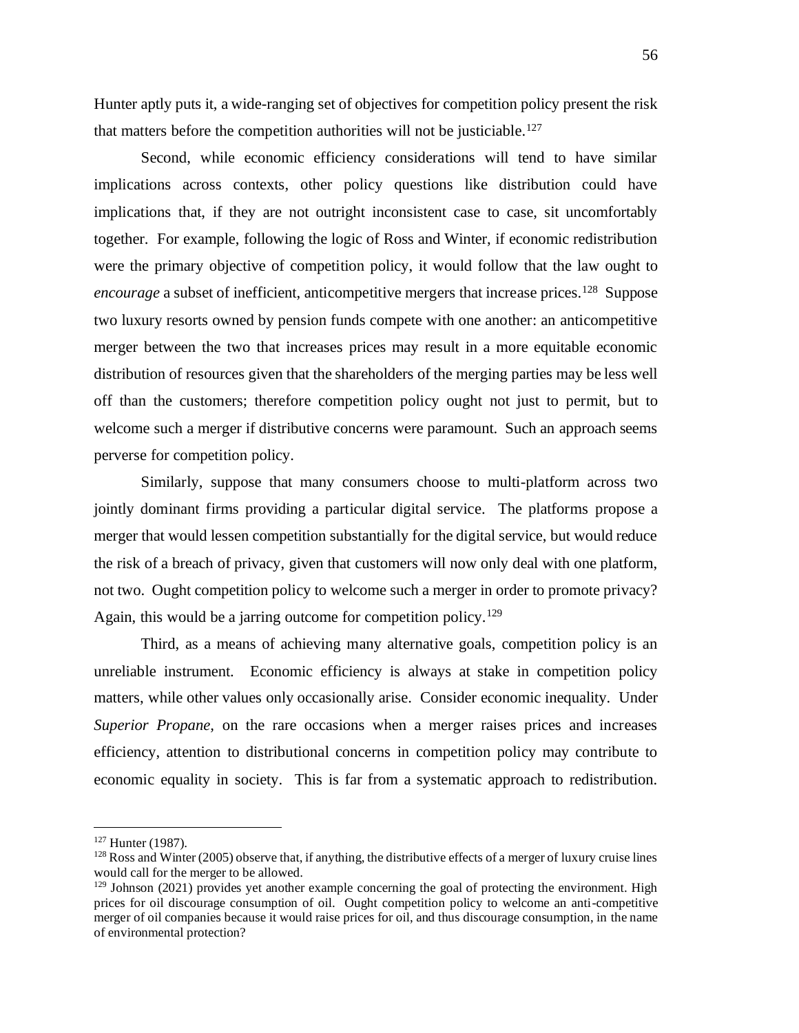Hunter aptly puts it, a wide-ranging set of objectives for competition policy present the risk that matters before the competition authorities will not be justiciable.[127]

Second, while economic efficiency considerations will tend to have similar implications across contexts, other policy questions like distribution could have implications that, if they are not outright inconsistent case to case, sit uncomfortably together. For example, following the logic of Ross and Winter, if economic redistribution were the primary objective of competition policy, it would follow that the law ought to *encourage* a subset of inefficient, anticompetitive mergers that increase prices.[128] Suppose two luxury resorts owned by pension funds compete with one another: an anticompetitive merger between the two that increases prices may result in a more equitable economic distribution of resources given that the shareholders of the merging parties may be less well off than the customers; therefore competition policy ought not just to permit, but to welcome such a merger if distributive concerns were paramount. Such an approach seems perverse for competition policy.

Similarly, suppose that many consumers choose to multi-platform across two jointly dominant firms providing a particular digital service. The platforms propose a merger that would lessen competition substantially for the digital service, but would reduce the risk of a breach of privacy, given that customers will now only deal with one platform, not two. Ought competition policy to welcome such a merger in order to promote privacy? Again, this would be a jarring outcome for competition policy.[129]

Third, as a means of achieving many alternative goals, competition policy is an unreliable instrument. Economic efficiency is always at stake in competition policy matters, while other values only occasionally arise. Consider economic inequality. Under *Superior Propane,* on the rare occasions when a merger raises prices and increases efficiency, attention to distributional concerns in competition policy may contribute to economic equality in society. This is far from a systematic approach to redistribution.

---

[127] Hunter (1987).

[128] Ross and Winter (2005) observe that, if anything, the distributive effects of a merger of luxury cruise lines would call for the merger to be allowed.

[129] Johnson (2021) provides yet another example concerning the goal of protecting the environment. High prices for oil discourage consumption of oil. Ought competition policy to welcome an anti-competitive merger of oil companies because it would raise prices for oil, and thus discourage consumption, in the name of environmental protection?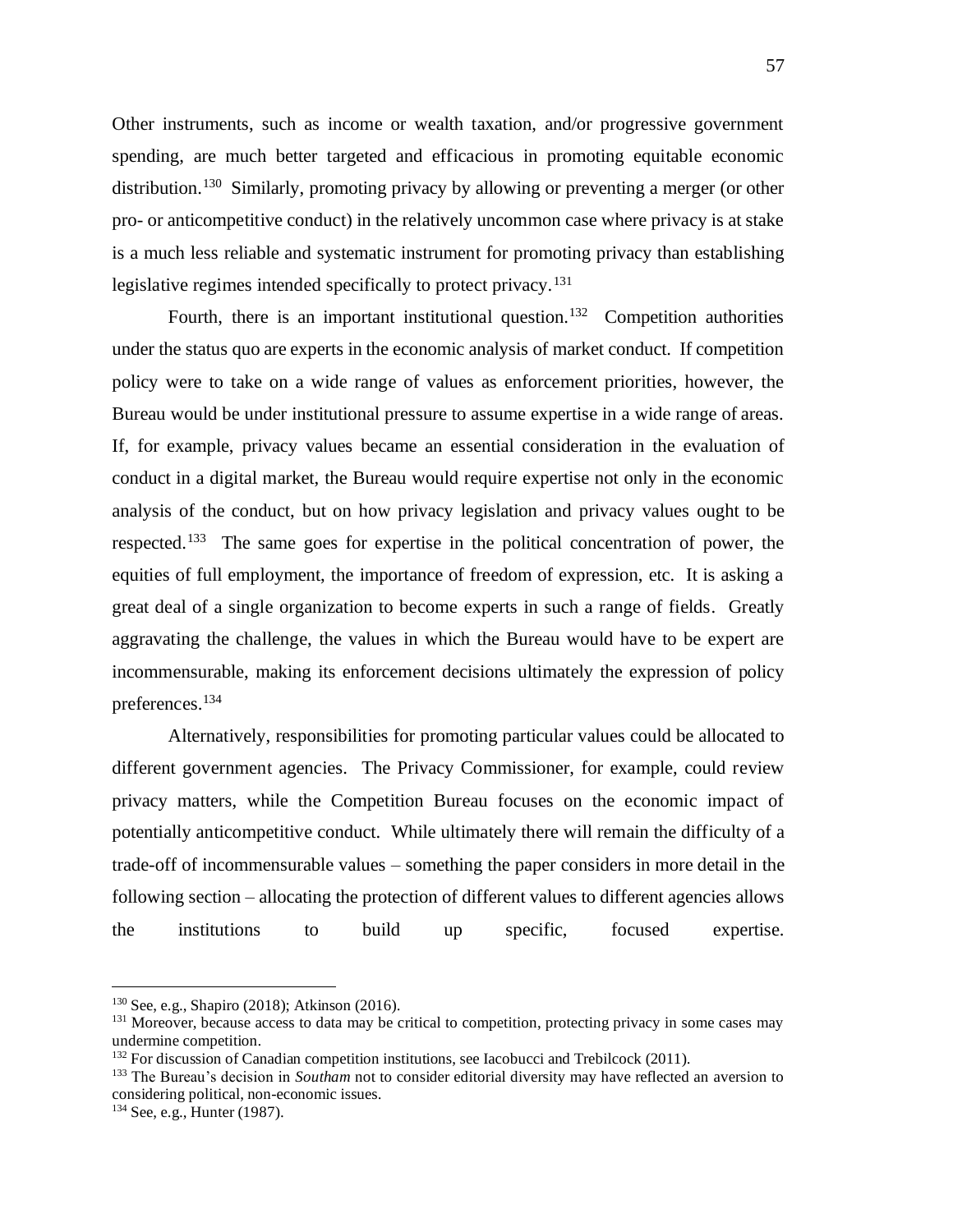Other instruments, such as income or wealth taxation, and/or progressive government spending, are much better targeted and efficacious in promoting equitable economic distribution.[130] Similarly, promoting privacy by allowing or preventing a merger (or other pro- or anticompetitive conduct) in the relatively uncommon case where privacy is at stake is a much less reliable and systematic instrument for promoting privacy than establishing legislative regimes intended specifically to protect privacy.[131]

Fourth, there is an important institutional question.[132] Competition authorities under the status quo are experts in the economic analysis of market conduct. If competition policy were to take on a wide range of values as enforcement priorities, however, the Bureau would be under institutional pressure to assume expertise in a wide range of areas. If, for example, privacy values became an essential consideration in the evaluation of conduct in a digital market, the Bureau would require expertise not only in the economic analysis of the conduct, but on how privacy legislation and privacy values ought to be respected.[133] The same goes for expertise in the political concentration of power, the equities of full employment, the importance of freedom of expression, etc. It is asking a great deal of a single organization to become experts in such a range of fields. Greatly aggravating the challenge, the values in which the Bureau would have to be expert are incommensurable, making its enforcement decisions ultimately the expression of policy preferences.[134]

Alternatively, responsibilities for promoting particular values could be allocated to different government agencies. The Privacy Commissioner, for example, could review privacy matters, while the Competition Bureau focuses on the economic impact of potentially anticompetitive conduct. While ultimately there will remain the difficulty of a trade-off of incommensurable values – something the paper considers in more detail in the following section – allocating the protection of different values to different agencies allows the institutions to build up specific, focused expertise.

---

[130] See, e.g., Shapiro (2018); Atkinson (2016).

[131] Moreover, because access to data may be critical to competition, protecting privacy in some cases may undermine competition.

[132] For discussion of Canadian competition institutions, see Iacobucci and Trebilcock (2011).

[133] The Bureau's decision in *Southam* not to consider editorial diversity may have reflected an aversion to considering political, non-economic issues.

[134] See, e.g., Hunter (1987).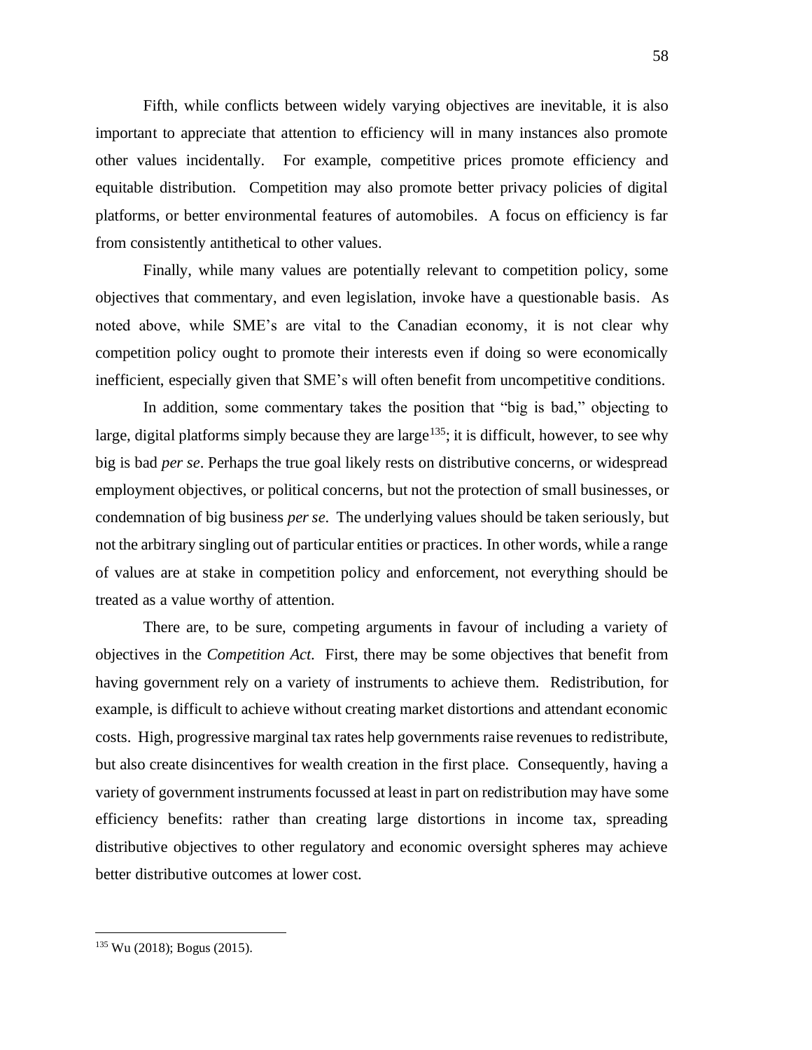Fifth, while conflicts between widely varying objectives are inevitable, it is also important to appreciate that attention to efficiency will in many instances also promote other values incidentally. For example, competitive prices promote efficiency and equitable distribution. Competition may also promote better privacy policies of digital platforms, or better environmental features of automobiles. A focus on efficiency is far from consistently antithetical to other values.

Finally, while many values are potentially relevant to competition policy, some objectives that commentary, and even legislation, invoke have a questionable basis. As noted above, while SME's are vital to the Canadian economy, it is not clear why competition policy ought to promote their interests even if doing so were economically inefficient, especially given that SME's will often benefit from uncompetitive conditions.

In addition, some commentary takes the position that "big is bad," objecting to large, digital platforms simply because they are large[135]; it is difficult, however, to see why big is bad *per se*. Perhaps the true goal likely rests on distributive concerns, or widespread employment objectives, or political concerns, but not the protection of small businesses, or condemnation of big business *per se*. The underlying values should be taken seriously, but not the arbitrary singling out of particular entities or practices. In other words, while a range of values are at stake in competition policy and enforcement, not everything should be treated as a value worthy of attention.

There are, to be sure, competing arguments in favour of including a variety of objectives in the *Competition Act*. First, there may be some objectives that benefit from having government rely on a variety of instruments to achieve them. Redistribution, for example, is difficult to achieve without creating market distortions and attendant economic costs. High, progressive marginal tax rates help governments raise revenues to redistribute, but also create disincentives for wealth creation in the first place. Consequently, having a variety of government instruments focussed at least in part on redistribution may have some efficiency benefits: rather than creating large distortions in income tax, spreading distributive objectives to other regulatory and economic oversight spheres may achieve better distributive outcomes at lower cost.

---

[135] Wu (2018); Bogus (2015).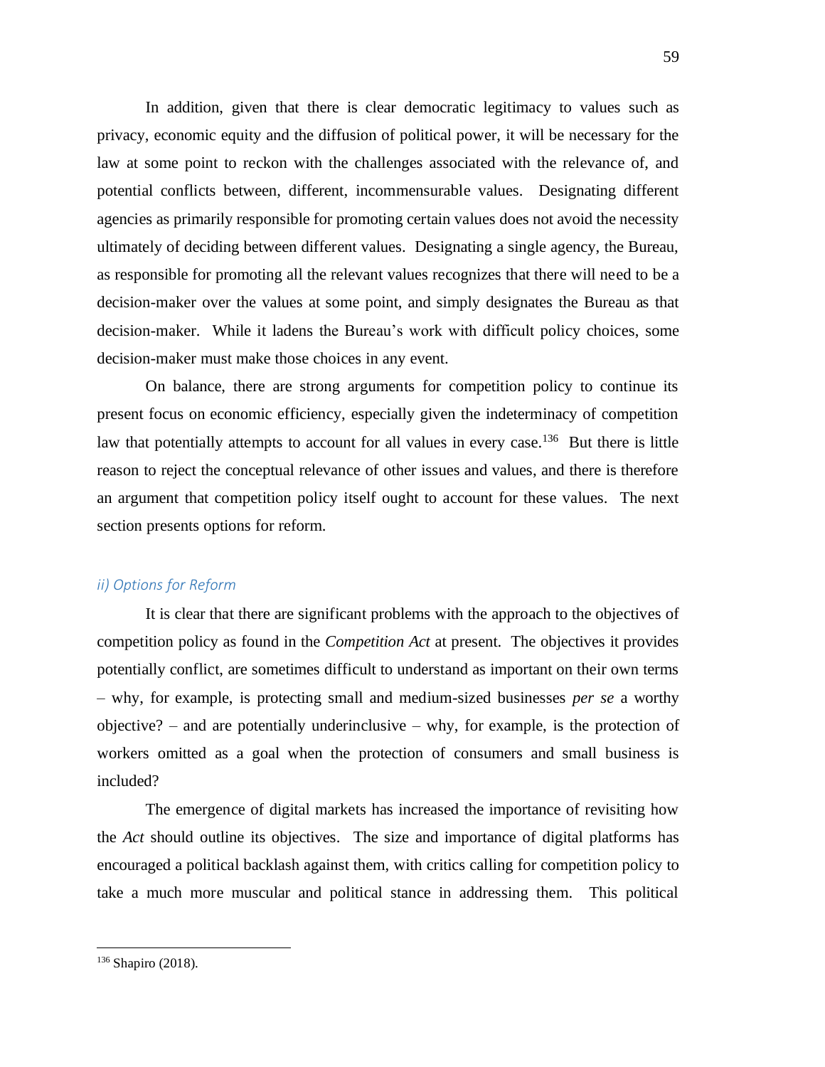In addition, given that there is clear democratic legitimacy to values such as privacy, economic equity and the diffusion of political power, it will be necessary for the law at some point to reckon with the challenges associated with the relevance of, and potential conflicts between, different, incommensurable values. Designating different agencies as primarily responsible for promoting certain values does not avoid the necessity ultimately of deciding between different values. Designating a single agency, the Bureau, as responsible for promoting all the relevant values recognizes that there will need to be a decision-maker over the values at some point, and simply designates the Bureau as that decision-maker. While it ladens the Bureau's work with difficult policy choices, some decision-maker must make those choices in any event.

On balance, there are strong arguments for competition policy to continue its present focus on economic efficiency, especially given the indeterminacy of competition law that potentially attempts to account for all values in every case.[136] But there is little reason to reject the conceptual relevance of other issues and values, and there is therefore an argument that competition policy itself ought to account for these values. The next section presents options for reform.

### *ii) Options for Reform*

It is clear that there are significant problems with the approach to the objectives of competition policy as found in the *Competition Act* at present. The objectives it provides potentially conflict, are sometimes difficult to understand as important on their own terms – why, for example, is protecting small and medium-sized businesses *per se* a worthy objective? – and are potentially underinclusive – why, for example, is the protection of workers omitted as a goal when the protection of consumers and small business is included?

The emergence of digital markets has increased the importance of revisiting how the *Act* should outline its objectives. The size and importance of digital platforms has encouraged a political backlash against them, with critics calling for competition policy to take a much more muscular and political stance in addressing them. This political

---

[136] Shapiro (2018).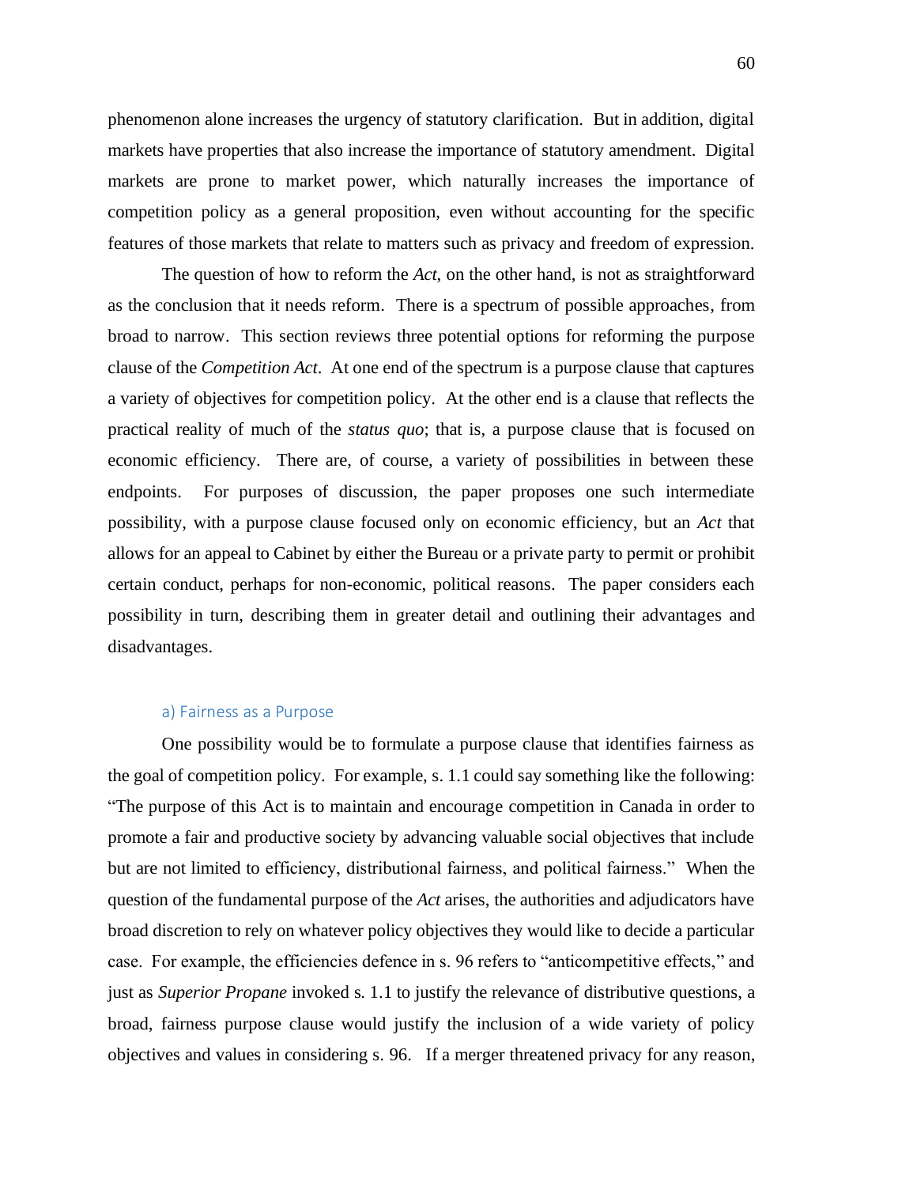phenomenon alone increases the urgency of statutory clarification. But in addition, digital markets have properties that also increase the importance of statutory amendment. Digital markets are prone to market power, which naturally increases the importance of competition policy as a general proposition, even without accounting for the specific features of those markets that relate to matters such as privacy and freedom of expression.

The question of how to reform the *Act*, on the other hand, is not as straightforward as the conclusion that it needs reform. There is a spectrum of possible approaches, from broad to narrow. This section reviews three potential options for reforming the purpose clause of the *Competition Act*. At one end of the spectrum is a purpose clause that captures a variety of objectives for competition policy. At the other end is a clause that reflects the practical reality of much of the *status quo*; that is, a purpose clause that is focused on economic efficiency. There are, of course, a variety of possibilities in between these endpoints. For purposes of discussion, the paper proposes one such intermediate possibility, with a purpose clause focused only on economic efficiency, but an *Act* that allows for an appeal to Cabinet by either the Bureau or a private party to permit or prohibit certain conduct, perhaps for non-economic, political reasons. The paper considers each possibility in turn, describing them in greater detail and outlining their advantages and disadvantages.

### a) Fairness as a Purpose

One possibility would be to formulate a purpose clause that identifies fairness as the goal of competition policy. For example, s. 1.1 could say something like the following: "The purpose of this Act is to maintain and encourage competition in Canada in order to promote a fair and productive society by advancing valuable social objectives that include but are not limited to efficiency, distributional fairness, and political fairness." When the question of the fundamental purpose of the *Act* arises, the authorities and adjudicators have broad discretion to rely on whatever policy objectives they would like to decide a particular case. For example, the efficiencies defence in s. 96 refers to "anticompetitive effects," and just as *Superior Propane* invoked s. 1.1 to justify the relevance of distributive questions, a broad, fairness purpose clause would justify the inclusion of a wide variety of policy objectives and values in considering s. 96. If a merger threatened privacy for any reason,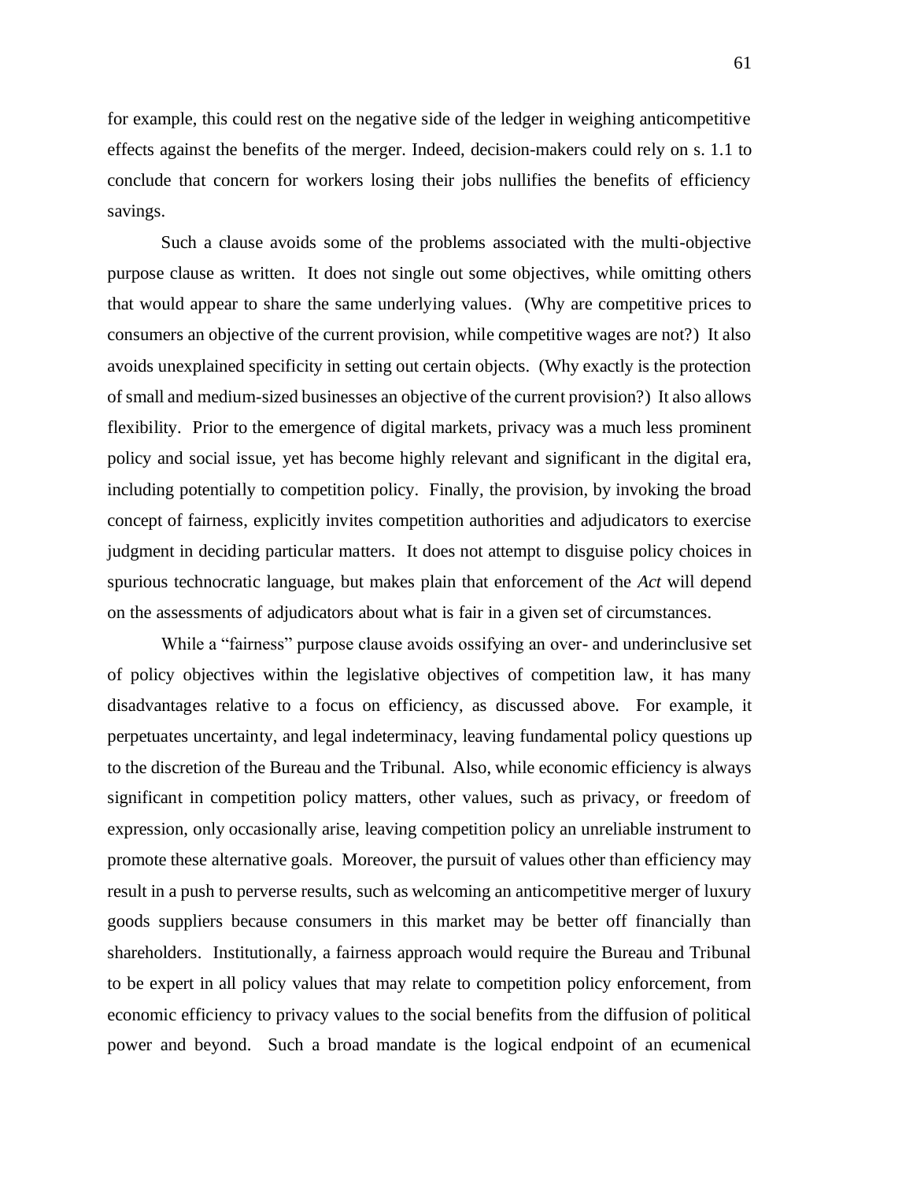for example, this could rest on the negative side of the ledger in weighing anticompetitive effects against the benefits of the merger. Indeed, decision-makers could rely on s. 1.1 to conclude that concern for workers losing their jobs nullifies the benefits of efficiency savings.

Such a clause avoids some of the problems associated with the multi-objective purpose clause as written. It does not single out some objectives, while omitting others that would appear to share the same underlying values. (Why are competitive prices to consumers an objective of the current provision, while competitive wages are not?) It also avoids unexplained specificity in setting out certain objects. (Why exactly is the protection of small and medium-sized businesses an objective of the current provision?) It also allows flexibility. Prior to the emergence of digital markets, privacy was a much less prominent policy and social issue, yet has become highly relevant and significant in the digital era, including potentially to competition policy. Finally, the provision, by invoking the broad concept of fairness, explicitly invites competition authorities and adjudicators to exercise judgment in deciding particular matters. It does not attempt to disguise policy choices in spurious technocratic language, but makes plain that enforcement of the *Act* will depend on the assessments of adjudicators about what is fair in a given set of circumstances.

While a "fairness" purpose clause avoids ossifying an over- and underinclusive set of policy objectives within the legislative objectives of competition law, it has many disadvantages relative to a focus on efficiency, as discussed above. For example, it perpetuates uncertainty, and legal indeterminacy, leaving fundamental policy questions up to the discretion of the Bureau and the Tribunal. Also, while economic efficiency is always significant in competition policy matters, other values, such as privacy, or freedom of expression, only occasionally arise, leaving competition policy an unreliable instrument to promote these alternative goals. Moreover, the pursuit of values other than efficiency may result in a push to perverse results, such as welcoming an anticompetitive merger of luxury goods suppliers because consumers in this market may be better off financially than shareholders. Institutionally, a fairness approach would require the Bureau and Tribunal to be expert in all policy values that may relate to competition policy enforcement, from economic efficiency to privacy values to the social benefits from the diffusion of political power and beyond. Such a broad mandate is the logical endpoint of an ecumenical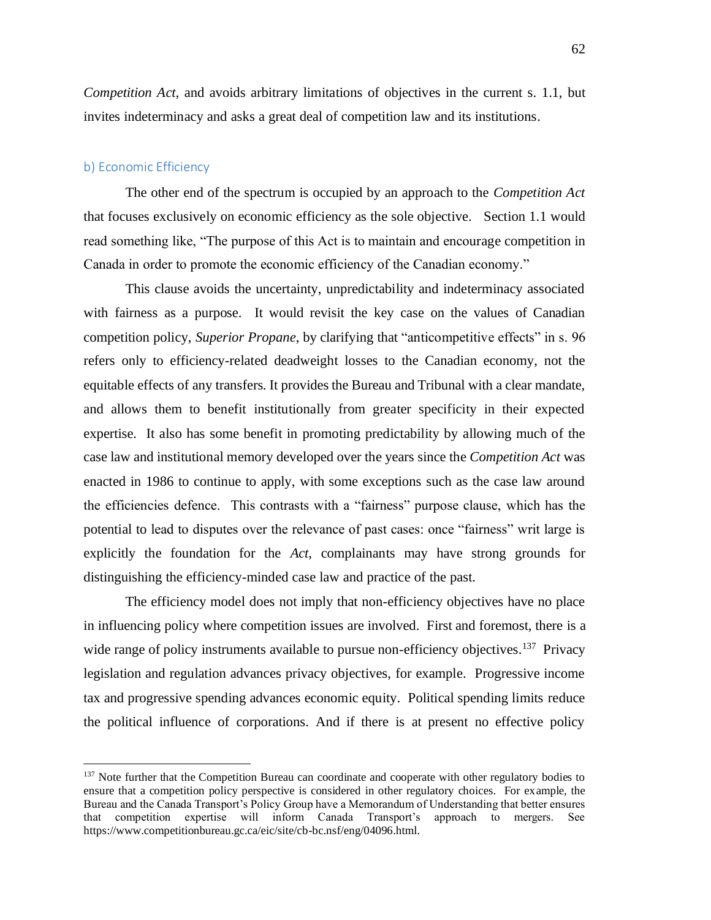*Competition Act*, and avoids arbitrary limitations of objectives in the current s. 1.1, but invites indeterminacy and asks a great deal of competition law and its institutions.

### b) Economic Efficiency

The other end of the spectrum is occupied by an approach to the *Competition Act* that focuses exclusively on economic efficiency as the sole objective. Section 1.1 would read something like, "The purpose of this Act is to maintain and encourage competition in Canada in order to promote the economic efficiency of the Canadian economy."

This clause avoids the uncertainty, unpredictability and indeterminacy associated with fairness as a purpose. It would revisit the key case on the values of Canadian competition policy, *Superior Propane*, by clarifying that "anticompetitive effects" in s. 96 refers only to efficiency-related deadweight losses to the Canadian economy, not the equitable effects of any transfers. It provides the Bureau and Tribunal with a clear mandate, and allows them to benefit institutionally from greater specificity in their expected expertise. It also has some benefit in promoting predictability by allowing much of the case law and institutional memory developed over the years since the *Competition Act* was enacted in 1986 to continue to apply, with some exceptions such as the case law around the efficiencies defence. This contrasts with a "fairness" purpose clause, which has the potential to lead to disputes over the relevance of past cases: once "fairness" writ large is explicitly the foundation for the *Act*, complainants may have strong grounds for distinguishing the efficiency-minded case law and practice of the past.

The efficiency model does not imply that non-efficiency objectives have no place in influencing policy where competition issues are involved. First and foremost, there is a wide range of policy instruments available to pursue non-efficiency objectives.[137] Privacy legislation and regulation advances privacy objectives, for example. Progressive income tax and progressive spending advances economic equity. Political spending limits reduce the political influence of corporations. And if there is at present no effective policy

[137] Note further that the Competition Bureau can coordinate and cooperate with other regulatory bodies to ensure that a competition policy perspective is considered in other regulatory choices. For example, the Bureau and the Canada Transport's Policy Group have a Memorandum of Understanding that better ensures that competition expertise will inform Canada Transport's approach to mergers. See https://www.competitionbureau.gc.ca/eic/site/cb-bc.nsf/eng/04096.html.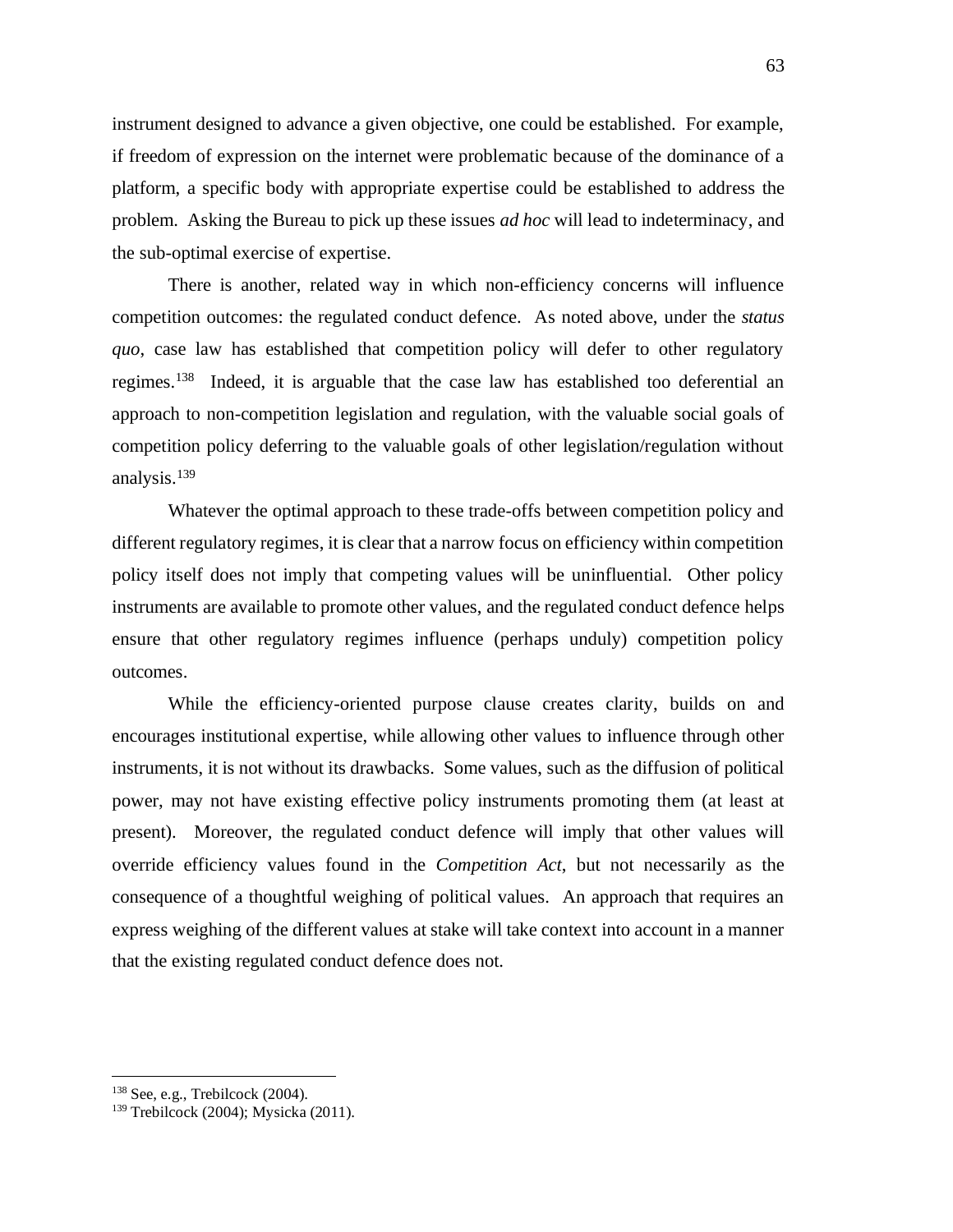instrument designed to advance a given objective, one could be established. For example, if freedom of expression on the internet were problematic because of the dominance of a platform, a specific body with appropriate expertise could be established to address the problem. Asking the Bureau to pick up these issues *ad hoc* will lead to indeterminacy, and the sub-optimal exercise of expertise.

There is another, related way in which non-efficiency concerns will influence competition outcomes: the regulated conduct defence. As noted above, under the *status quo*, case law has established that competition policy will defer to other regulatory regimes.[138] Indeed, it is arguable that the case law has established too deferential an approach to non-competition legislation and regulation, with the valuable social goals of competition policy deferring to the valuable goals of other legislation/regulation without analysis.[139]

Whatever the optimal approach to these trade-offs between competition policy and different regulatory regimes, it is clear that a narrow focus on efficiency within competition policy itself does not imply that competing values will be uninfluential. Other policy instruments are available to promote other values, and the regulated conduct defence helps ensure that other regulatory regimes influence (perhaps unduly) competition policy outcomes.

While the efficiency-oriented purpose clause creates clarity, builds on and encourages institutional expertise, while allowing other values to influence through other instruments, it is not without its drawbacks. Some values, such as the diffusion of political power, may not have existing effective policy instruments promoting them (at least at present). Moreover, the regulated conduct defence will imply that other values will override efficiency values found in the *Competition Act*, but not necessarily as the consequence of a thoughtful weighing of political values. An approach that requires an express weighing of the different values at stake will take context into account in a manner that the existing regulated conduct defence does not.

---

[138] See, e.g., Trebilcock (2004).

[139] Trebilcock (2004); Mysicka (2011).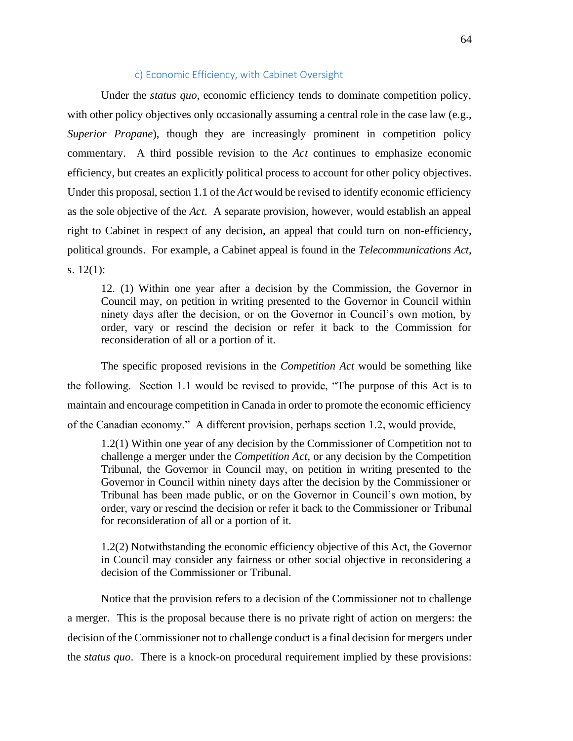### c) Economic Efficiency, with Cabinet Oversight

Under the *status quo*, economic efficiency tends to dominate competition policy, with other policy objectives only occasionally assuming a central role in the case law (e.g., *Superior Propane*), though they are increasingly prominent in competition policy commentary. A third possible revision to the *Act* continues to emphasize economic efficiency, but creates an explicitly political process to account for other policy objectives. Under this proposal, section 1.1 of the *Act* would be revised to identify economic efficiency as the sole objective of the *Act*. A separate provision, however, would establish an appeal right to Cabinet in respect of any decision, an appeal that could turn on non-efficiency, political grounds. For example, a Cabinet appeal is found in the *Telecommunications Act*, s. 12(1):

> 12. (1) Within one year after a decision by the Commission, the Governor in Council may, on petition in writing presented to the Governor in Council within ninety days after the decision, or on the Governor in Council's own motion, by order, vary or rescind the decision or refer it back to the Commission for reconsideration of all or a portion of it.

The specific proposed revisions in the *Competition Act* would be something like the following. Section 1.1 would be revised to provide, "The purpose of this Act is to maintain and encourage competition in Canada in order to promote the economic efficiency of the Canadian economy." A different provision, perhaps section 1.2, would provide,

> 1.2(1) Within one year of any decision by the Commissioner of Competition not to challenge a merger under the *Competition Act*, or any decision by the Competition Tribunal, the Governor in Council may, on petition in writing presented to the Governor in Council within ninety days after the decision by the Commissioner or Tribunal has been made public, or on the Governor in Council's own motion, by order, vary or rescind the decision or refer it back to the Commissioner or Tribunal for reconsideration of all or a portion of it.
>
> 1.2(2) Notwithstanding the economic efficiency objective of this Act, the Governor in Council may consider any fairness or other social objective in reconsidering a decision of the Commissioner or Tribunal.

Notice that the provision refers to a decision of the Commissioner not to challenge a merger. This is the proposal because there is no private right of action on mergers: the decision of the Commissioner not to challenge conduct is a final decision for mergers under the *status quo*. There is a knock-on procedural requirement implied by these provisions: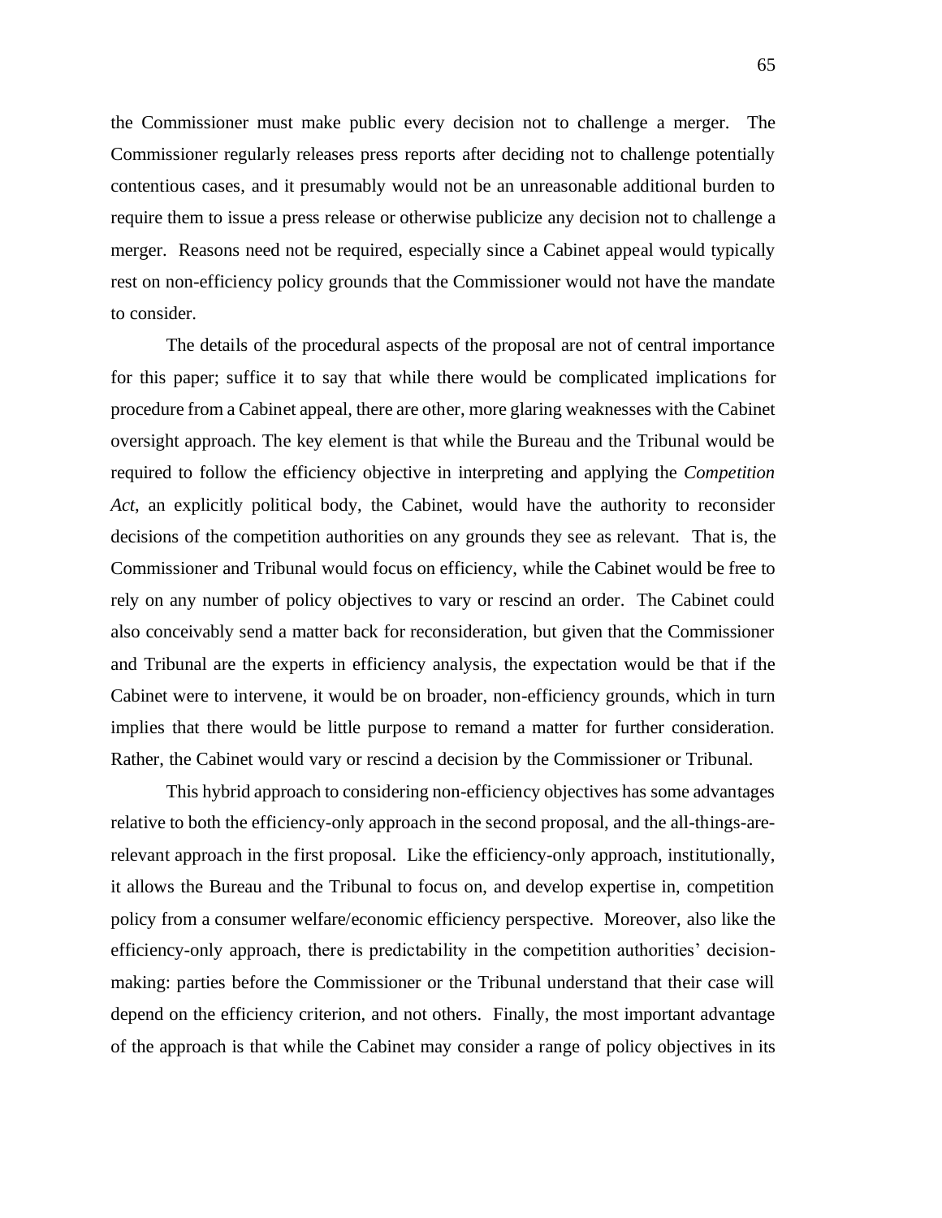the Commissioner must make public every decision not to challenge a merger. The Commissioner regularly releases press reports after deciding not to challenge potentially contentious cases, and it presumably would not be an unreasonable additional burden to require them to issue a press release or otherwise publicize any decision not to challenge a merger. Reasons need not be required, especially since a Cabinet appeal would typically rest on non-efficiency policy grounds that the Commissioner would not have the mandate to consider.

The details of the procedural aspects of the proposal are not of central importance for this paper; suffice it to say that while there would be complicated implications for procedure from a Cabinet appeal, there are other, more glaring weaknesses with the Cabinet oversight approach. The key element is that while the Bureau and the Tribunal would be required to follow the efficiency objective in interpreting and applying the *Competition Act*, an explicitly political body, the Cabinet, would have the authority to reconsider decisions of the competition authorities on any grounds they see as relevant. That is, the Commissioner and Tribunal would focus on efficiency, while the Cabinet would be free to rely on any number of policy objectives to vary or rescind an order. The Cabinet could also conceivably send a matter back for reconsideration, but given that the Commissioner and Tribunal are the experts in efficiency analysis, the expectation would be that if the Cabinet were to intervene, it would be on broader, non-efficiency grounds, which in turn implies that there would be little purpose to remand a matter for further consideration. Rather, the Cabinet would vary or rescind a decision by the Commissioner or Tribunal.

This hybrid approach to considering non-efficiency objectives has some advantages relative to both the efficiency-only approach in the second proposal, and the all-things-are-relevant approach in the first proposal. Like the efficiency-only approach, institutionally, it allows the Bureau and the Tribunal to focus on, and develop expertise in, competition policy from a consumer welfare/economic efficiency perspective. Moreover, also like the efficiency-only approach, there is predictability in the competition authorities' decision-making: parties before the Commissioner or the Tribunal understand that their case will depend on the efficiency criterion, and not others. Finally, the most important advantage of the approach is that while the Cabinet may consider a range of policy objectives in its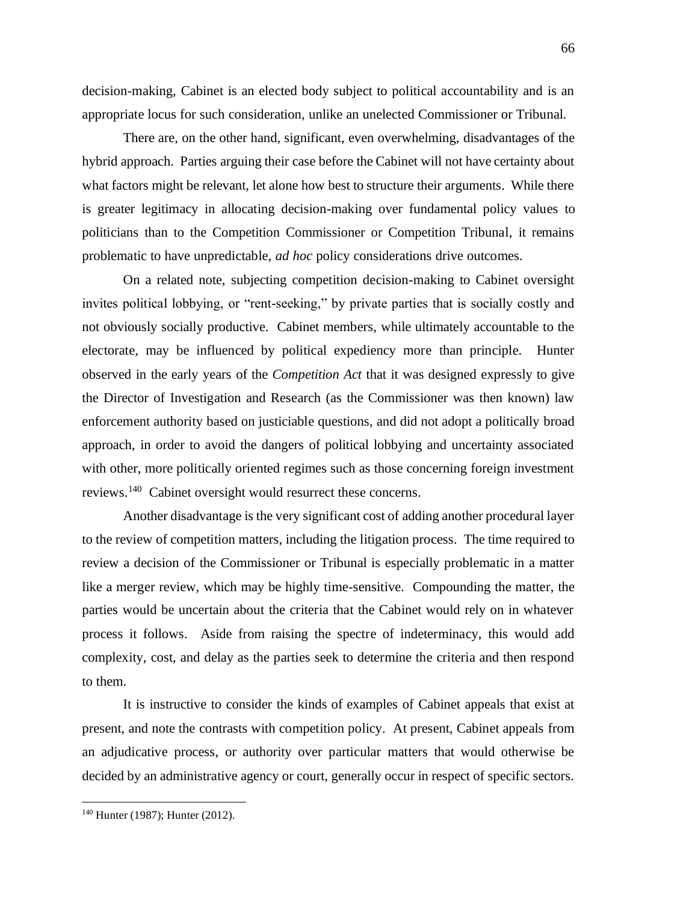decision-making, Cabinet is an elected body subject to political accountability and is an appropriate locus for such consideration, unlike an unelected Commissioner or Tribunal.

There are, on the other hand, significant, even overwhelming, disadvantages of the hybrid approach. Parties arguing their case before the Cabinet will not have certainty about what factors might be relevant, let alone how best to structure their arguments. While there is greater legitimacy in allocating decision-making over fundamental policy values to politicians than to the Competition Commissioner or Competition Tribunal, it remains problematic to have unpredictable, *ad hoc* policy considerations drive outcomes.

On a related note, subjecting competition decision-making to Cabinet oversight invites political lobbying, or "rent-seeking," by private parties that is socially costly and not obviously socially productive. Cabinet members, while ultimately accountable to the electorate, may be influenced by political expediency more than principle. Hunter observed in the early years of the *Competition Act* that it was designed expressly to give the Director of Investigation and Research (as the Commissioner was then known) law enforcement authority based on justiciable questions, and did not adopt a politically broad approach, in order to avoid the dangers of political lobbying and uncertainty associated with other, more politically oriented regimes such as those concerning foreign investment reviews.[140] Cabinet oversight would resurrect these concerns.

Another disadvantage is the very significant cost of adding another procedural layer to the review of competition matters, including the litigation process. The time required to review a decision of the Commissioner or Tribunal is especially problematic in a matter like a merger review, which may be highly time-sensitive. Compounding the matter, the parties would be uncertain about the criteria that the Cabinet would rely on in whatever process it follows. Aside from raising the spectre of indeterminacy, this would add complexity, cost, and delay as the parties seek to determine the criteria and then respond to them.

It is instructive to consider the kinds of examples of Cabinet appeals that exist at present, and note the contrasts with competition policy. At present, Cabinet appeals from an adjudicative process, or authority over particular matters that would otherwise be decided by an administrative agency or court, generally occur in respect of specific sectors.

[140] Hunter (1987); Hunter (2012).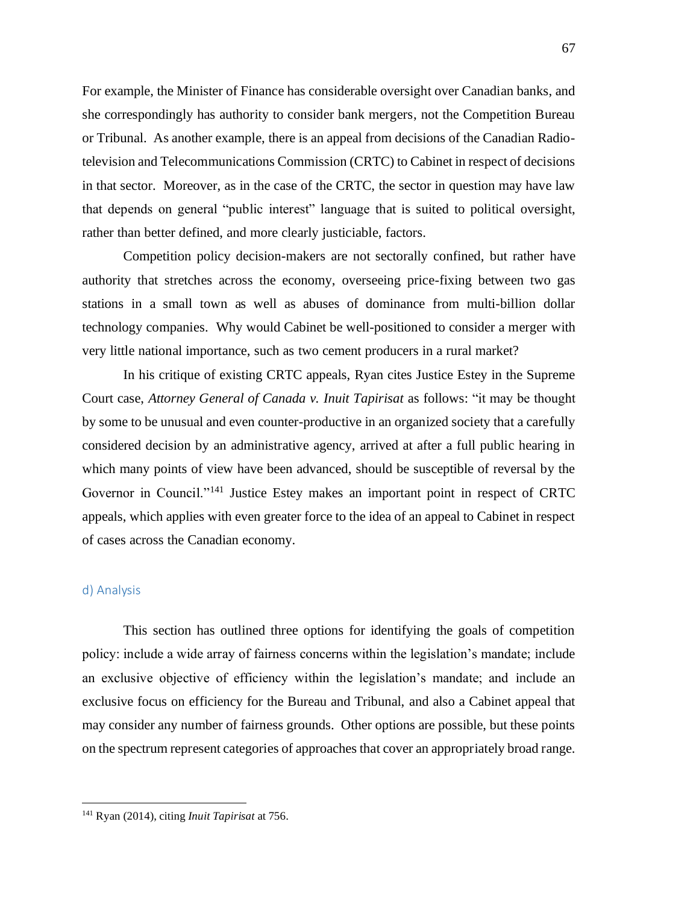For example, the Minister of Finance has considerable oversight over Canadian banks, and she correspondingly has authority to consider bank mergers, not the Competition Bureau or Tribunal. As another example, there is an appeal from decisions of the Canadian Radio-television and Telecommunications Commission (CRTC) to Cabinet in respect of decisions in that sector. Moreover, as in the case of the CRTC, the sector in question may have law that depends on general "public interest" language that is suited to political oversight, rather than better defined, and more clearly justiciable, factors.

Competition policy decision-makers are not sectorally confined, but rather have authority that stretches across the economy, overseeing price-fixing between two gas stations in a small town as well as abuses of dominance from multi-billion dollar technology companies. Why would Cabinet be well-positioned to consider a merger with very little national importance, such as two cement producers in a rural market?

In his critique of existing CRTC appeals, Ryan cites Justice Estey in the Supreme Court case, *Attorney General of Canada v. Inuit Tapirisat* as follows: "it may be thought by some to be unusual and even counter-productive in an organized society that a carefully considered decision by an administrative agency, arrived at after a full public hearing in which many points of view have been advanced, should be susceptible of reversal by the Governor in Council."[141] Justice Estey makes an important point in respect of CRTC appeals, which applies with even greater force to the idea of an appeal to Cabinet in respect of cases across the Canadian economy.

### d) Analysis

This section has outlined three options for identifying the goals of competition policy: include a wide array of fairness concerns within the legislation's mandate; include an exclusive objective of efficiency within the legislation's mandate; and include an exclusive focus on efficiency for the Bureau and Tribunal, and also a Cabinet appeal that may consider any number of fairness grounds. Other options are possible, but these points on the spectrum represent categories of approaches that cover an appropriately broad range.

---

[141] Ryan (2014), citing *Inuit Tapirisat* at 756.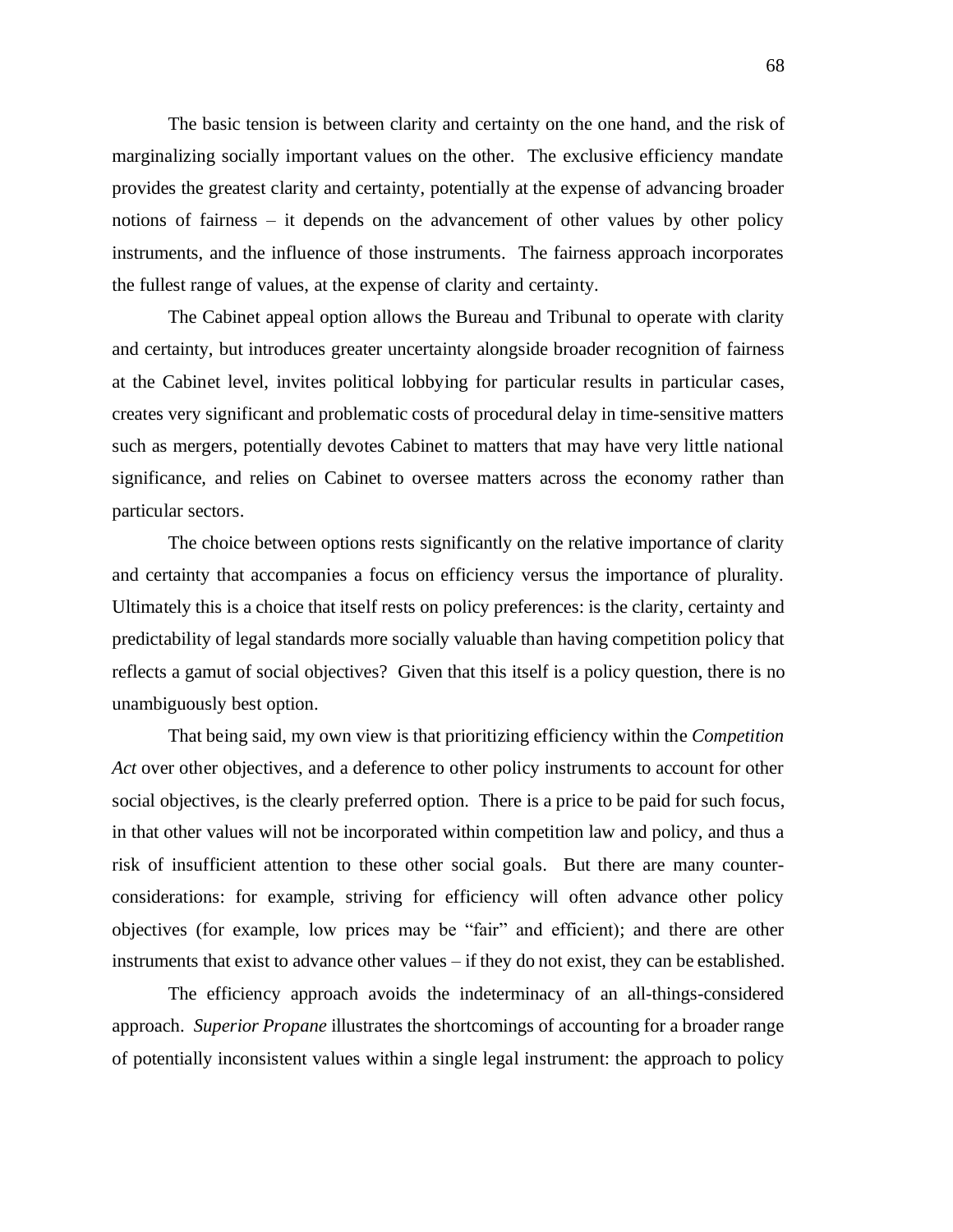The basic tension is between clarity and certainty on the one hand, and the risk of marginalizing socially important values on the other. The exclusive efficiency mandate provides the greatest clarity and certainty, potentially at the expense of advancing broader notions of fairness – it depends on the advancement of other values by other policy instruments, and the influence of those instruments. The fairness approach incorporates the fullest range of values, at the expense of clarity and certainty.

The Cabinet appeal option allows the Bureau and Tribunal to operate with clarity and certainty, but introduces greater uncertainty alongside broader recognition of fairness at the Cabinet level, invites political lobbying for particular results in particular cases, creates very significant and problematic costs of procedural delay in time-sensitive matters such as mergers, potentially devotes Cabinet to matters that may have very little national significance, and relies on Cabinet to oversee matters across the economy rather than particular sectors.

The choice between options rests significantly on the relative importance of clarity and certainty that accompanies a focus on efficiency versus the importance of plurality. Ultimately this is a choice that itself rests on policy preferences: is the clarity, certainty and predictability of legal standards more socially valuable than having competition policy that reflects a gamut of social objectives? Given that this itself is a policy question, there is no unambiguously best option.

That being said, my own view is that prioritizing efficiency within the *Competition Act* over other objectives, and a deference to other policy instruments to account for other social objectives, is the clearly preferred option. There is a price to be paid for such focus, in that other values will not be incorporated within competition law and policy, and thus a risk of insufficient attention to these other social goals. But there are many counter-considerations: for example, striving for efficiency will often advance other policy objectives (for example, low prices may be "fair" and efficient); and there are other instruments that exist to advance other values – if they do not exist, they can be established.

The efficiency approach avoids the indeterminacy of an all-things-considered approach. *Superior Propane* illustrates the shortcomings of accounting for a broader range of potentially inconsistent values within a single legal instrument: the approach to policy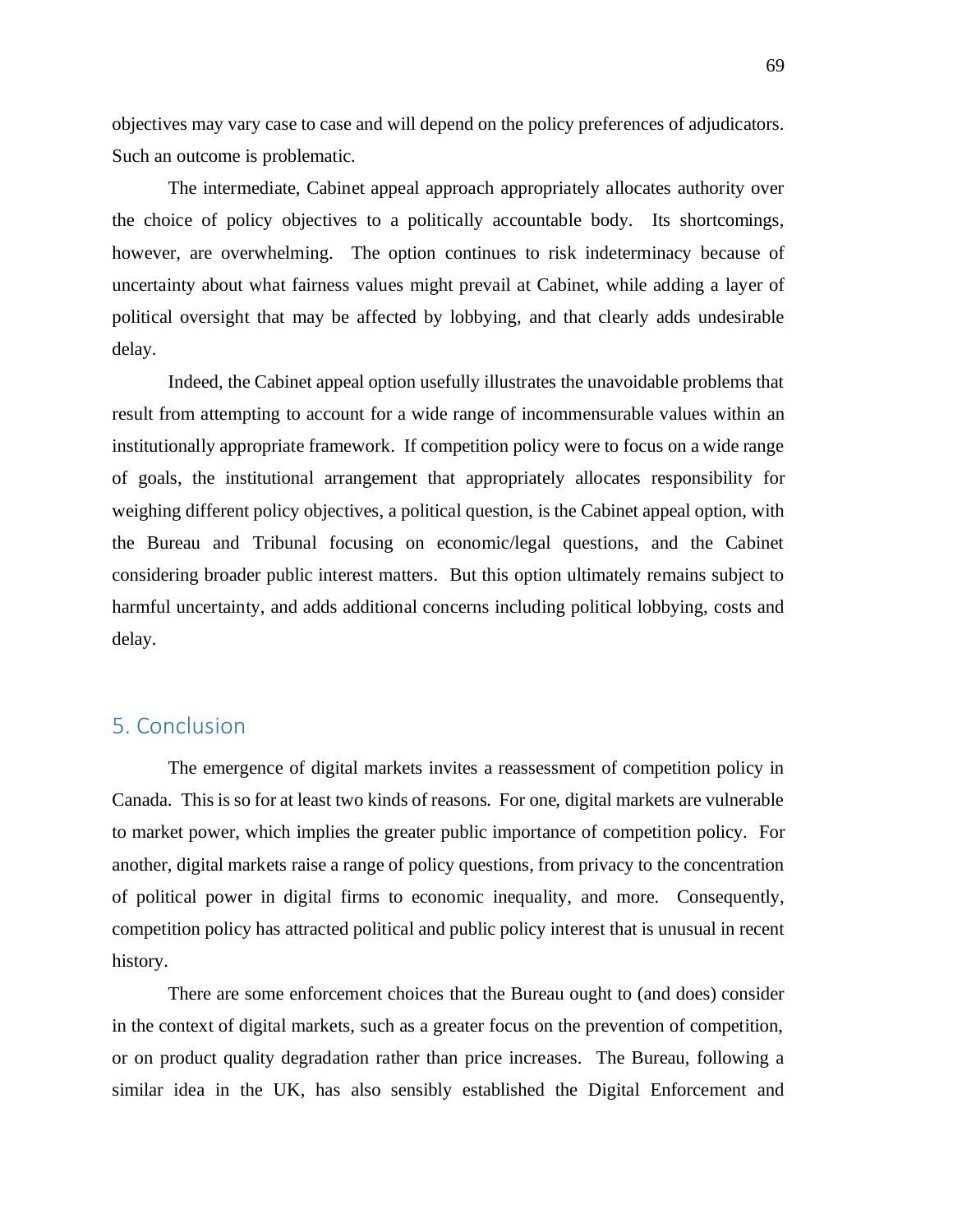objectives may vary case to case and will depend on the policy preferences of adjudicators. Such an outcome is problematic.

The intermediate, Cabinet appeal approach appropriately allocates authority over the choice of policy objectives to a politically accountable body. Its shortcomings, however, are overwhelming. The option continues to risk indeterminacy because of uncertainty about what fairness values might prevail at Cabinet, while adding a layer of political oversight that may be affected by lobbying, and that clearly adds undesirable delay.

Indeed, the Cabinet appeal option usefully illustrates the unavoidable problems that result from attempting to account for a wide range of incommensurable values within an institutionally appropriate framework. If competition policy were to focus on a wide range of goals, the institutional arrangement that appropriately allocates responsibility for weighing different policy objectives, a political question, is the Cabinet appeal option, with the Bureau and Tribunal focusing on economic/legal questions, and the Cabinet considering broader public interest matters. But this option ultimately remains subject to harmful uncertainty, and adds additional concerns including political lobbying, costs and delay.

## 5. Conclusion

The emergence of digital markets invites a reassessment of competition policy in Canada. This is so for at least two kinds of reasons. For one, digital markets are vulnerable to market power, which implies the greater public importance of competition policy. For another, digital markets raise a range of policy questions, from privacy to the concentration of political power in digital firms to economic inequality, and more. Consequently, competition policy has attracted political and public policy interest that is unusual in recent history.

There are some enforcement choices that the Bureau ought to (and does) consider in the context of digital markets, such as a greater focus on the prevention of competition, or on product quality degradation rather than price increases. The Bureau, following a similar idea in the UK, has also sensibly established the Digital Enforcement and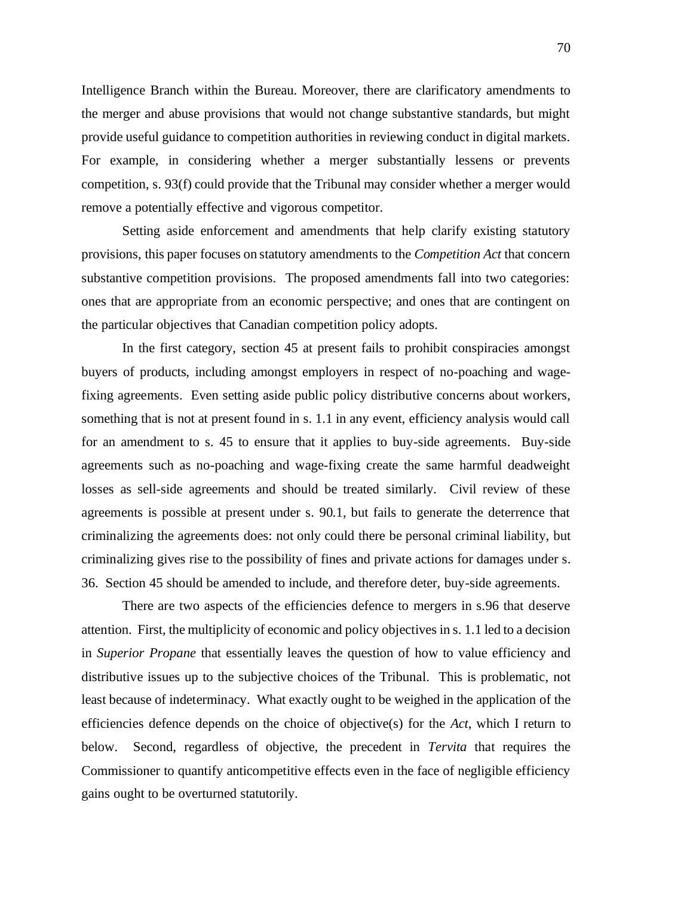Intelligence Branch within the Bureau. Moreover, there are clarificatory amendments to the merger and abuse provisions that would not change substantive standards, but might provide useful guidance to competition authorities in reviewing conduct in digital markets. For example, in considering whether a merger substantially lessens or prevents competition, s. 93(f) could provide that the Tribunal may consider whether a merger would remove a potentially effective and vigorous competitor.

Setting aside enforcement and amendments that help clarify existing statutory provisions, this paper focuses on statutory amendments to the *Competition Act* that concern substantive competition provisions. The proposed amendments fall into two categories: ones that are appropriate from an economic perspective; and ones that are contingent on the particular objectives that Canadian competition policy adopts.

In the first category, section 45 at present fails to prohibit conspiracies amongst buyers of products, including amongst employers in respect of no-poaching and wage-fixing agreements. Even setting aside public policy distributive concerns about workers, something that is not at present found in s. 1.1 in any event, efficiency analysis would call for an amendment to s. 45 to ensure that it applies to buy-side agreements. Buy-side agreements such as no-poaching and wage-fixing create the same harmful deadweight losses as sell-side agreements and should be treated similarly. Civil review of these agreements is possible at present under s. 90.1, but fails to generate the deterrence that criminalizing the agreements does: not only could there be personal criminal liability, but criminalizing gives rise to the possibility of fines and private actions for damages under s. 36. Section 45 should be amended to include, and therefore deter, buy-side agreements.

There are two aspects of the efficiencies defence to mergers in s.96 that deserve attention. First, the multiplicity of economic and policy objectives in s. 1.1 led to a decision in *Superior Propane* that essentially leaves the question of how to value efficiency and distributive issues up to the subjective choices of the Tribunal. This is problematic, not least because of indeterminacy. What exactly ought to be weighed in the application of the efficiencies defence depends on the choice of objective(s) for the *Act*, which I return to below. Second, regardless of objective, the precedent in *Tervita* that requires the Commissioner to quantify anticompetitive effects even in the face of negligible efficiency gains ought to be overturned statutorily.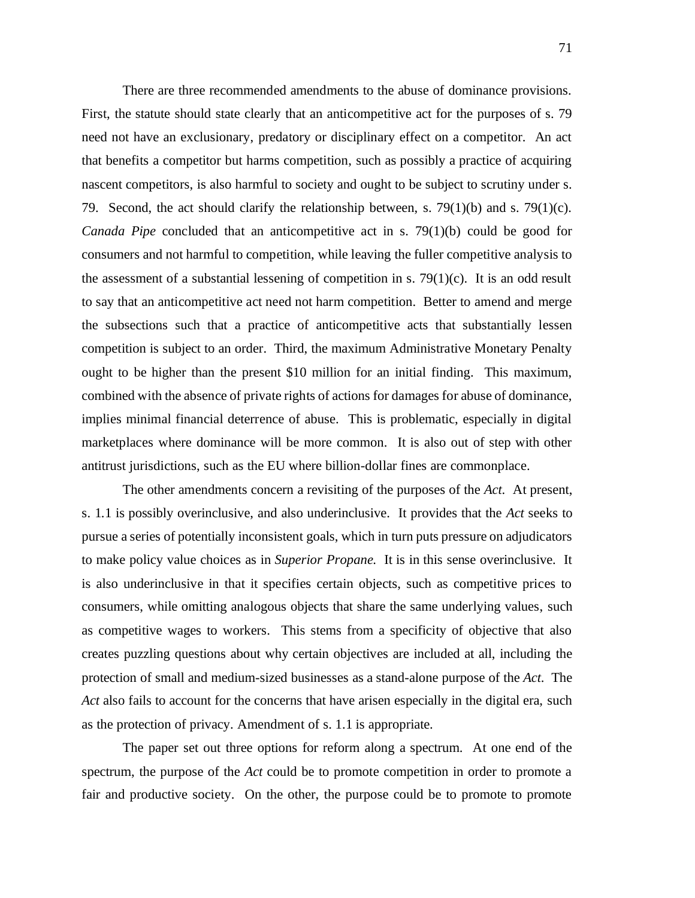There are three recommended amendments to the abuse of dominance provisions. First, the statute should state clearly that an anticompetitive act for the purposes of s. 79 need not have an exclusionary, predatory or disciplinary effect on a competitor. An act that benefits a competitor but harms competition, such as possibly a practice of acquiring nascent competitors, is also harmful to society and ought to be subject to scrutiny under s. 79. Second, the act should clarify the relationship between, s. 79(1)(b) and s. 79(1)(c). *Canada Pipe* concluded that an anticompetitive act in s. 79(1)(b) could be good for consumers and not harmful to competition, while leaving the fuller competitive analysis to the assessment of a substantial lessening of competition in s. 79(1)(c). It is an odd result to say that an anticompetitive act need not harm competition. Better to amend and merge the subsections such that a practice of anticompetitive acts that substantially lessen competition is subject to an order. Third, the maximum Administrative Monetary Penalty ought to be higher than the present $10 million for an initial finding. This maximum, combined with the absence of private rights of actions for damages for abuse of dominance, implies minimal financial deterrence of abuse. This is problematic, especially in digital marketplaces where dominance will be more common. It is also out of step with other antitrust jurisdictions, such as the EU where billion-dollar fines are commonplace.

The other amendments concern a revisiting of the purposes of the *Act*. At present, s. 1.1 is possibly overinclusive, and also underinclusive. It provides that the *Act* seeks to pursue a series of potentially inconsistent goals, which in turn puts pressure on adjudicators to make policy value choices as in *Superior Propane.* It is in this sense overinclusive. It is also underinclusive in that it specifies certain objects, such as competitive prices to consumers, while omitting analogous objects that share the same underlying values, such as competitive wages to workers. This stems from a specificity of objective that also creates puzzling questions about why certain objectives are included at all, including the protection of small and medium-sized businesses as a stand-alone purpose of the *Act*. The *Act* also fails to account for the concerns that have arisen especially in the digital era, such as the protection of privacy. Amendment of s. 1.1 is appropriate.

The paper set out three options for reform along a spectrum. At one end of the spectrum, the purpose of the *Act* could be to promote competition in order to promote a fair and productive society. On the other, the purpose could be to promote to promote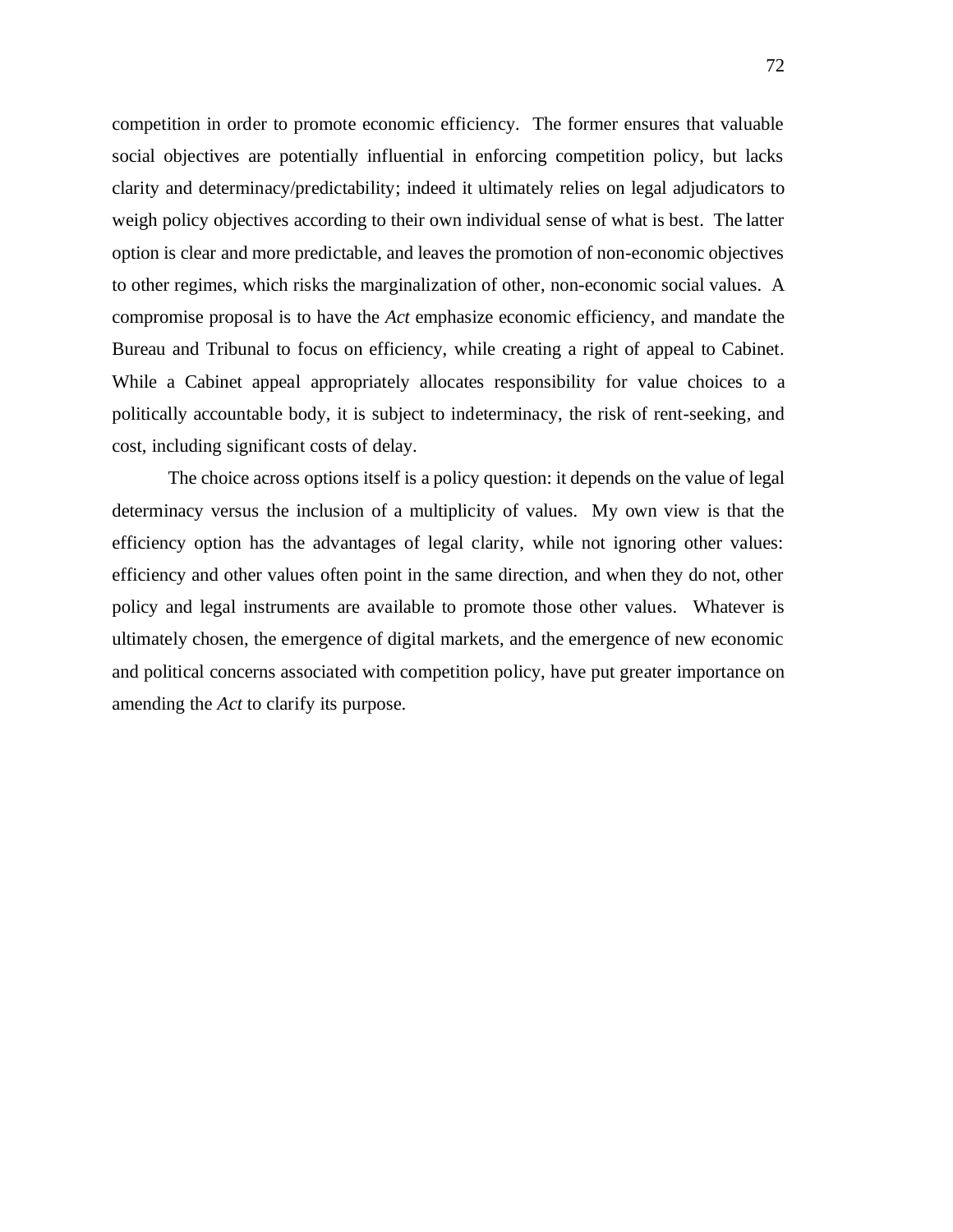competition in order to promote economic efficiency. The former ensures that valuable social objectives are potentially influential in enforcing competition policy, but lacks clarity and determinacy/predictability; indeed it ultimately relies on legal adjudicators to weigh policy objectives according to their own individual sense of what is best. The latter option is clear and more predictable, and leaves the promotion of non-economic objectives to other regimes, which risks the marginalization of other, non-economic social values. A compromise proposal is to have the *Act* emphasize economic efficiency, and mandate the Bureau and Tribunal to focus on efficiency, while creating a right of appeal to Cabinet. While a Cabinet appeal appropriately allocates responsibility for value choices to a politically accountable body, it is subject to indeterminacy, the risk of rent-seeking, and cost, including significant costs of delay.

The choice across options itself is a policy question: it depends on the value of legal determinacy versus the inclusion of a multiplicity of values. My own view is that the efficiency option has the advantages of legal clarity, while not ignoring other values: efficiency and other values often point in the same direction, and when they do not, other policy and legal instruments are available to promote those other values. Whatever is ultimately chosen, the emergence of digital markets, and the emergence of new economic and political concerns associated with competition policy, have put greater importance on amending the *Act* to clarify its purpose.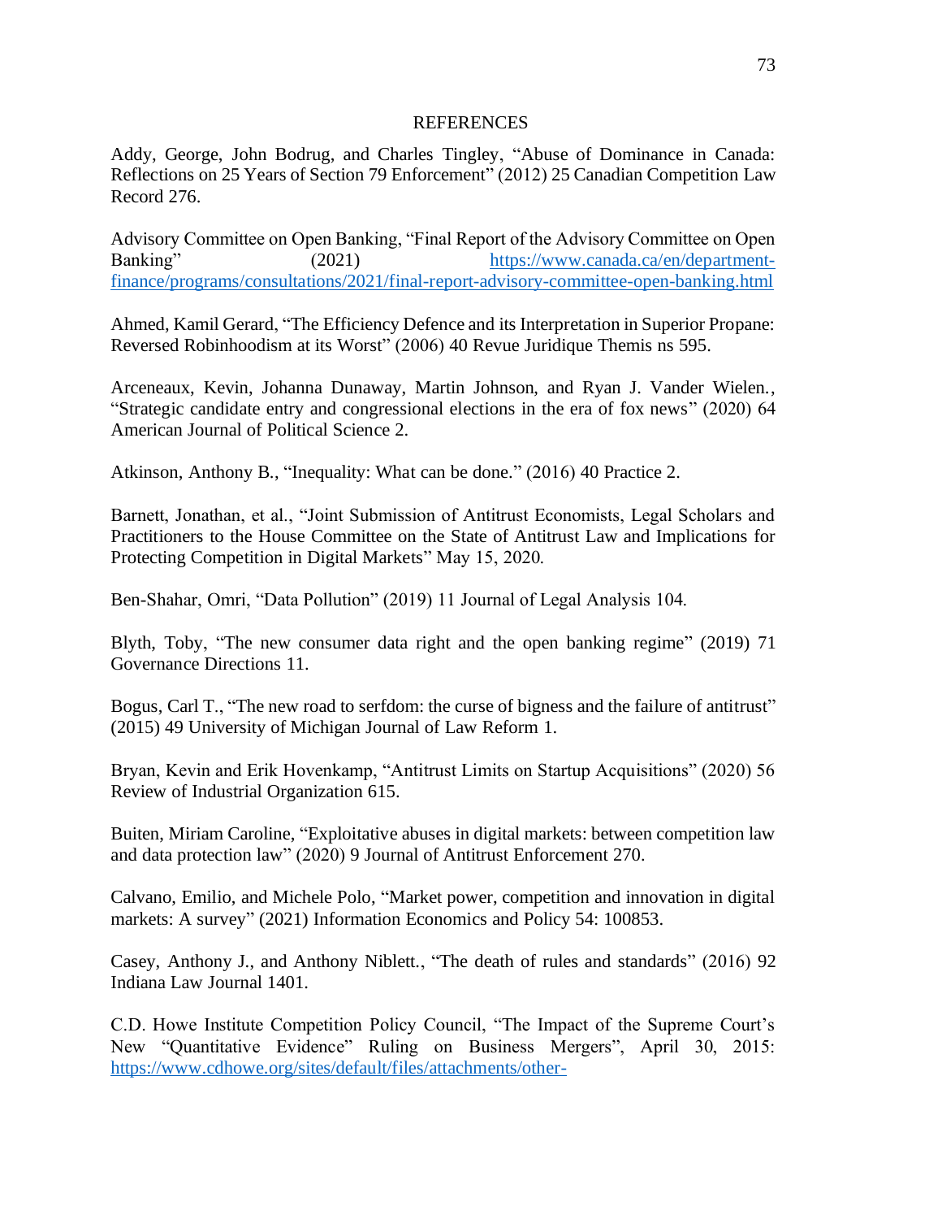# REFERENCES

Addy, George, John Bodrug, and Charles Tingley, "Abuse of Dominance in Canada: Reflections on 25 Years of Section 79 Enforcement" (2012) 25 Canadian Competition Law Record 276.

Advisory Committee on Open Banking, "Final Report of the Advisory Committee on Open Banking" (2021) https://www.canada.ca/en/department-finance/programs/consultations/2021/final-report-advisory-committee-open-banking.html

Ahmed, Kamil Gerard, "The Efficiency Defence and its Interpretation in Superior Propane: Reversed Robinhoodism at its Worst" (2006) 40 Revue Juridique Themis ns 595.

Arceneaux, Kevin, Johanna Dunaway, Martin Johnson, and Ryan J. Vander Wielen., "Strategic candidate entry and congressional elections in the era of fox news" (2020) 64 American Journal of Political Science 2.

Atkinson, Anthony B., "Inequality: What can be done." (2016) 40 Practice 2.

Barnett, Jonathan, et al., "Joint Submission of Antitrust Economists, Legal Scholars and Practitioners to the House Committee on the State of Antitrust Law and Implications for Protecting Competition in Digital Markets" May 15, 2020.

Ben-Shahar, Omri, "Data Pollution" (2019) 11 Journal of Legal Analysis 104.

Blyth, Toby, "The new consumer data right and the open banking regime" (2019) 71 Governance Directions 11.

Bogus, Carl T., "The new road to serfdom: the curse of bigness and the failure of antitrust" (2015) 49 University of Michigan Journal of Law Reform 1.

Bryan, Kevin and Erik Hovenkamp, "Antitrust Limits on Startup Acquisitions" (2020) 56 Review of Industrial Organization 615.

Buiten, Miriam Caroline, "Exploitative abuses in digital markets: between competition law and data protection law" (2020) 9 Journal of Antitrust Enforcement 270.

Calvano, Emilio, and Michele Polo, "Market power, competition and innovation in digital markets: A survey" (2021) Information Economics and Policy 54: 100853.

Casey, Anthony J., and Anthony Niblett., "The death of rules and standards" (2016) 92 Indiana Law Journal 1401.

C.D. Howe Institute Competition Policy Council, "The Impact of the Supreme Court's New "Quantitative Evidence" Ruling on Business Mergers", April 30, 2015: https://www.cdhowe.org/sites/default/files/attachments/other-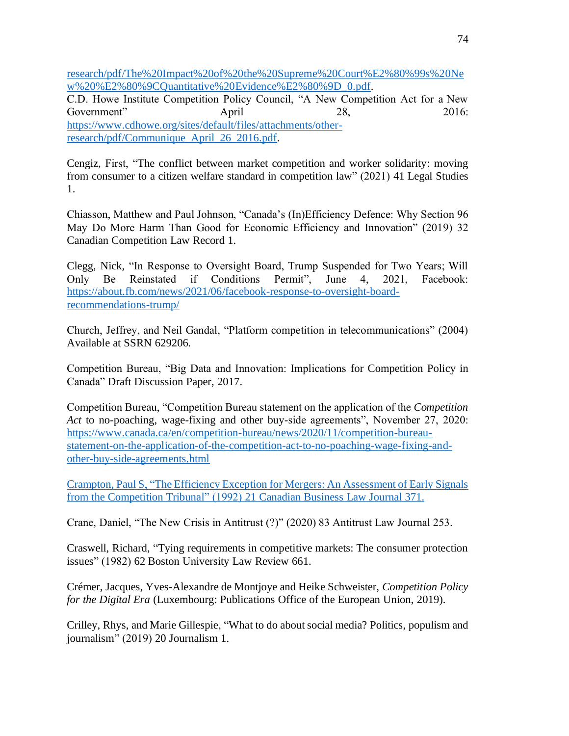research/pdf/The%20Impact%20of%20the%20Supreme%20Court%E2%80%99s%20New%20%E2%80%9CQuantitative%20Evidence%E2%80%9D_0.pdf.
C.D. Howe Institute Competition Policy Council, "A New Competition Act for a New Government" April 28, 2016: https://www.cdhowe.org/sites/default/files/attachments/other-research/pdf/Communique_April_26_2016.pdf.

Cengiz, First, "The conflict between market competition and worker solidarity: moving from consumer to a citizen welfare standard in competition law" (2021) 41 Legal Studies 1.

Chiasson, Matthew and Paul Johnson, "Canada's (In)Efficiency Defence: Why Section 96 May Do More Harm Than Good for Economic Efficiency and Innovation" (2019) 32 Canadian Competition Law Record 1.

Clegg, Nick, "In Response to Oversight Board, Trump Suspended for Two Years; Will Only Be Reinstated if Conditions Permit", June 4, 2021, Facebook: https://about.fb.com/news/2021/06/facebook-response-to-oversight-board-recommendations-trump/

Church, Jeffrey, and Neil Gandal, "Platform competition in telecommunications" (2004) Available at SSRN 629206.

Competition Bureau, "Big Data and Innovation: Implications for Competition Policy in Canada" Draft Discussion Paper, 2017.

Competition Bureau, "Competition Bureau statement on the application of the *Competition Act* to no-poaching, wage-fixing and other buy-side agreements", November 27, 2020: https://www.canada.ca/en/competition-bureau/news/2020/11/competition-bureau-statement-on-the-application-of-the-competition-act-to-no-poaching-wage-fixing-and-other-buy-side-agreements.html

Crampton, Paul S, "The Efficiency Exception for Mergers: An Assessment of Early Signals from the Competition Tribunal" (1992) 21 Canadian Business Law Journal 371.

Crane, Daniel, "The New Crisis in Antitrust (?)" (2020) 83 Antitrust Law Journal 253.

Craswell, Richard, "Tying requirements in competitive markets: The consumer protection issues" (1982) 62 Boston University Law Review 661.

Crémer, Jacques, Yves-Alexandre de Montjoye and Heike Schweister, *Competition Policy for the Digital Era* (Luxembourg: Publications Office of the European Union, 2019).

Crilley, Rhys, and Marie Gillespie, "What to do about social media? Politics, populism and journalism" (2019) 20 Journalism 1.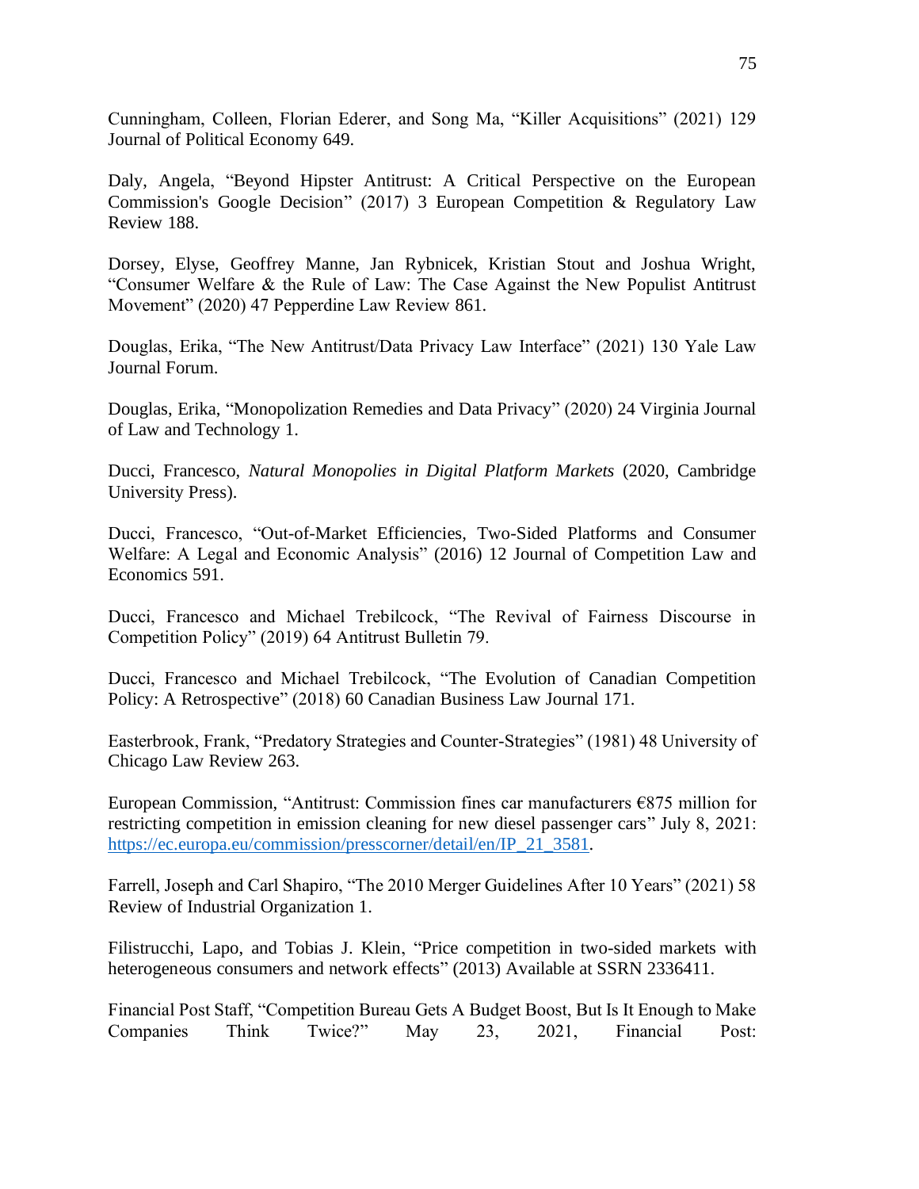Cunningham, Colleen, Florian Ederer, and Song Ma, "Killer Acquisitions" (2021) 129 Journal of Political Economy 649.

Daly, Angela, "Beyond Hipster Antitrust: A Critical Perspective on the European Commission's Google Decision" (2017) 3 European Competition & Regulatory Law Review 188.

Dorsey, Elyse, Geoffrey Manne, Jan Rybnicek, Kristian Stout and Joshua Wright, "Consumer Welfare & the Rule of Law: The Case Against the New Populist Antitrust Movement" (2020) 47 Pepperdine Law Review 861.

Douglas, Erika, "The New Antitrust/Data Privacy Law Interface" (2021) 130 Yale Law Journal Forum.

Douglas, Erika, "Monopolization Remedies and Data Privacy" (2020) 24 Virginia Journal of Law and Technology 1.

Ducci, Francesco, *Natural Monopolies in Digital Platform Markets* (2020, Cambridge University Press).

Ducci, Francesco, "Out-of-Market Efficiencies, Two-Sided Platforms and Consumer Welfare: A Legal and Economic Analysis" (2016) 12 Journal of Competition Law and Economics 591.

Ducci, Francesco and Michael Trebilcock, "The Revival of Fairness Discourse in Competition Policy" (2019) 64 Antitrust Bulletin 79.

Ducci, Francesco and Michael Trebilcock, "The Evolution of Canadian Competition Policy: A Retrospective" (2018) 60 Canadian Business Law Journal 171.

Easterbrook, Frank, "Predatory Strategies and Counter-Strategies" (1981) 48 University of Chicago Law Review 263.

European Commission, "Antitrust: Commission fines car manufacturers €875 million for restricting competition in emission cleaning for new diesel passenger cars" July 8, 2021: https://ec.europa.eu/commission/presscorner/detail/en/IP_21_3581.

Farrell, Joseph and Carl Shapiro, "The 2010 Merger Guidelines After 10 Years" (2021) 58 Review of Industrial Organization 1.

Filistrucchi, Lapo, and Tobias J. Klein, "Price competition in two-sided markets with heterogeneous consumers and network effects" (2013) Available at SSRN 2336411.

Financial Post Staff, "Competition Bureau Gets A Budget Boost, But Is It Enough to Make Companies Think Twice?" May 23, 2021, Financial Post: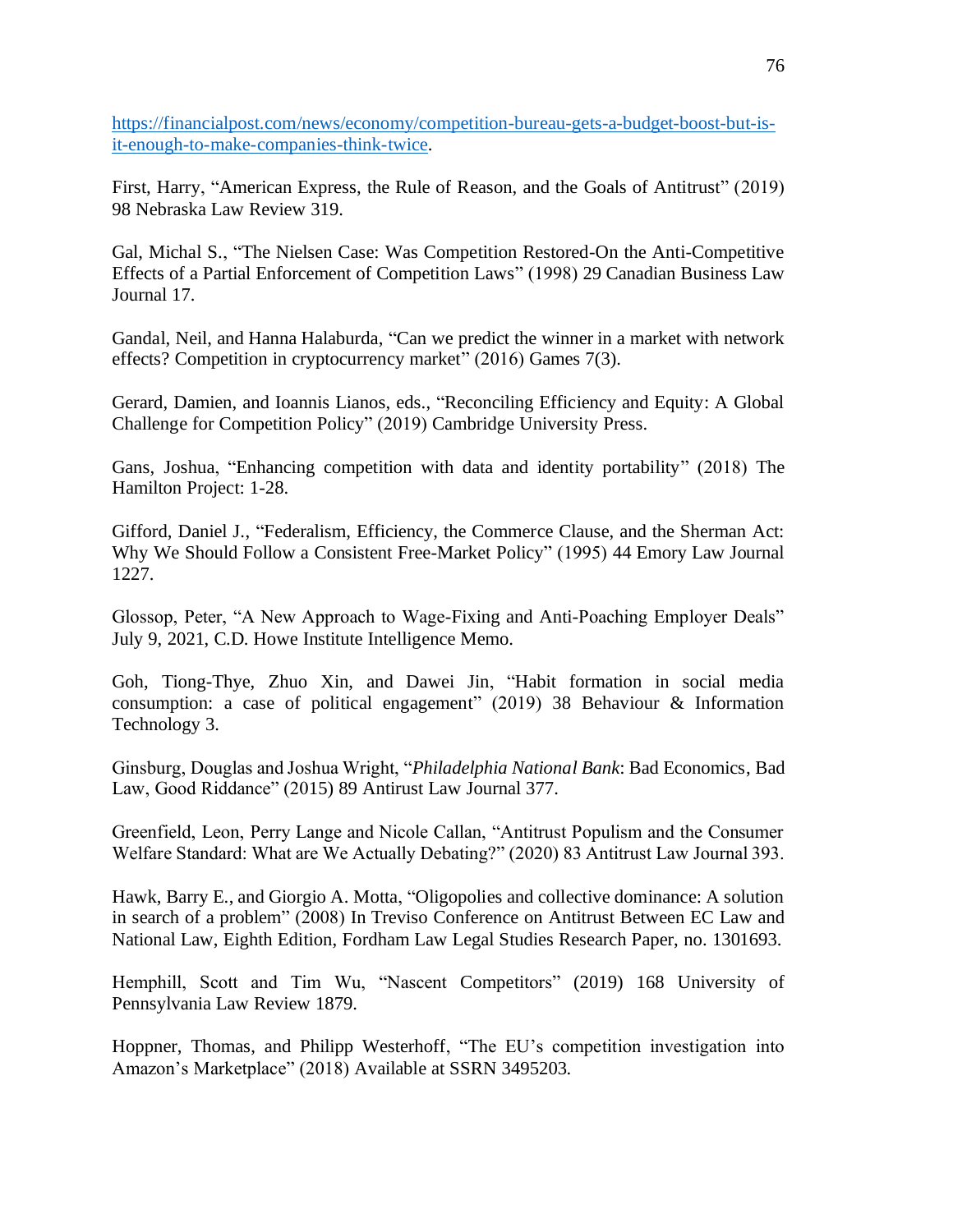[https://financialpost.com/news/economy/competition-bureau-gets-a-budget-boost-but-is-it-enough-to-make-companies-think-twice](https://financialpost.com/news/economy/competition-bureau-gets-a-budget-boost-but-is-it-enough-to-make-companies-think-twice).

First, Harry, "American Express, the Rule of Reason, and the Goals of Antitrust" (2019) 98 Nebraska Law Review 319.

Gal, Michal S., "The Nielsen Case: Was Competition Restored-On the Anti-Competitive Effects of a Partial Enforcement of Competition Laws" (1998) 29 Canadian Business Law Journal 17.

Gandal, Neil, and Hanna Halaburda, "Can we predict the winner in a market with network effects? Competition in cryptocurrency market" (2016) Games 7(3).

Gerard, Damien, and Ioannis Lianos, eds., "Reconciling Efficiency and Equity: A Global Challenge for Competition Policy" (2019) Cambridge University Press.

Gans, Joshua, "Enhancing competition with data and identity portability" (2018) The Hamilton Project: 1-28.

Gifford, Daniel J., "Federalism, Efficiency, the Commerce Clause, and the Sherman Act: Why We Should Follow a Consistent Free-Market Policy" (1995) 44 Emory Law Journal 1227.

Glossop, Peter, "A New Approach to Wage-Fixing and Anti-Poaching Employer Deals" July 9, 2021, C.D. Howe Institute Intelligence Memo.

Goh, Tiong-Thye, Zhuo Xin, and Dawei Jin, "Habit formation in social media consumption: a case of political engagement" (2019) 38 Behaviour & Information Technology 3.

Ginsburg, Douglas and Joshua Wright, "*Philadelphia National Bank*: Bad Economics, Bad Law, Good Riddance" (2015) 89 Antirust Law Journal 377.

Greenfield, Leon, Perry Lange and Nicole Callan, "Antitrust Populism and the Consumer Welfare Standard: What are We Actually Debating?" (2020) 83 Antitrust Law Journal 393.

Hawk, Barry E., and Giorgio A. Motta, "Oligopolies and collective dominance: A solution in search of a problem" (2008) In Treviso Conference on Antitrust Between EC Law and National Law, Eighth Edition, Fordham Law Legal Studies Research Paper, no. 1301693.

Hemphill, Scott and Tim Wu, "Nascent Competitors" (2019) 168 University of Pennsylvania Law Review 1879.

Hoppner, Thomas, and Philipp Westerhoff, "The EU's competition investigation into Amazon's Marketplace" (2018) Available at SSRN 3495203.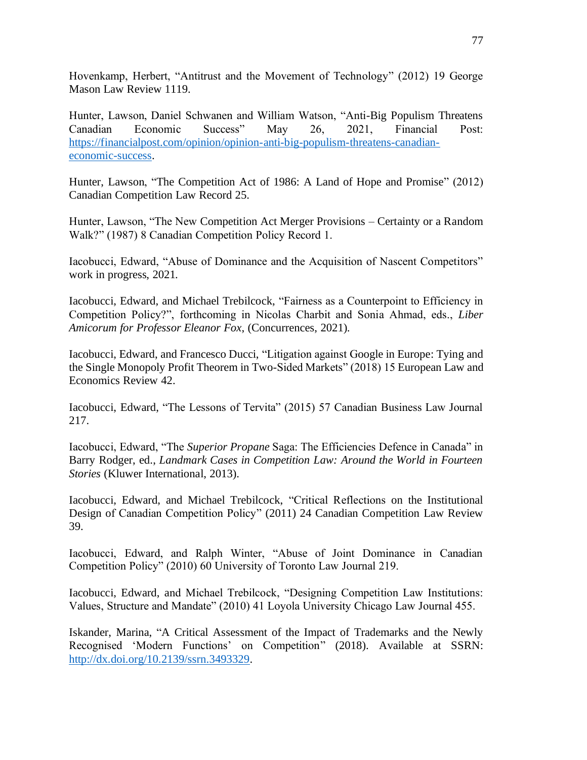Hovenkamp, Herbert, "Antitrust and the Movement of Technology" (2012) 19 George Mason Law Review 1119.

Hunter, Lawson, Daniel Schwanen and William Watson, "Anti-Big Populism Threatens Canadian Economic Success" May 26, 2021, Financial Post: https://financialpost.com/opinion/opinion-anti-big-populism-threatens-canadian-economic-success.

Hunter, Lawson, "The Competition Act of 1986: A Land of Hope and Promise" (2012) Canadian Competition Law Record 25.

Hunter, Lawson, "The New Competition Act Merger Provisions – Certainty or a Random Walk?" (1987) 8 Canadian Competition Policy Record 1.

Iacobucci, Edward, "Abuse of Dominance and the Acquisition of Nascent Competitors" work in progress, 2021.

Iacobucci, Edward, and Michael Trebilcock, "Fairness as a Counterpoint to Efficiency in Competition Policy?", forthcoming in Nicolas Charbit and Sonia Ahmad, eds., *Liber Amicorum for Professor Eleanor Fox*, (Concurrences, 2021).

Iacobucci, Edward, and Francesco Ducci, "Litigation against Google in Europe: Tying and the Single Monopoly Profit Theorem in Two-Sided Markets" (2018) 15 European Law and Economics Review 42.

Iacobucci, Edward, "The Lessons of Tervita" (2015) 57 Canadian Business Law Journal 217.

Iacobucci, Edward, "The *Superior Propane* Saga: The Efficiencies Defence in Canada" in Barry Rodger, ed., *Landmark Cases in Competition Law: Around the World in Fourteen Stories* (Kluwer International, 2013).

Iacobucci, Edward, and Michael Trebilcock, "Critical Reflections on the Institutional Design of Canadian Competition Policy" (2011) 24 Canadian Competition Law Review 39.

Iacobucci, Edward, and Ralph Winter, "Abuse of Joint Dominance in Canadian Competition Policy" (2010) 60 University of Toronto Law Journal 219.

Iacobucci, Edward, and Michael Trebilcock, "Designing Competition Law Institutions: Values, Structure and Mandate" (2010) 41 Loyola University Chicago Law Journal 455.

Iskander, Marina, "A Critical Assessment of the Impact of Trademarks and the Newly Recognised 'Modern Functions' on Competition" (2018). Available at SSRN: http://dx.doi.org/10.2139/ssrn.3493329.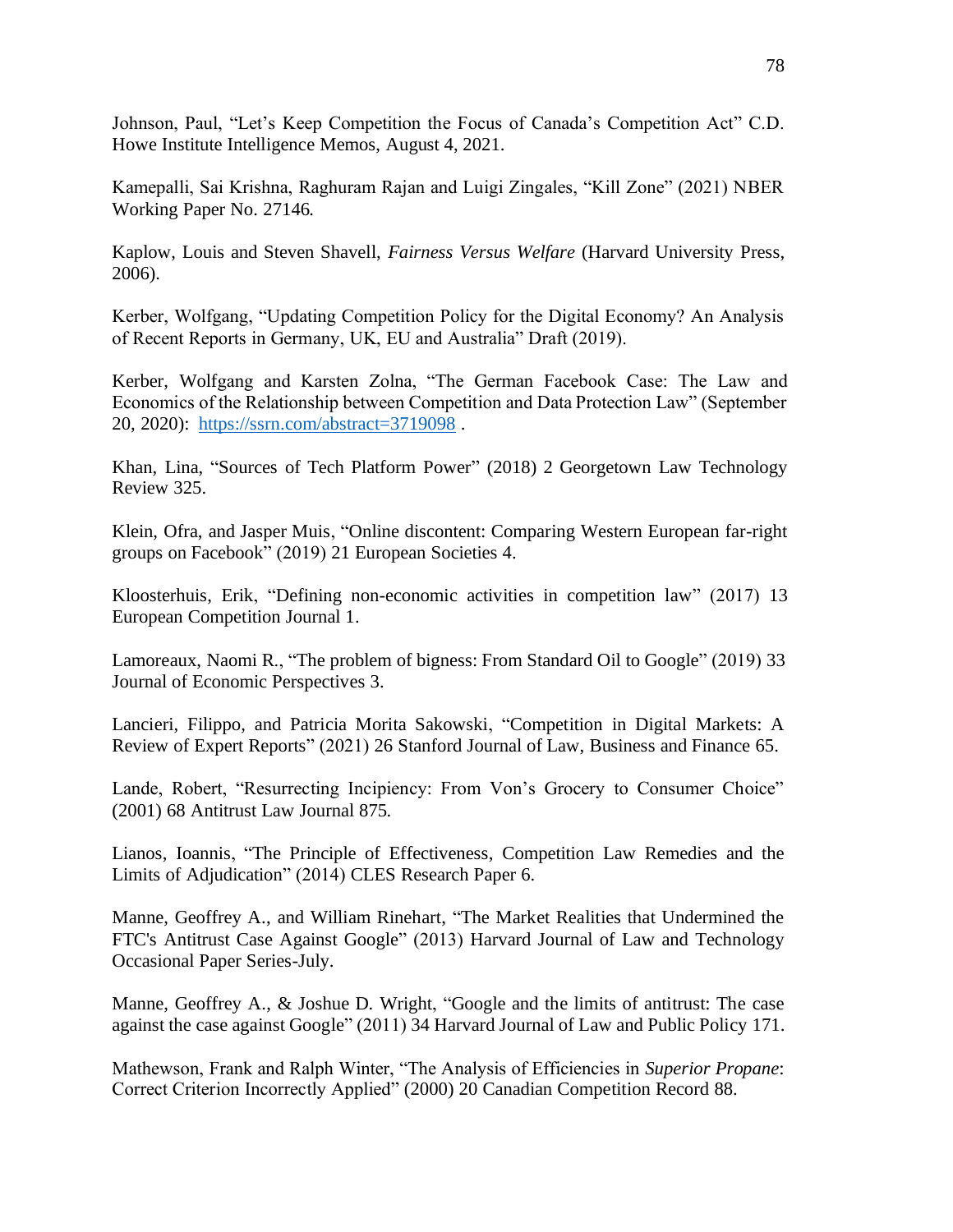Johnson, Paul, "Let's Keep Competition the Focus of Canada's Competition Act" C.D. Howe Institute Intelligence Memos, August 4, 2021.

Kamepalli, Sai Krishna, Raghuram Rajan and Luigi Zingales, "Kill Zone" (2021) NBER Working Paper No. 27146.

Kaplow, Louis and Steven Shavell, *Fairness Versus Welfare* (Harvard University Press, 2006).

Kerber, Wolfgang, "Updating Competition Policy for the Digital Economy? An Analysis of Recent Reports in Germany, UK, EU and Australia" Draft (2019).

Kerber, Wolfgang and Karsten Zolna, "The German Facebook Case: The Law and Economics of the Relationship between Competition and Data Protection Law" (September 20, 2020): https://ssrn.com/abstract=3719098 .

Khan, Lina, "Sources of Tech Platform Power" (2018) 2 Georgetown Law Technology Review 325.

Klein, Ofra, and Jasper Muis, "Online discontent: Comparing Western European far-right groups on Facebook" (2019) 21 European Societies 4.

Kloosterhuis, Erik, "Defining non-economic activities in competition law" (2017) 13 European Competition Journal 1.

Lamoreaux, Naomi R., "The problem of bigness: From Standard Oil to Google" (2019) 33 Journal of Economic Perspectives 3.

Lancieri, Filippo, and Patricia Morita Sakowski, "Competition in Digital Markets: A Review of Expert Reports" (2021) 26 Stanford Journal of Law, Business and Finance 65.

Lande, Robert, "Resurrecting Incipiency: From Von's Grocery to Consumer Choice" (2001) 68 Antitrust Law Journal 875.

Lianos, Ioannis, "The Principle of Effectiveness, Competition Law Remedies and the Limits of Adjudication" (2014) CLES Research Paper 6.

Manne, Geoffrey A., and William Rinehart, "The Market Realities that Undermined the FTC's Antitrust Case Against Google" (2013) Harvard Journal of Law and Technology Occasional Paper Series-July.

Manne, Geoffrey A., & Joshue D. Wright, "Google and the limits of antitrust: The case against the case against Google" (2011) 34 Harvard Journal of Law and Public Policy 171.

Mathewson, Frank and Ralph Winter, "The Analysis of Efficiencies in *Superior Propane*: Correct Criterion Incorrectly Applied" (2000) 20 Canadian Competition Record 88.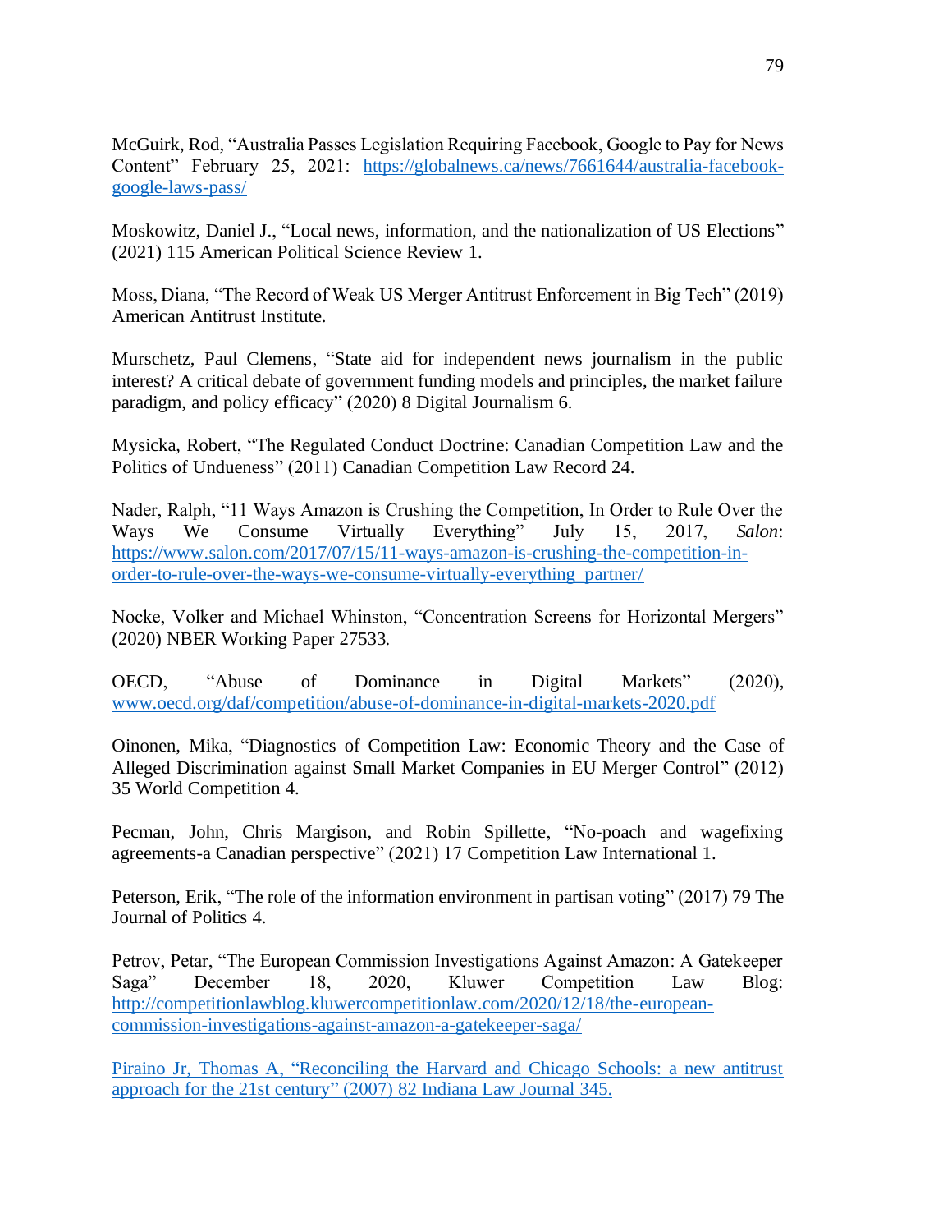McGuirk, Rod, "Australia Passes Legislation Requiring Facebook, Google to Pay for News Content" February 25, 2021: https://globalnews.ca/news/7661644/australia-facebook-google-laws-pass/

Moskowitz, Daniel J., "Local news, information, and the nationalization of US Elections" (2021) 115 American Political Science Review 1.

Moss, Diana, "The Record of Weak US Merger Antitrust Enforcement in Big Tech" (2019) American Antitrust Institute.

Murschetz, Paul Clemens, "State aid for independent news journalism in the public interest? A critical debate of government funding models and principles, the market failure paradigm, and policy efficacy" (2020) 8 Digital Journalism 6.

Mysicka, Robert, "The Regulated Conduct Doctrine: Canadian Competition Law and the Politics of Undueness" (2011) Canadian Competition Law Record 24.

Nader, Ralph, "11 Ways Amazon is Crushing the Competition, In Order to Rule Over the Ways We Consume Virtually Everything" July 15, 2017, *Salon*: https://www.salon.com/2017/07/15/11-ways-amazon-is-crushing-the-competition-in-order-to-rule-over-the-ways-we-consume-virtually-everything_partner/

Nocke, Volker and Michael Whinston, "Concentration Screens for Horizontal Mergers" (2020) NBER Working Paper 27533.

OECD, "Abuse of Dominance in Digital Markets" (2020), www.oecd.org/daf/competition/abuse-of-dominance-in-digital-markets-2020.pdf

Oinonen, Mika, "Diagnostics of Competition Law: Economic Theory and the Case of Alleged Discrimination against Small Market Companies in EU Merger Control" (2012) 35 World Competition 4.

Pecman, John, Chris Margison, and Robin Spillette, "No-poach and wagefixing agreements-a Canadian perspective" (2021) 17 Competition Law International 1.

Peterson, Erik, "The role of the information environment in partisan voting" (2017) 79 The Journal of Politics 4.

Petrov, Petar, "The European Commission Investigations Against Amazon: A Gatekeeper Saga" December 18, 2020, Kluwer Competition Law Blog: http://competitionlawblog.kluwercompetitionlaw.com/2020/12/18/the-european-commission-investigations-against-amazon-a-gatekeeper-saga/

Piraino Jr, Thomas A, "Reconciling the Harvard and Chicago Schools: a new antitrust approach for the 21st century" (2007) 82 Indiana Law Journal 345.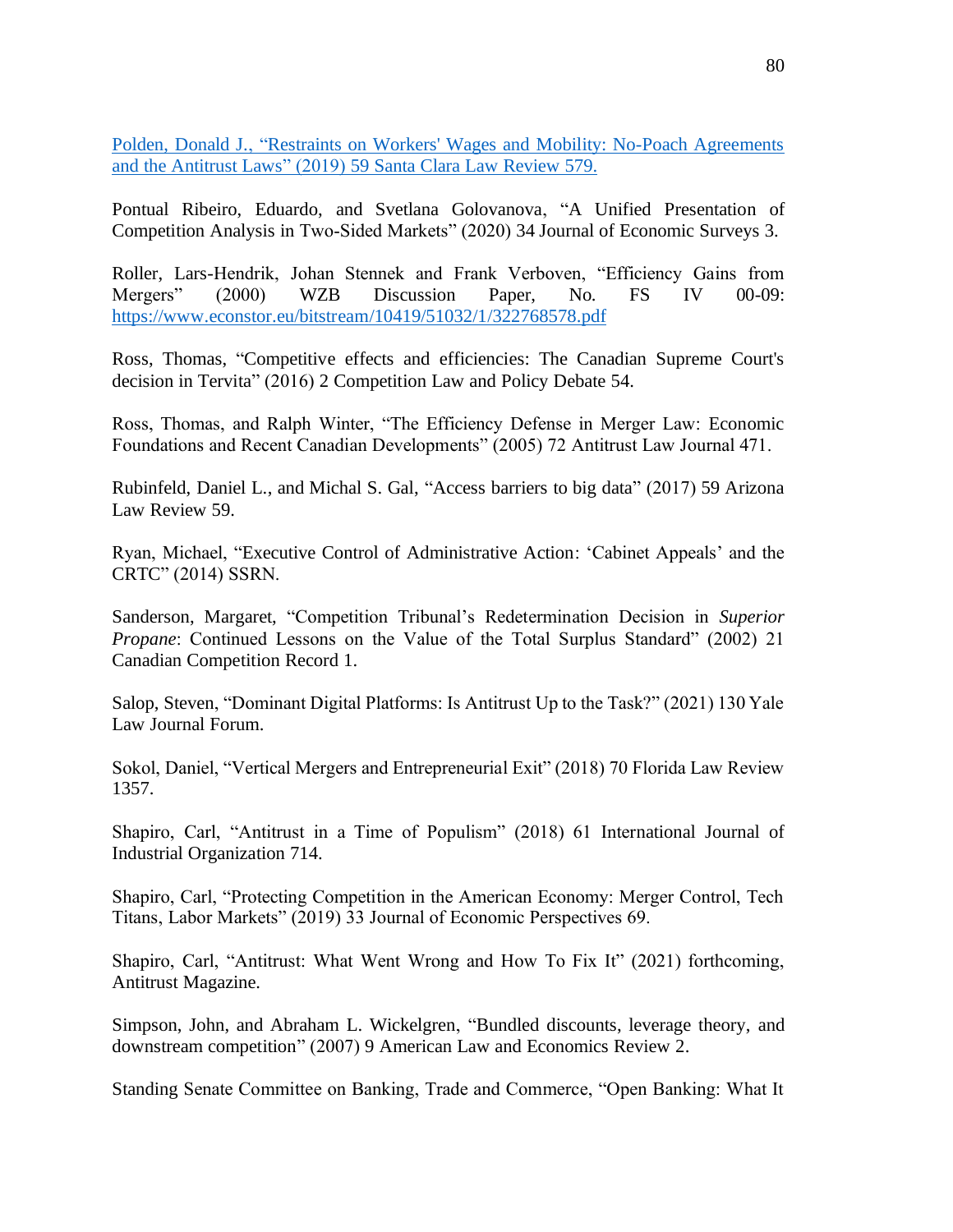[Polden, Donald J., "Restraints on Workers' Wages and Mobility: No-Poach Agreements and the Antitrust Laws" (2019) 59 Santa Clara Law Review 579.]()

Pontual Ribeiro, Eduardo, and Svetlana Golovanova, "A Unified Presentation of Competition Analysis in Two-Sided Markets" (2020) 34 Journal of Economic Surveys 3.

Roller, Lars-Hendrik, Johan Stennek and Frank Verboven, "Efficiency Gains from Mergers" (2000) WZB Discussion Paper, No. FS IV 00-09: https://www.econstor.eu/bitstream/10419/51032/1/322768578.pdf

Ross, Thomas, "Competitive effects and efficiencies: The Canadian Supreme Court's decision in Tervita" (2016) 2 Competition Law and Policy Debate 54.

Ross, Thomas, and Ralph Winter, "The Efficiency Defense in Merger Law: Economic Foundations and Recent Canadian Developments" (2005) 72 Antitrust Law Journal 471.

Rubinfeld, Daniel L., and Michal S. Gal, "Access barriers to big data" (2017) 59 Arizona Law Review 59.

Ryan, Michael, "Executive Control of Administrative Action: 'Cabinet Appeals' and the CRTC" (2014) SSRN.

Sanderson, Margaret, "Competition Tribunal's Redetermination Decision in *Superior Propane*: Continued Lessons on the Value of the Total Surplus Standard" (2002) 21 Canadian Competition Record 1.

Salop, Steven, "Dominant Digital Platforms: Is Antitrust Up to the Task?" (2021) 130 Yale Law Journal Forum.

Sokol, Daniel, "Vertical Mergers and Entrepreneurial Exit" (2018) 70 Florida Law Review 1357.

Shapiro, Carl, "Antitrust in a Time of Populism" (2018) 61 International Journal of Industrial Organization 714.

Shapiro, Carl, "Protecting Competition in the American Economy: Merger Control, Tech Titans, Labor Markets" (2019) 33 Journal of Economic Perspectives 69.

Shapiro, Carl, "Antitrust: What Went Wrong and How To Fix It" (2021) forthcoming, Antitrust Magazine.

Simpson, John, and Abraham L. Wickelgren, "Bundled discounts, leverage theory, and downstream competition" (2007) 9 American Law and Economics Review 2.

Standing Senate Committee on Banking, Trade and Commerce, "Open Banking: What It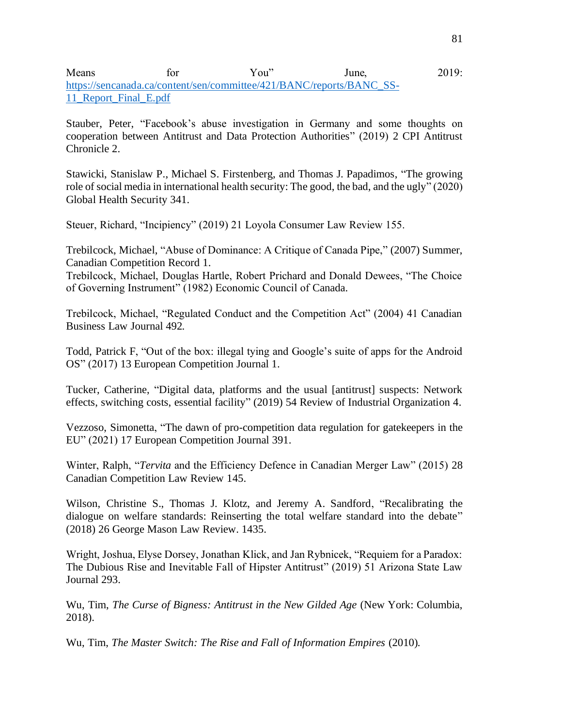Means for You" June, 2019: https://sencanada.ca/content/sen/committee/421/BANC/reports/BANC_SS-11_Report_Final_E.pdf

Stauber, Peter, "Facebook's abuse investigation in Germany and some thoughts on cooperation between Antitrust and Data Protection Authorities" (2019) 2 CPI Antitrust Chronicle 2.

Stawicki, Stanislaw P., Michael S. Firstenberg, and Thomas J. Papadimos, "The growing role of social media in international health security: The good, the bad, and the ugly" (2020) Global Health Security 341.

Steuer, Richard, "Incipiency" (2019) 21 Loyola Consumer Law Review 155.

Trebilcock, Michael, "Abuse of Dominance: A Critique of Canada Pipe," (2007) Summer, Canadian Competition Record 1.
Trebilcock, Michael, Douglas Hartle, Robert Prichard and Donald Dewees, "The Choice of Governing Instrument" (1982) Economic Council of Canada.

Trebilcock, Michael, "Regulated Conduct and the Competition Act" (2004) 41 Canadian Business Law Journal 492.

Todd, Patrick F, "Out of the box: illegal tying and Google's suite of apps for the Android OS" (2017) 13 European Competition Journal 1.

Tucker, Catherine, "Digital data, platforms and the usual [antitrust] suspects: Network effects, switching costs, essential facility" (2019) 54 Review of Industrial Organization 4.

Vezzoso, Simonetta, "The dawn of pro-competition data regulation for gatekeepers in the EU" (2021) 17 European Competition Journal 391.

Winter, Ralph, "*Tervita* and the Efficiency Defence in Canadian Merger Law" (2015) 28 Canadian Competition Law Review 145.

Wilson, Christine S., Thomas J. Klotz, and Jeremy A. Sandford, "Recalibrating the dialogue on welfare standards: Reinserting the total welfare standard into the debate" (2018) 26 George Mason Law Review. 1435.

Wright, Joshua, Elyse Dorsey, Jonathan Klick, and Jan Rybnicek, "Requiem for a Paradox: The Dubious Rise and Inevitable Fall of Hipster Antitrust" (2019) 51 Arizona State Law Journal 293.

Wu, Tim, *The Curse of Bigness: Antitrust in the New Gilded Age* (New York: Columbia, 2018).

Wu, Tim, *The Master Switch: The Rise and Fall of Information Empires* (2010).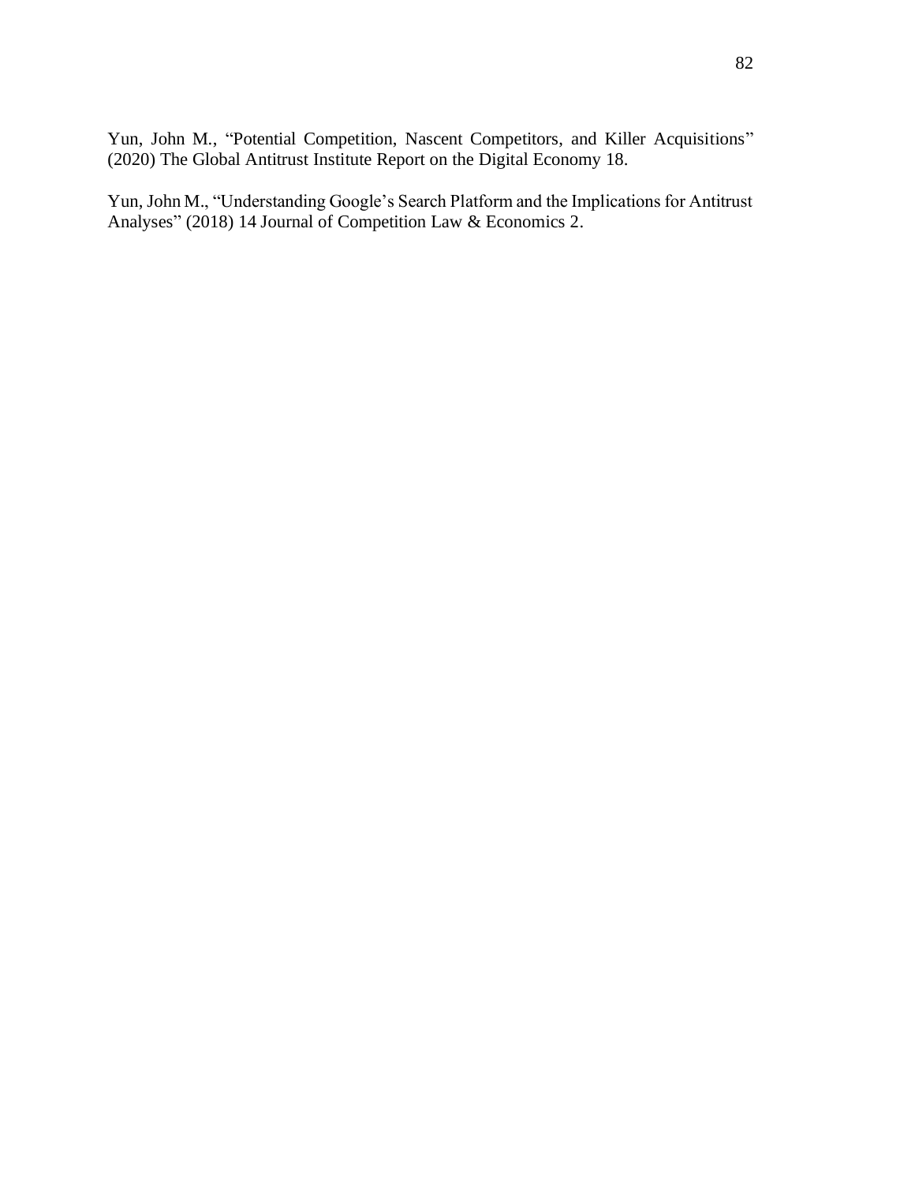Yun, John M., "Potential Competition, Nascent Competitors, and Killer Acquisitions" (2020) The Global Antitrust Institute Report on the Digital Economy 18.

Yun, John M., "Understanding Google's Search Platform and the Implications for Antitrust Analyses" (2018) 14 Journal of Competition Law & Economics 2.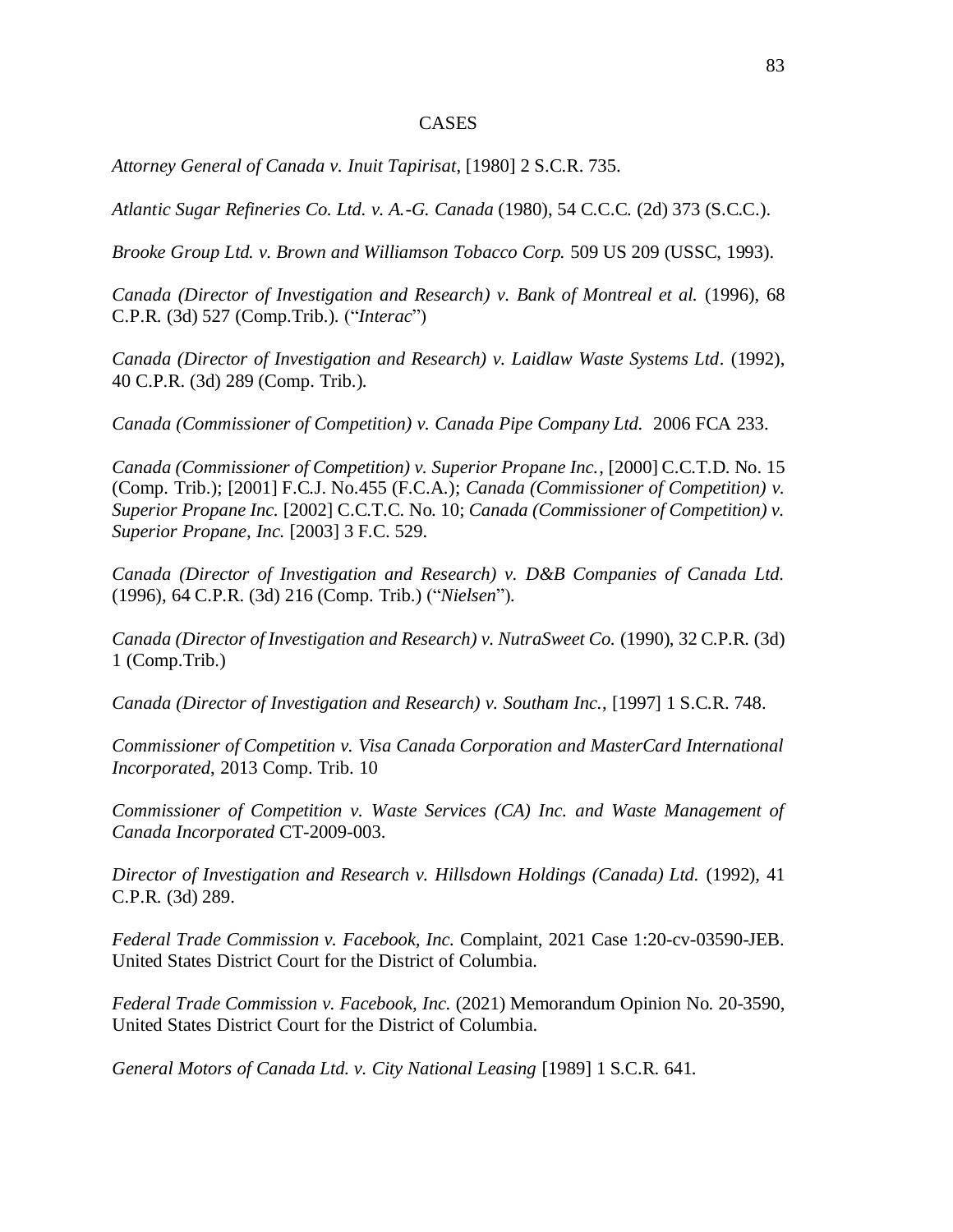# CASES

*Attorney General of Canada v. Inuit Tapirisat*, [1980] 2 S.C.R. 735.

*Atlantic Sugar Refineries Co. Ltd. v. A.-G. Canada* (1980), 54 C.C.C. (2d) 373 (S.C.C.).

*Brooke Group Ltd. v. Brown and Williamson Tobacco Corp.* 509 US 209 (USSC, 1993).

*Canada (Director of Investigation and Research) v. Bank of Montreal et al.* (1996), 68 C.P.R. (3d) 527 (Comp.Trib.). ("*Interac*")

*Canada (Director of Investigation and Research) v. Laidlaw Waste Systems Ltd*. (1992), 40 C.P.R. (3d) 289 (Comp. Trib.).

*Canada (Commissioner of Competition) v. Canada Pipe Company Ltd.* 2006 FCA 233.

*Canada (Commissioner of Competition) v. Superior Propane Inc.*, [2000] C.C.T.D. No. 15 (Comp. Trib.); [2001] F.C.J. No.455 (F.C.A.); *Canada (Commissioner of Competition) v. Superior Propane Inc.* [2002] C.C.T.C. No. 10; *Canada (Commissioner of Competition) v. Superior Propane, Inc.* [2003] 3 F.C. 529.

*Canada (Director of Investigation and Research) v. D&B Companies of Canada Ltd.* (1996), 64 C.P.R. (3d) 216 (Comp. Trib.) ("*Nielsen*").

*Canada (Director of Investigation and Research) v. NutraSweet Co.* (1990), 32 C.P.R. (3d) 1 (Comp.Trib.)

*Canada (Director of Investigation and Research) v. Southam Inc.*, [1997] 1 S.C.R. 748.

*Commissioner of Competition v. Visa Canada Corporation and MasterCard International Incorporated*, 2013 Comp. Trib. 10

*Commissioner of Competition v. Waste Services (CA) Inc. and Waste Management of Canada Incorporated* CT-2009-003.

*Director of Investigation and Research v. Hillsdown Holdings (Canada) Ltd.* (1992), 41 C.P.R. (3d) 289.

*Federal Trade Commission v. Facebook, Inc.* Complaint, 2021 Case 1:20-cv-03590-JEB. United States District Court for the District of Columbia.

*Federal Trade Commission v. Facebook, Inc.* (2021) Memorandum Opinion No. 20-3590, United States District Court for the District of Columbia.

*General Motors of Canada Ltd. v. City National Leasing* [1989] 1 S.C.R. 641.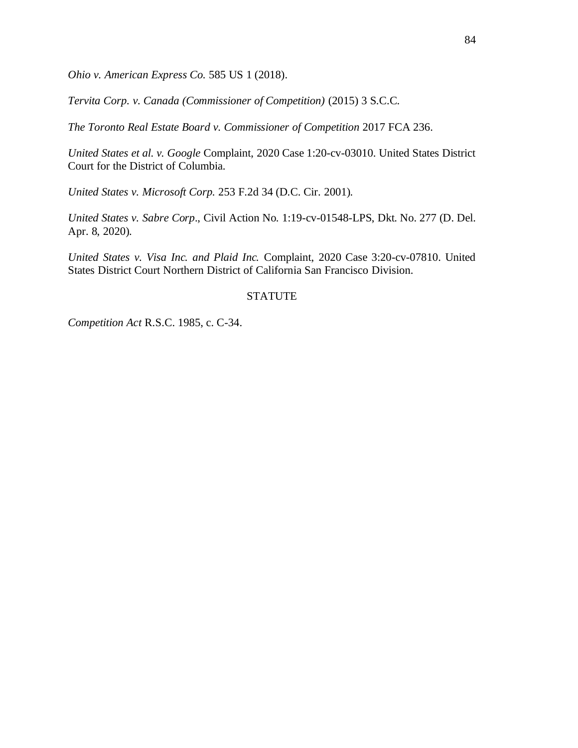*Ohio v. American Express Co.* 585 US 1 (2018).

*Tervita Corp. v. Canada (Commissioner of Competition)* (2015) 3 S.C.C.

*The Toronto Real Estate Board v. Commissioner of Competition* 2017 FCA 236.

*United States et al. v. Google* Complaint, 2020 Case 1:20-cv-03010. United States District Court for the District of Columbia.

*United States v. Microsoft Corp.* 253 F.2d 34 (D.C. Cir. 2001).

*United States v. Sabre Corp*., Civil Action No. 1:19-cv-01548-LPS, Dkt. No. 277 (D. Del. Apr. 8, 2020).

*United States v. Visa Inc. and Plaid Inc.* Complaint, 2020 Case 3:20-cv-07810. United States District Court Northern District of California San Francisco Division.

STATUTE

*Competition Act* R.S.C. 1985, c. C-34.